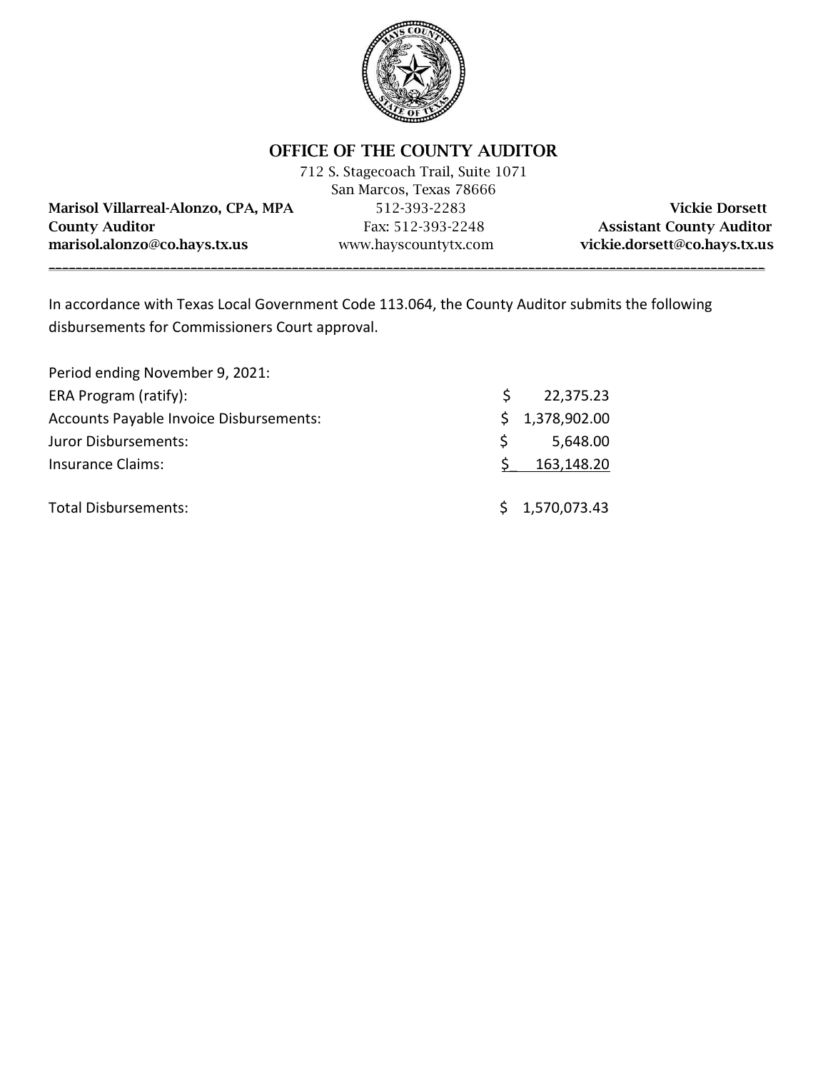# OFFICE OF THE COUNTY AUDITOR

712 S. Stagecoach Trail, Suite 1071
San Marcos, Texas 78666

| | | |
|---|---|---|
| **Marisol Villarreal-Alonzo, CPA, MPA** | 512-393-2283 | **Vickie Dorsett** |
| **County Auditor** | Fax: 512-393-2248 | **Assistant County Auditor** |
| **marisol.alonzo@co.hays.tx.us** | www.hayscountytx.com | **vickie.dorsett@co.hays.tx.us** |

---

In accordance with Texas Local Government Code 113.064, the County Auditor submits the following disbursements for Commissioners Court approval.

Period ending November 9, 2021:

| | |
|---|---|
| ERA Program (ratify): | $ 22,375.23 |
| Accounts Payable Invoice Disbursements: | $ 1,378,902.00 |
| Juror Disbursements: | $ 5,648.00 |
| Insurance Claims: | $ 163,148.20 |
| | |
| Total Disbursements: | $ 1,570,073.43 |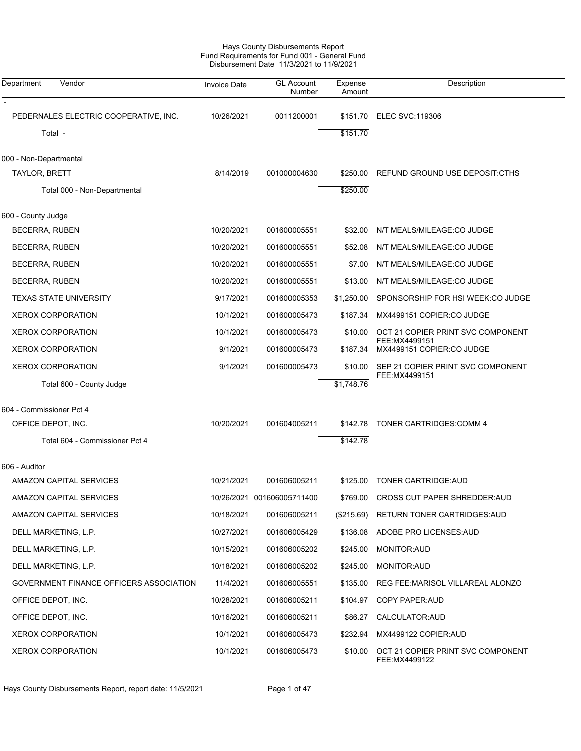Hays County Disbursements Report
Fund Requirements for Fund 001 - General Fund
Disbursement Date 11/3/2021 to 11/9/2021

| Department | Vendor | Invoice Date | GL Account Number | Expense Amount | Description |
|---|---|---|---|---|---|
| - | | | | | |
| | PEDERNALES ELECTRIC COOPERATIVE, INC. | 10/26/2021 | 0011200001 | $151.70 | ELEC SVC:119306 |
| | Total - | | | $151.70 | |
| 000 - Non-Departmental | | | | | |
| | TAYLOR, BRETT | 8/14/2019 | 001000004630 | $250.00 | REFUND GROUND USE DEPOSIT:CTHS |
| | Total 000 - Non-Departmental | | | $250.00 | |
| 600 - County Judge | | | | | |
| | BECERRA, RUBEN | 10/20/2021 | 001600005551 | $32.00 | N/T MEALS/MILEAGE:CO JUDGE |
| | BECERRA, RUBEN | 10/20/2021 | 001600005551 | $52.08 | N/T MEALS/MILEAGE:CO JUDGE |
| | BECERRA, RUBEN | 10/20/2021 | 001600005551 | $7.00 | N/T MEALS/MILEAGE:CO JUDGE |
| | BECERRA, RUBEN | 10/20/2021 | 001600005551 | $13.00 | N/T MEALS/MILEAGE:CO JUDGE |
| | TEXAS STATE UNIVERSITY | 9/17/2021 | 001600005353 | $1,250.00 | SPONSORSHIP FOR HSI WEEK:CO JUDGE |
| | XEROX CORPORATION | 10/1/2021 | 001600005473 | $187.34 | MX4499151 COPIER:CO JUDGE |
| | XEROX CORPORATION | 10/1/2021 | 001600005473 | $10.00 | OCT 21 COPIER PRINT SVC COMPONENT FEE:MX4499151 |
| | XEROX CORPORATION | 9/1/2021 | 001600005473 | $187.34 | MX4499151 COPIER:CO JUDGE |
| | XEROX CORPORATION | 9/1/2021 | 001600005473 | $10.00 | SEP 21 COPIER PRINT SVC COMPONENT FEE:MX4499151 |
| | Total 600 - County Judge | | | $1,748.76 | |
| 604 - Commissioner Pct 4 | | | | | |
| | OFFICE DEPOT, INC. | 10/20/2021 | 001604005211 | $142.78 | TONER CARTRIDGES:COMM 4 |
| | Total 604 - Commissioner Pct 4 | | | $142.78 | |
| 606 - Auditor | | | | | |
| | AMAZON CAPITAL SERVICES | 10/21/2021 | 001606005211 | $125.00 | TONER CARTRIDGE:AUD |
| | AMAZON CAPITAL SERVICES | 10/26/2021 | 001606005711400 | $769.00 | CROSS CUT PAPER SHREDDER:AUD |
| | AMAZON CAPITAL SERVICES | 10/18/2021 | 001606005211 | ($215.69) | RETURN TONER CARTRIDGES:AUD |
| | DELL MARKETING, L.P. | 10/27/2021 | 001606005429 | $136.08 | ADOBE PRO LICENSES:AUD |
| | DELL MARKETING, L.P. | 10/15/2021 | 001606005202 | $245.00 | MONITOR:AUD |
| | DELL MARKETING, L.P. | 10/18/2021 | 001606005202 | $245.00 | MONITOR:AUD |
| | GOVERNMENT FINANCE OFFICERS ASSOCIATION | 11/4/2021 | 001606005551 | $135.00 | REG FEE:MARISOL VILLAREAL ALONZO |
| | OFFICE DEPOT, INC. | 10/28/2021 | 001606005211 | $104.97 | COPY PAPER:AUD |
| | OFFICE DEPOT, INC. | 10/16/2021 | 001606005211 | $86.27 | CALCULATOR:AUD |
| | XEROX CORPORATION | 10/1/2021 | 001606005473 | $232.94 | MX4499122 COPIER:AUD |
| | XEROX CORPORATION | 10/1/2021 | 001606005473 | $10.00 | OCT 21 COPIER PRINT SVC COMPONENT FEE:MX4499122 |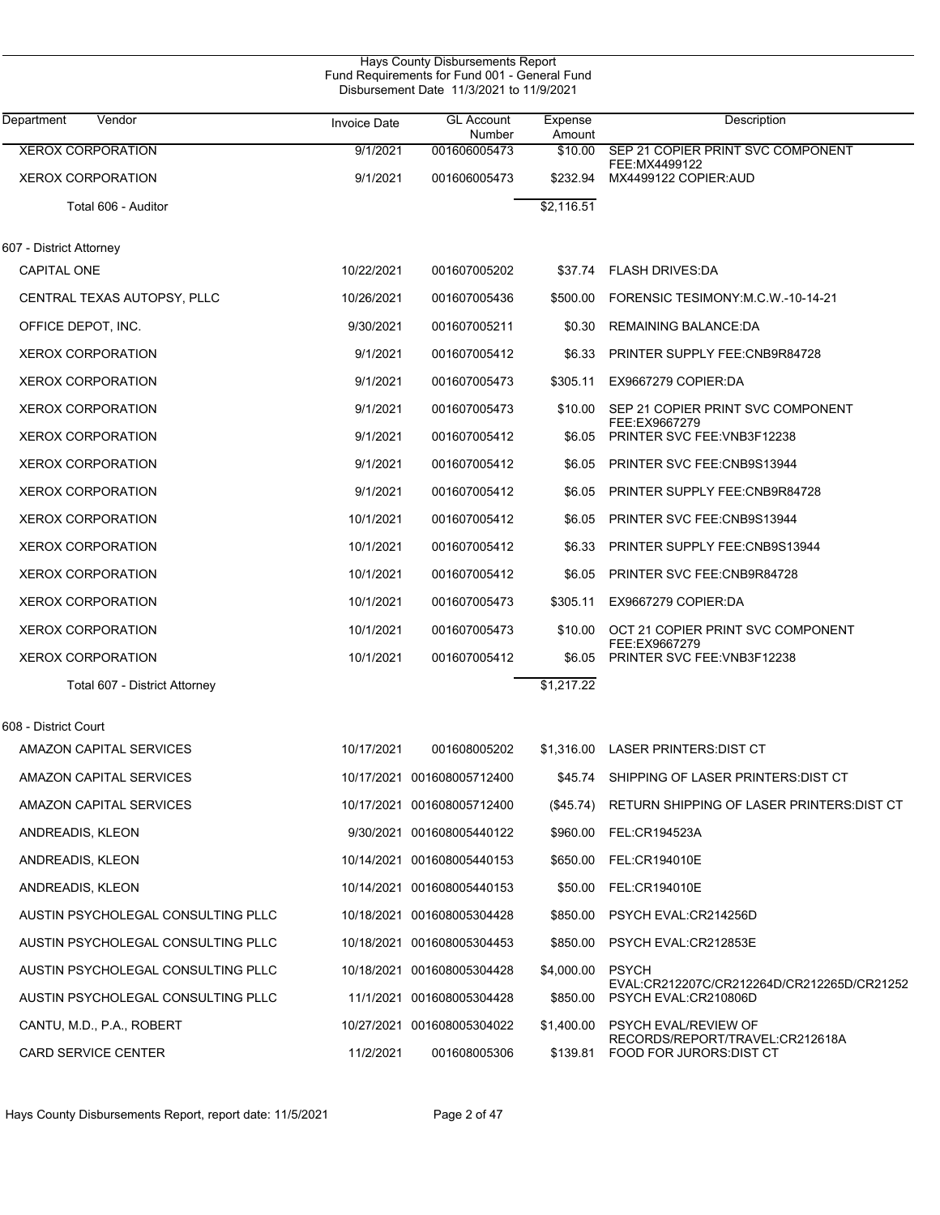# Hays County Disbursements Report
## Fund Requirements for Fund 001 - General Fund
### Disbursement Date 11/3/2021 to 11/9/2021

| Department Vendor | Invoice Date | GL Account Number | Expense Amount | Description |
|---|---|---|---|---|
| XEROX CORPORATION | 9/1/2021 | 001606005473 | $10.00 | SEP 21 COPIER PRINT SVC COMPONENT FEE:MX4499122 |
| XEROX CORPORATION | 9/1/2021 | 001606005473 | $232.94 | MX4499122 COPIER:AUD |
| Total 606 - Auditor | | | $2,116.51 | |
| **607 - District Attorney** | | | | |
| CAPITAL ONE | 10/22/2021 | 001607005202 | $37.74 | FLASH DRIVES:DA |
| CENTRAL TEXAS AUTOPSY, PLLC | 10/26/2021 | 001607005436 | $500.00 | FORENSIC TESIMONY:M.C.W.-10-14-21 |
| OFFICE DEPOT, INC. | 9/30/2021 | 001607005211 | $0.30 | REMAINING BALANCE:DA |
| XEROX CORPORATION | 9/1/2021 | 001607005412 | $6.33 | PRINTER SUPPLY FEE:CNB9R84728 |
| XEROX CORPORATION | 9/1/2021 | 001607005473 | $305.11 | EX9667279 COPIER:DA |
| XEROX CORPORATION | 9/1/2021 | 001607005473 | $10.00 | SEP 21 COPIER PRINT SVC COMPONENT FEE:EX9667279 |
| XEROX CORPORATION | 9/1/2021 | 001607005412 | $6.05 | PRINTER SVC FEE:VNB3F12238 |
| XEROX CORPORATION | 9/1/2021 | 001607005412 | $6.05 | PRINTER SVC FEE:CNB9S13944 |
| XEROX CORPORATION | 9/1/2021 | 001607005412 | $6.05 | PRINTER SUPPLY FEE:CNB9R84728 |
| XEROX CORPORATION | 10/1/2021 | 001607005412 | $6.05 | PRINTER SVC FEE:CNB9S13944 |
| XEROX CORPORATION | 10/1/2021 | 001607005412 | $6.33 | PRINTER SUPPLY FEE:CNB9S13944 |
| XEROX CORPORATION | 10/1/2021 | 001607005412 | $6.05 | PRINTER SVC FEE:CNB9R84728 |
| XEROX CORPORATION | 10/1/2021 | 001607005473 | $305.11 | EX9667279 COPIER:DA |
| XEROX CORPORATION | 10/1/2021 | 001607005473 | $10.00 | OCT 21 COPIER PRINT SVC COMPONENT FEE:EX9667279 |
| XEROX CORPORATION | 10/1/2021 | 001607005412 | $6.05 | PRINTER SVC FEE:VNB3F12238 |
| Total 607 - District Attorney | | | $1,217.22 | |
| **608 - District Court** | | | | |
| AMAZON CAPITAL SERVICES | 10/17/2021 | 001608005202 | $1,316.00 | LASER PRINTERS:DIST CT |
| AMAZON CAPITAL SERVICES | 10/17/2021 | 001608005712400 | $45.74 | SHIPPING OF LASER PRINTERS:DIST CT |
| AMAZON CAPITAL SERVICES | 10/17/2021 | 001608005712400 | ($45.74) | RETURN SHIPPING OF LASER PRINTERS:DIST CT |
| ANDREADIS, KLEON | 9/30/2021 | 001608005440122 | $960.00 | FEL:CR194523A |
| ANDREADIS, KLEON | 10/14/2021 | 001608005440153 | $650.00 | FEL:CR194010E |
| ANDREADIS, KLEON | 10/14/2021 | 001608005440153 | $50.00 | FEL:CR194010E |
| AUSTIN PSYCHOLEGAL CONSULTING PLLC | 10/18/2021 | 001608005304428 | $850.00 | PSYCH EVAL:CR214256D |
| AUSTIN PSYCHOLEGAL CONSULTING PLLC | 10/18/2021 | 001608005304453 | $850.00 | PSYCH EVAL:CR212853E |
| AUSTIN PSYCHOLEGAL CONSULTING PLLC | 10/18/2021 | 001608005304428 | $4,000.00 | PSYCH EVAL:CR212207C/CR212264D/CR212265D/CR21252 |
| AUSTIN PSYCHOLEGAL CONSULTING PLLC | 11/1/2021 | 001608005304428 | $850.00 | PSYCH EVAL:CR210806D |
| CANTU, M.D., P.A., ROBERT | 10/27/2021 | 001608005304022 | $1,400.00 | PSYCH EVAL/REVIEW OF RECORDS/REPORT/TRAVEL:CR212618A |
| CARD SERVICE CENTER | 11/2/2021 | 001608005306 | $139.81 | FOOD FOR JURORS:DIST CT |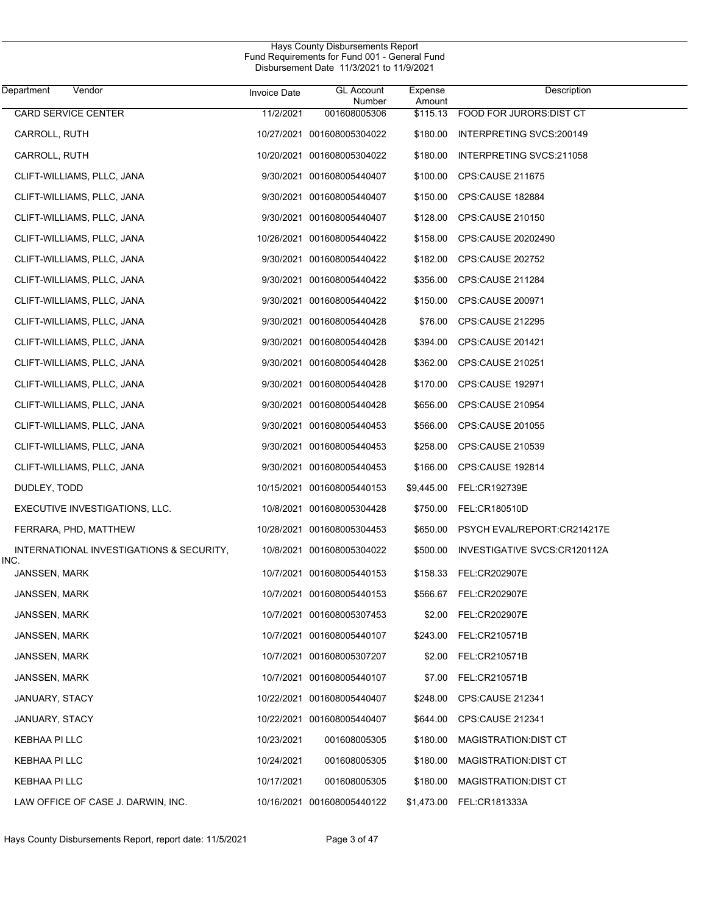Hays County Disbursements Report
Fund Requirements for Fund 001 - General Fund
Disbursement Date 11/3/2021 to 11/9/2021

| Department Vendor | Invoice Date | GL Account Number | Expense Amount | Description |
|---|---|---|---|---|
| CARD SERVICE CENTER | 11/2/2021 | 001608005306 | $115.13 | FOOD FOR JURORS:DIST CT |
| CARROLL, RUTH | 10/27/2021 | 001608005304022 | $180.00 | INTERPRETING SVCS:200149 |
| CARROLL, RUTH | 10/20/2021 | 001608005304022 | $180.00 | INTERPRETING SVCS:211058 |
| CLIFT-WILLIAMS, PLLC, JANA | 9/30/2021 | 001608005440407 | $100.00 | CPS:CAUSE 211675 |
| CLIFT-WILLIAMS, PLLC, JANA | 9/30/2021 | 001608005440407 | $150.00 | CPS:CAUSE 182884 |
| CLIFT-WILLIAMS, PLLC, JANA | 9/30/2021 | 001608005440407 | $128.00 | CPS:CAUSE 210150 |
| CLIFT-WILLIAMS, PLLC, JANA | 10/26/2021 | 001608005440422 | $158.00 | CPS:CAUSE 20202490 |
| CLIFT-WILLIAMS, PLLC, JANA | 9/30/2021 | 001608005440422 | $182.00 | CPS:CAUSE 202752 |
| CLIFT-WILLIAMS, PLLC, JANA | 9/30/2021 | 001608005440422 | $356.00 | CPS:CAUSE 211284 |
| CLIFT-WILLIAMS, PLLC, JANA | 9/30/2021 | 001608005440422 | $150.00 | CPS:CAUSE 200971 |
| CLIFT-WILLIAMS, PLLC, JANA | 9/30/2021 | 001608005440428 | $76.00 | CPS:CAUSE 212295 |
| CLIFT-WILLIAMS, PLLC, JANA | 9/30/2021 | 001608005440428 | $394.00 | CPS:CAUSE 201421 |
| CLIFT-WILLIAMS, PLLC, JANA | 9/30/2021 | 001608005440428 | $362.00 | CPS:CAUSE 210251 |
| CLIFT-WILLIAMS, PLLC, JANA | 9/30/2021 | 001608005440428 | $170.00 | CPS:CAUSE 192971 |
| CLIFT-WILLIAMS, PLLC, JANA | 9/30/2021 | 001608005440428 | $656.00 | CPS:CAUSE 210954 |
| CLIFT-WILLIAMS, PLLC, JANA | 9/30/2021 | 001608005440453 | $566.00 | CPS:CAUSE 201055 |
| CLIFT-WILLIAMS, PLLC, JANA | 9/30/2021 | 001608005440453 | $258.00 | CPS:CAUSE 210539 |
| CLIFT-WILLIAMS, PLLC, JANA | 9/30/2021 | 001608005440453 | $166.00 | CPS:CAUSE 192814 |
| DUDLEY, TODD | 10/15/2021 | 001608005440153 | $9,445.00 | FEL:CR192739E |
| EXECUTIVE INVESTIGATIONS, LLC. | 10/8/2021 | 001608005304428 | $750.00 | FEL:CR180510D |
| FERRARA, PHD, MATTHEW | 10/28/2021 | 001608005304453 | $650.00 | PSYCH EVAL/REPORT:CR214217E |
| INTERNATIONAL INVESTIGATIONS & SECURITY, INC. | 10/8/2021 | 001608005304022 | $500.00 | INVESTIGATIVE SVCS:CR120112A |
| JANSSEN, MARK | 10/7/2021 | 001608005440153 | $158.33 | FEL:CR202907E |
| JANSSEN, MARK | 10/7/2021 | 001608005440153 | $566.67 | FEL:CR202907E |
| JANSSEN, MARK | 10/7/2021 | 001608005307453 | $2.00 | FEL:CR202907E |
| JANSSEN, MARK | 10/7/2021 | 001608005440107 | $243.00 | FEL:CR210571B |
| JANSSEN, MARK | 10/7/2021 | 001608005307207 | $2.00 | FEL:CR210571B |
| JANSSEN, MARK | 10/7/2021 | 001608005440107 | $7.00 | FEL:CR210571B |
| JANUARY, STACY | 10/22/2021 | 001608005440407 | $248.00 | CPS:CAUSE 212341 |
| JANUARY, STACY | 10/22/2021 | 001608005440407 | $644.00 | CPS:CAUSE 212341 |
| KEBHAA PI LLC | 10/23/2021 | 001608005305 | $180.00 | MAGISTRATION:DIST CT |
| KEBHAA PI LLC | 10/24/2021 | 001608005305 | $180.00 | MAGISTRATION:DIST CT |
| KEBHAA PI LLC | 10/17/2021 | 001608005305 | $180.00 | MAGISTRATION:DIST CT |
| LAW OFFICE OF CASE J. DARWIN, INC. | 10/16/2021 | 001608005440122 | $1,473.00 | FEL:CR181333A |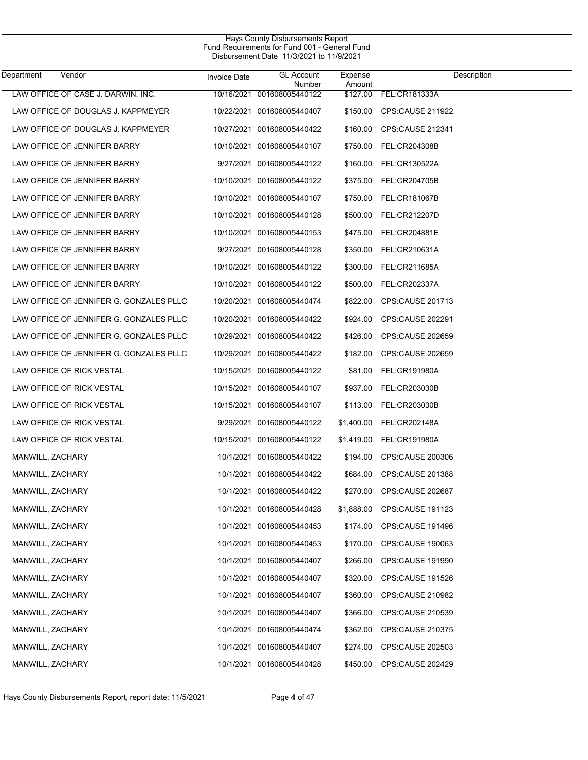Hays County Disbursements Report
Fund Requirements for Fund 001 - General Fund
Disbursement Date 11/3/2021 to 11/9/2021

| Department | Vendor | Invoice Date | GL Account Number | Expense Amount | Description |
|---|---|---|---|---|---|
| | LAW OFFICE OF CASE J. DARWIN, INC. | 10/16/2021 | 001608005440122 | $127.00 | FEL:CR181333A |
| | LAW OFFICE OF DOUGLAS J. KAPPMEYER | 10/22/2021 | 001608005440407 | $150.00 | CPS:CAUSE 211922 |
| | LAW OFFICE OF DOUGLAS J. KAPPMEYER | 10/27/2021 | 001608005440422 | $160.00 | CPS:CAUSE 212341 |
| | LAW OFFICE OF JENNIFER BARRY | 10/10/2021 | 001608005440107 | $750.00 | FEL:CR204308B |
| | LAW OFFICE OF JENNIFER BARRY | 9/27/2021 | 001608005440122 | $160.00 | FEL:CR130522A |
| | LAW OFFICE OF JENNIFER BARRY | 10/10/2021 | 001608005440122 | $375.00 | FEL:CR204705B |
| | LAW OFFICE OF JENNIFER BARRY | 10/10/2021 | 001608005440107 | $750.00 | FEL:CR181067B |
| | LAW OFFICE OF JENNIFER BARRY | 10/10/2021 | 001608005440128 | $500.00 | FEL:CR212207D |
| | LAW OFFICE OF JENNIFER BARRY | 10/10/2021 | 001608005440153 | $475.00 | FEL:CR204881E |
| | LAW OFFICE OF JENNIFER BARRY | 9/27/2021 | 001608005440128 | $350.00 | FEL:CR210631A |
| | LAW OFFICE OF JENNIFER BARRY | 10/10/2021 | 001608005440122 | $300.00 | FEL:CR211685A |
| | LAW OFFICE OF JENNIFER BARRY | 10/10/2021 | 001608005440122 | $500.00 | FEL:CR202337A |
| | LAW OFFICE OF JENNIFER G. GONZALES PLLC | 10/20/2021 | 001608005440474 | $822.00 | CPS:CAUSE 201713 |
| | LAW OFFICE OF JENNIFER G. GONZALES PLLC | 10/20/2021 | 001608005440422 | $924.00 | CPS:CAUSE 202291 |
| | LAW OFFICE OF JENNIFER G. GONZALES PLLC | 10/29/2021 | 001608005440422 | $426.00 | CPS:CAUSE 202659 |
| | LAW OFFICE OF JENNIFER G. GONZALES PLLC | 10/29/2021 | 001608005440422 | $182.00 | CPS:CAUSE 202659 |
| | LAW OFFICE OF RICK VESTAL | 10/15/2021 | 001608005440122 | $81.00 | FEL:CR191980A |
| | LAW OFFICE OF RICK VESTAL | 10/15/2021 | 001608005440107 | $937.00 | FEL:CR203030B |
| | LAW OFFICE OF RICK VESTAL | 10/15/2021 | 001608005440107 | $113.00 | FEL:CR203030B |
| | LAW OFFICE OF RICK VESTAL | 9/29/2021 | 001608005440122 | $1,400.00 | FEL:CR202148A |
| | LAW OFFICE OF RICK VESTAL | 10/15/2021 | 001608005440122 | $1,419.00 | FEL:CR191980A |
| | MANWILL, ZACHARY | 10/1/2021 | 001608005440422 | $194.00 | CPS:CAUSE 200306 |
| | MANWILL, ZACHARY | 10/1/2021 | 001608005440422 | $684.00 | CPS:CAUSE 201388 |
| | MANWILL, ZACHARY | 10/1/2021 | 001608005440422 | $270.00 | CPS:CAUSE 202687 |
| | MANWILL, ZACHARY | 10/1/2021 | 001608005440428 | $1,888.00 | CPS:CAUSE 191123 |
| | MANWILL, ZACHARY | 10/1/2021 | 001608005440453 | $174.00 | CPS:CAUSE 191496 |
| | MANWILL, ZACHARY | 10/1/2021 | 001608005440453 | $170.00 | CPS:CAUSE 190063 |
| | MANWILL, ZACHARY | 10/1/2021 | 001608005440407 | $266.00 | CPS:CAUSE 191990 |
| | MANWILL, ZACHARY | 10/1/2021 | 001608005440407 | $320.00 | CPS:CAUSE 191526 |
| | MANWILL, ZACHARY | 10/1/2021 | 001608005440407 | $360.00 | CPS:CAUSE 210982 |
| | MANWILL, ZACHARY | 10/1/2021 | 001608005440407 | $366.00 | CPS:CAUSE 210539 |
| | MANWILL, ZACHARY | 10/1/2021 | 001608005440474 | $362.00 | CPS:CAUSE 210375 |
| | MANWILL, ZACHARY | 10/1/2021 | 001608005440407 | $274.00 | CPS:CAUSE 202503 |
| | MANWILL, ZACHARY | 10/1/2021 | 001608005440428 | $450.00 | CPS:CAUSE 202429 |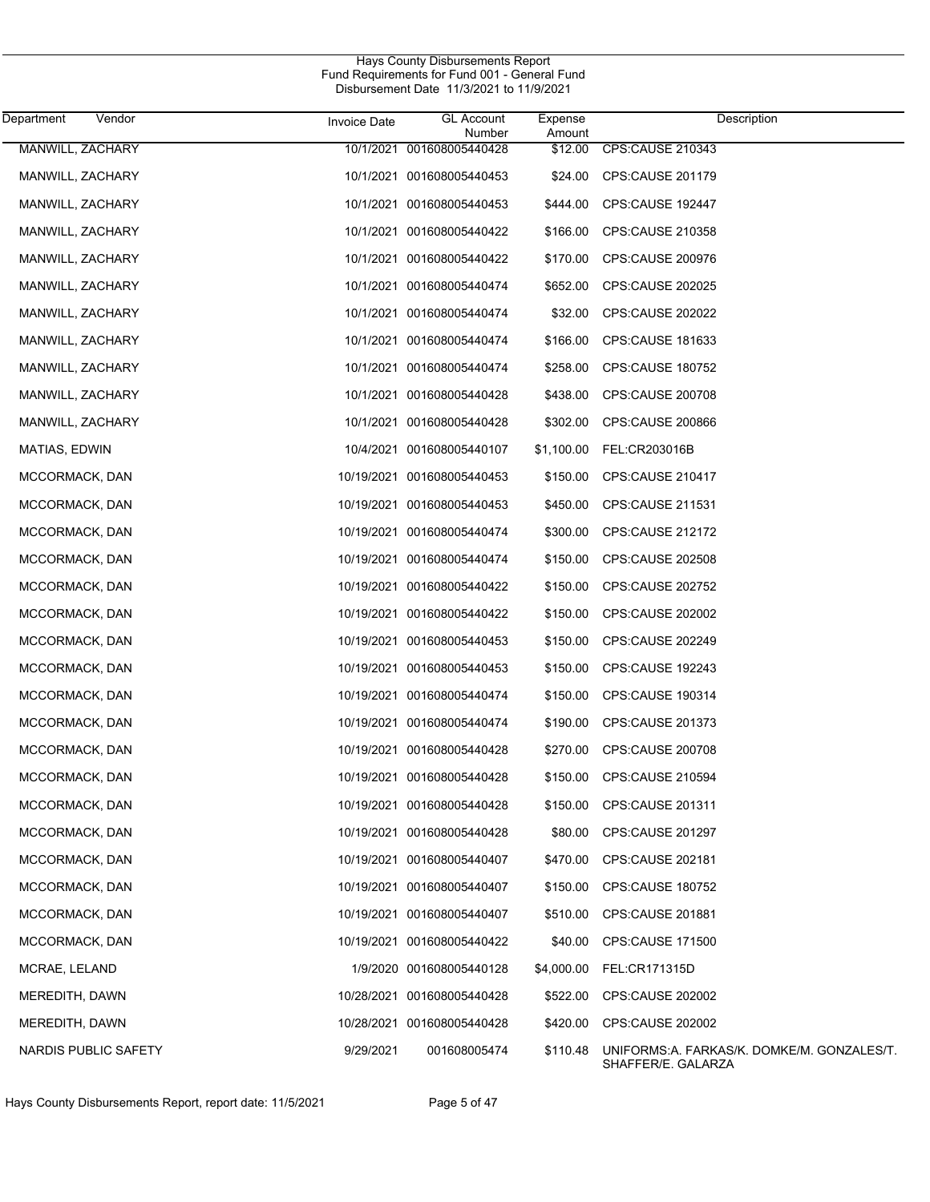Hays County Disbursements Report
Fund Requirements for Fund 001 - General Fund
Disbursement Date 11/3/2021 to 11/9/2021

| Department | Vendor | Invoice Date | GL Account Number | Expense Amount | Description |
|---|---|---|---|---|---|
| | MANWILL, ZACHARY | 10/1/2021 | 001608005440428 | $12.00 | CPS:CAUSE 210343 |
| | MANWILL, ZACHARY | 10/1/2021 | 001608005440453 | $24.00 | CPS:CAUSE 201179 |
| | MANWILL, ZACHARY | 10/1/2021 | 001608005440453 | $444.00 | CPS:CAUSE 192447 |
| | MANWILL, ZACHARY | 10/1/2021 | 001608005440422 | $166.00 | CPS:CAUSE 210358 |
| | MANWILL, ZACHARY | 10/1/2021 | 001608005440422 | $170.00 | CPS:CAUSE 200976 |
| | MANWILL, ZACHARY | 10/1/2021 | 001608005440474 | $652.00 | CPS:CAUSE 202025 |
| | MANWILL, ZACHARY | 10/1/2021 | 001608005440474 | $32.00 | CPS:CAUSE 202022 |
| | MANWILL, ZACHARY | 10/1/2021 | 001608005440474 | $166.00 | CPS:CAUSE 181633 |
| | MANWILL, ZACHARY | 10/1/2021 | 001608005440474 | $258.00 | CPS:CAUSE 180752 |
| | MANWILL, ZACHARY | 10/1/2021 | 001608005440428 | $438.00 | CPS:CAUSE 200708 |
| | MANWILL, ZACHARY | 10/1/2021 | 001608005440428 | $302.00 | CPS:CAUSE 200866 |
| | MATIAS, EDWIN | 10/4/2021 | 001608005440107 | $1,100.00 | FEL:CR203016B |
| | MCCORMACK, DAN | 10/19/2021 | 001608005440453 | $150.00 | CPS:CAUSE 210417 |
| | MCCORMACK, DAN | 10/19/2021 | 001608005440453 | $450.00 | CPS:CAUSE 211531 |
| | MCCORMACK, DAN | 10/19/2021 | 001608005440474 | $300.00 | CPS:CAUSE 212172 |
| | MCCORMACK, DAN | 10/19/2021 | 001608005440474 | $150.00 | CPS:CAUSE 202508 |
| | MCCORMACK, DAN | 10/19/2021 | 001608005440422 | $150.00 | CPS:CAUSE 202752 |
| | MCCORMACK, DAN | 10/19/2021 | 001608005440422 | $150.00 | CPS:CAUSE 202002 |
| | MCCORMACK, DAN | 10/19/2021 | 001608005440453 | $150.00 | CPS:CAUSE 202249 |
| | MCCORMACK, DAN | 10/19/2021 | 001608005440453 | $150.00 | CPS:CAUSE 192243 |
| | MCCORMACK, DAN | 10/19/2021 | 001608005440474 | $150.00 | CPS:CAUSE 190314 |
| | MCCORMACK, DAN | 10/19/2021 | 001608005440474 | $190.00 | CPS:CAUSE 201373 |
| | MCCORMACK, DAN | 10/19/2021 | 001608005440428 | $270.00 | CPS:CAUSE 200708 |
| | MCCORMACK, DAN | 10/19/2021 | 001608005440428 | $150.00 | CPS:CAUSE 210594 |
| | MCCORMACK, DAN | 10/19/2021 | 001608005440428 | $150.00 | CPS:CAUSE 201311 |
| | MCCORMACK, DAN | 10/19/2021 | 001608005440428 | $80.00 | CPS:CAUSE 201297 |
| | MCCORMACK, DAN | 10/19/2021 | 001608005440407 | $470.00 | CPS:CAUSE 202181 |
| | MCCORMACK, DAN | 10/19/2021 | 001608005440407 | $150.00 | CPS:CAUSE 180752 |
| | MCCORMACK, DAN | 10/19/2021 | 001608005440407 | $510.00 | CPS:CAUSE 201881 |
| | MCCORMACK, DAN | 10/19/2021 | 001608005440422 | $40.00 | CPS:CAUSE 171500 |
| | MCRAE, LELAND | 1/9/2020 | 001608005440128 | $4,000.00 | FEL:CR171315D |
| | MEREDITH, DAWN | 10/28/2021 | 001608005440428 | $522.00 | CPS:CAUSE 202002 |
| | MEREDITH, DAWN | 10/28/2021 | 001608005440428 | $420.00 | CPS:CAUSE 202002 |
| | NARDIS PUBLIC SAFETY | 9/29/2021 | 001608005474 | $110.48 | UNIFORMS:A. FARKAS/K. DOMKE/M. GONZALES/T. SHAFFER/E. GALARZA |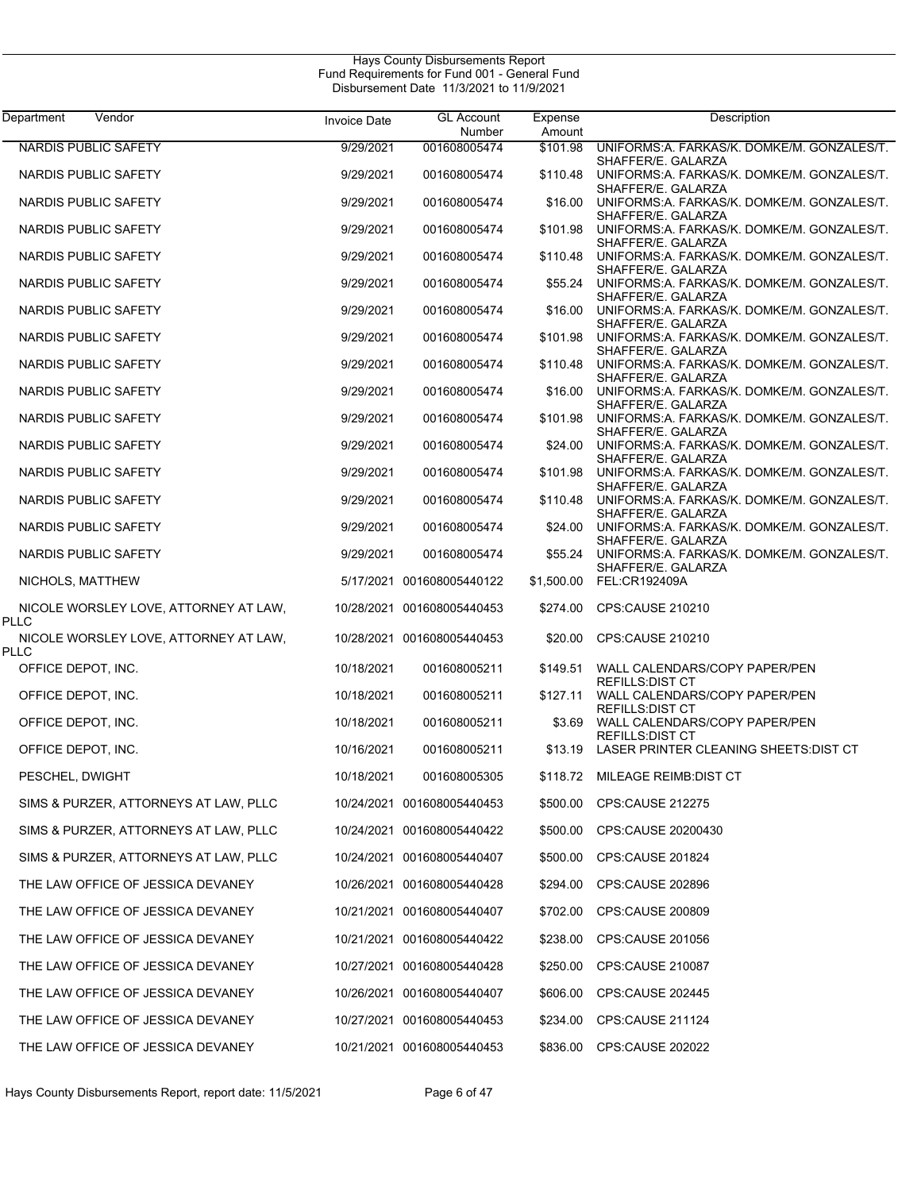Hays County Disbursements Report
Fund Requirements for Fund 001 - General Fund
Disbursement Date 11/3/2021 to 11/9/2021

| Department Vendor | Invoice Date | GL Account Number | Expense Amount | Description |
|---|---|---|---|---|
| NARDIS PUBLIC SAFETY | 9/29/2021 | 001608005474 | $101.98 | UNIFORMS:A. FARKAS/K. DOMKE/M. GONZALES/T. SHAFFER/E. GALARZA |
| NARDIS PUBLIC SAFETY | 9/29/2021 | 001608005474 | $110.48 | UNIFORMS:A. FARKAS/K. DOMKE/M. GONZALES/T. SHAFFER/E. GALARZA |
| NARDIS PUBLIC SAFETY | 9/29/2021 | 001608005474 | $16.00 | UNIFORMS:A. FARKAS/K. DOMKE/M. GONZALES/T. SHAFFER/E. GALARZA |
| NARDIS PUBLIC SAFETY | 9/29/2021 | 001608005474 | $101.98 | UNIFORMS:A. FARKAS/K. DOMKE/M. GONZALES/T. SHAFFER/E. GALARZA |
| NARDIS PUBLIC SAFETY | 9/29/2021 | 001608005474 | $110.48 | UNIFORMS:A. FARKAS/K. DOMKE/M. GONZALES/T. SHAFFER/E. GALARZA |
| NARDIS PUBLIC SAFETY | 9/29/2021 | 001608005474 | $55.24 | UNIFORMS:A. FARKAS/K. DOMKE/M. GONZALES/T. SHAFFER/E. GALARZA |
| NARDIS PUBLIC SAFETY | 9/29/2021 | 001608005474 | $16.00 | UNIFORMS:A. FARKAS/K. DOMKE/M. GONZALES/T. SHAFFER/E. GALARZA |
| NARDIS PUBLIC SAFETY | 9/29/2021 | 001608005474 | $101.98 | UNIFORMS:A. FARKAS/K. DOMKE/M. GONZALES/T. SHAFFER/E. GALARZA |
| NARDIS PUBLIC SAFETY | 9/29/2021 | 001608005474 | $110.48 | UNIFORMS:A. FARKAS/K. DOMKE/M. GONZALES/T. SHAFFER/E. GALARZA |
| NARDIS PUBLIC SAFETY | 9/29/2021 | 001608005474 | $16.00 | UNIFORMS:A. FARKAS/K. DOMKE/M. GONZALES/T. SHAFFER/E. GALARZA |
| NARDIS PUBLIC SAFETY | 9/29/2021 | 001608005474 | $101.98 | UNIFORMS:A. FARKAS/K. DOMKE/M. GONZALES/T. SHAFFER/E. GALARZA |
| NARDIS PUBLIC SAFETY | 9/29/2021 | 001608005474 | $24.00 | UNIFORMS:A. FARKAS/K. DOMKE/M. GONZALES/T. SHAFFER/E. GALARZA |
| NARDIS PUBLIC SAFETY | 9/29/2021 | 001608005474 | $101.98 | UNIFORMS:A. FARKAS/K. DOMKE/M. GONZALES/T. SHAFFER/E. GALARZA |
| NARDIS PUBLIC SAFETY | 9/29/2021 | 001608005474 | $110.48 | UNIFORMS:A. FARKAS/K. DOMKE/M. GONZALES/T. SHAFFER/E. GALARZA |
| NARDIS PUBLIC SAFETY | 9/29/2021 | 001608005474 | $24.00 | UNIFORMS:A. FARKAS/K. DOMKE/M. GONZALES/T. SHAFFER/E. GALARZA |
| NARDIS PUBLIC SAFETY | 9/29/2021 | 001608005474 | $55.24 | UNIFORMS:A. FARKAS/K. DOMKE/M. GONZALES/T. SHAFFER/E. GALARZA |
| NICHOLS, MATTHEW | 5/17/2021 | 001608005440122 | $1,500.00 | FEL:CR192409A |
| NICOLE WORSLEY LOVE, ATTORNEY AT LAW, PLLC | 10/28/2021 | 001608005440453 | $274.00 | CPS:CAUSE 210210 |
| NICOLE WORSLEY LOVE, ATTORNEY AT LAW, PLLC | 10/28/2021 | 001608005440453 | $20.00 | CPS:CAUSE 210210 |
| OFFICE DEPOT, INC. | 10/18/2021 | 001608005211 | $149.51 | WALL CALENDARS/COPY PAPER/PEN REFILLS:DIST CT |
| OFFICE DEPOT, INC. | 10/18/2021 | 001608005211 | $127.11 | WALL CALENDARS/COPY PAPER/PEN REFILLS:DIST CT |
| OFFICE DEPOT, INC. | 10/18/2021 | 001608005211 | $3.69 | WALL CALENDARS/COPY PAPER/PEN REFILLS:DIST CT |
| OFFICE DEPOT, INC. | 10/16/2021 | 001608005211 | $13.19 | LASER PRINTER CLEANING SHEETS:DIST CT |
| PESCHEL, DWIGHT | 10/18/2021 | 001608005305 | $118.72 | MILEAGE REIMB:DIST CT |
| SIMS & PURZER, ATTORNEYS AT LAW, PLLC | 10/24/2021 | 001608005440453 | $500.00 | CPS:CAUSE 212275 |
| SIMS & PURZER, ATTORNEYS AT LAW, PLLC | 10/24/2021 | 001608005440422 | $500.00 | CPS:CAUSE 20200430 |
| SIMS & PURZER, ATTORNEYS AT LAW, PLLC | 10/24/2021 | 001608005440407 | $500.00 | CPS:CAUSE 201824 |
| THE LAW OFFICE OF JESSICA DEVANEY | 10/26/2021 | 001608005440428 | $294.00 | CPS:CAUSE 202896 |
| THE LAW OFFICE OF JESSICA DEVANEY | 10/21/2021 | 001608005440407 | $702.00 | CPS:CAUSE 200809 |
| THE LAW OFFICE OF JESSICA DEVANEY | 10/21/2021 | 001608005440422 | $238.00 | CPS:CAUSE 201056 |
| THE LAW OFFICE OF JESSICA DEVANEY | 10/27/2021 | 001608005440428 | $250.00 | CPS:CAUSE 210087 |
| THE LAW OFFICE OF JESSICA DEVANEY | 10/26/2021 | 001608005440407 | $606.00 | CPS:CAUSE 202445 |
| THE LAW OFFICE OF JESSICA DEVANEY | 10/27/2021 | 001608005440453 | $234.00 | CPS:CAUSE 211124 |
| THE LAW OFFICE OF JESSICA DEVANEY | 10/21/2021 | 001608005440453 | $836.00 | CPS:CAUSE 202022 |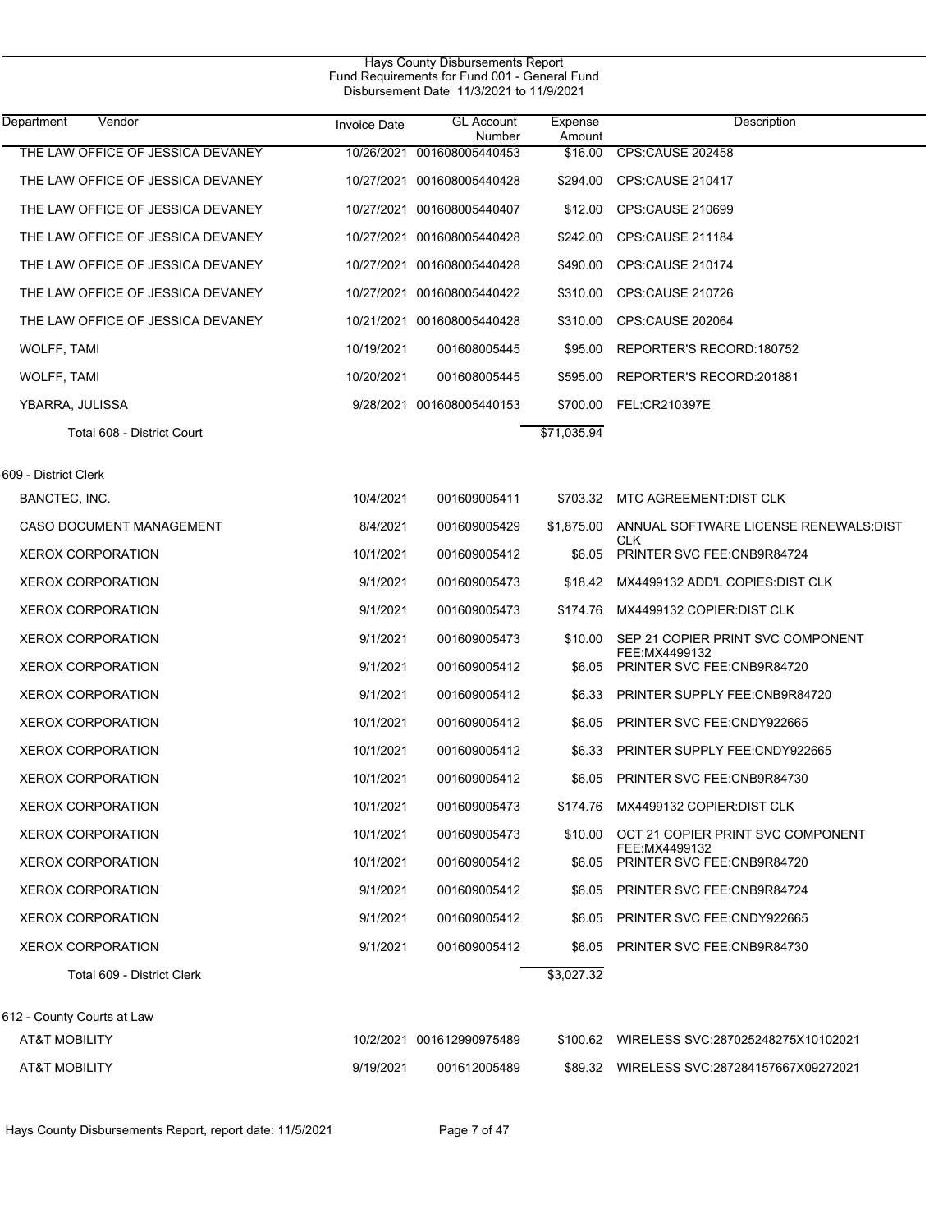Hays County Disbursements Report
Fund Requirements for Fund 001 - General Fund
Disbursement Date 11/3/2021 to 11/9/2021

| Department Vendor | Invoice Date | GL Account Number | Expense Amount | Description |
|---|---|---|---|---|
| THE LAW OFFICE OF JESSICA DEVANEY | 10/26/2021 | 001608005440453 | $16.00 | CPS:CAUSE 202458 |
| THE LAW OFFICE OF JESSICA DEVANEY | 10/27/2021 | 001608005440428 | $294.00 | CPS:CAUSE 210417 |
| THE LAW OFFICE OF JESSICA DEVANEY | 10/27/2021 | 001608005440407 | $12.00 | CPS:CAUSE 210699 |
| THE LAW OFFICE OF JESSICA DEVANEY | 10/27/2021 | 001608005440428 | $242.00 | CPS:CAUSE 211184 |
| THE LAW OFFICE OF JESSICA DEVANEY | 10/27/2021 | 001608005440428 | $490.00 | CPS:CAUSE 210174 |
| THE LAW OFFICE OF JESSICA DEVANEY | 10/27/2021 | 001608005440422 | $310.00 | CPS:CAUSE 210726 |
| THE LAW OFFICE OF JESSICA DEVANEY | 10/21/2021 | 001608005440428 | $310.00 | CPS:CAUSE 202064 |
| WOLFF, TAMI | 10/19/2021 | 001608005445 | $95.00 | REPORTER'S RECORD:180752 |
| WOLFF, TAMI | 10/20/2021 | 001608005445 | $595.00 | REPORTER'S RECORD:201881 |
| YBARRA, JULISSA | 9/28/2021 | 001608005440153 | $700.00 | FEL:CR210397E |
| Total 608 - District Court | | | $71,035.94 | |
| 609 - District Clerk | | | | |
| BANCTEC, INC. | 10/4/2021 | 001609005411 | $703.32 | MTC AGREEMENT:DIST CLK |
| CASO DOCUMENT MANAGEMENT | 8/4/2021 | 001609005429 | $1,875.00 | ANNUAL SOFTWARE LICENSE RENEWALS:DIST CLK |
| XEROX CORPORATION | 10/1/2021 | 001609005412 | $6.05 | PRINTER SVC FEE:CNB9R84724 |
| XEROX CORPORATION | 9/1/2021 | 001609005473 | $18.42 | MX4499132 ADD'L COPIES:DIST CLK |
| XEROX CORPORATION | 9/1/2021 | 001609005473 | $174.76 | MX4499132 COPIER:DIST CLK |
| XEROX CORPORATION | 9/1/2021 | 001609005473 | $10.00 | SEP 21 COPIER PRINT SVC COMPONENT FEE:MX4499132 |
| XEROX CORPORATION | 9/1/2021 | 001609005412 | $6.05 | PRINTER SVC FEE:CNB9R84720 |
| XEROX CORPORATION | 9/1/2021 | 001609005412 | $6.33 | PRINTER SUPPLY FEE:CNB9R84720 |
| XEROX CORPORATION | 10/1/2021 | 001609005412 | $6.05 | PRINTER SVC FEE:CNDY922665 |
| XEROX CORPORATION | 10/1/2021 | 001609005412 | $6.33 | PRINTER SUPPLY FEE:CNDY922665 |
| XEROX CORPORATION | 10/1/2021 | 001609005412 | $6.05 | PRINTER SVC FEE:CNB9R84730 |
| XEROX CORPORATION | 10/1/2021 | 001609005473 | $174.76 | MX4499132 COPIER:DIST CLK |
| XEROX CORPORATION | 10/1/2021 | 001609005473 | $10.00 | OCT 21 COPIER PRINT SVC COMPONENT FEE:MX4499132 |
| XEROX CORPORATION | 10/1/2021 | 001609005412 | $6.05 | PRINTER SVC FEE:CNB9R84720 |
| XEROX CORPORATION | 9/1/2021 | 001609005412 | $6.05 | PRINTER SVC FEE:CNB9R84724 |
| XEROX CORPORATION | 9/1/2021 | 001609005412 | $6.05 | PRINTER SVC FEE:CNDY922665 |
| XEROX CORPORATION | 9/1/2021 | 001609005412 | $6.05 | PRINTER SVC FEE:CNB9R84730 |
| Total 609 - District Clerk | | | $3,027.32 | |
| 612 - County Courts at Law | | | | |
| AT&T MOBILITY | 10/2/2021 | 001612990975489 | $100.62 | WIRELESS SVC:287025248275X10102021 |
| AT&T MOBILITY | 9/19/2021 | 001612005489 | $89.32 | WIRELESS SVC:287284157667X09272021 |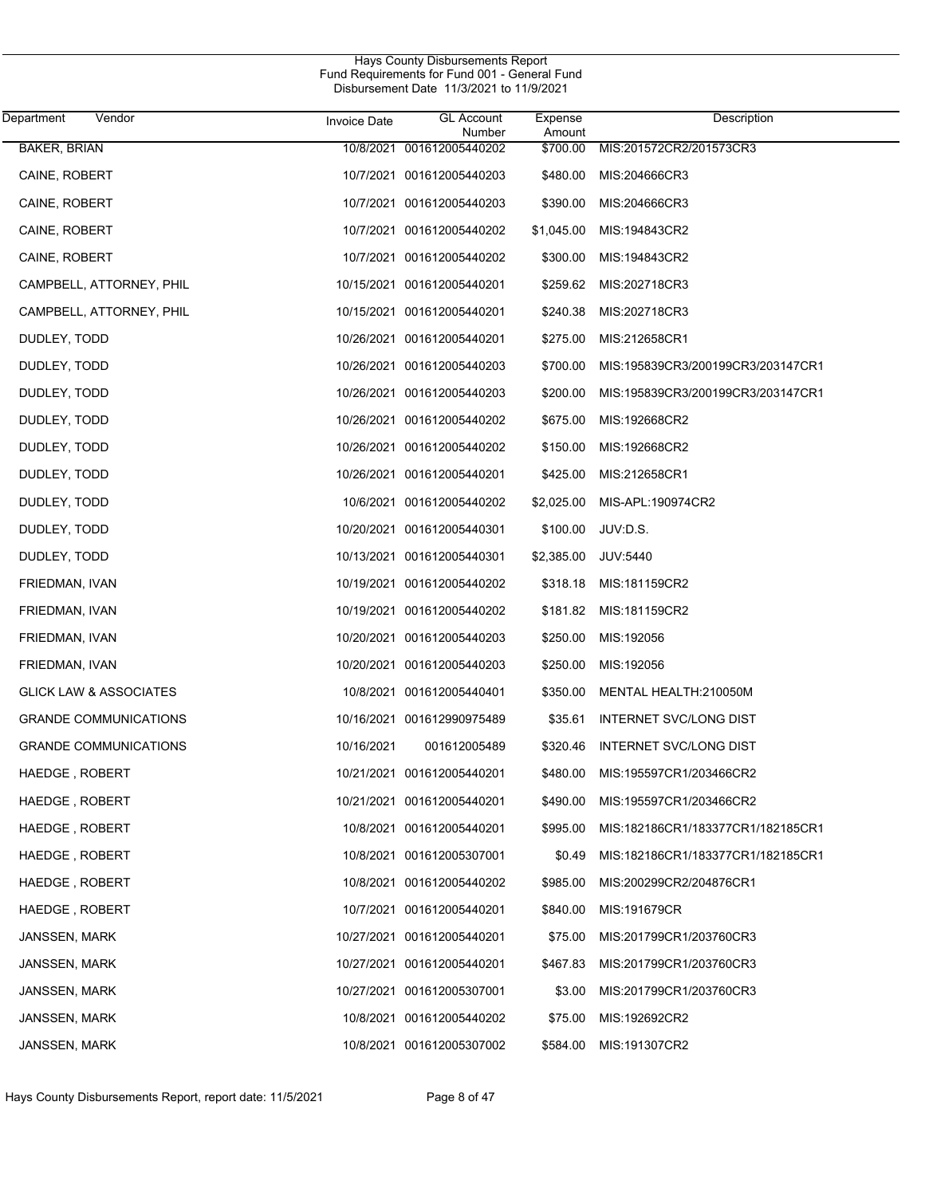Hays County Disbursements Report
Fund Requirements for Fund 001 - General Fund
Disbursement Date 11/3/2021 to 11/9/2021

| Department | Vendor | Invoice Date | GL Account Number | Expense Amount | Description |
|---|---|---|---|---|---|
| BAKER, BRIAN | | 10/8/2021 | 001612005440202 | $700.00 | MIS:201572CR2/201573CR3 |
| CAINE, ROBERT | | 10/7/2021 | 001612005440203 | $480.00 | MIS:204666CR3 |
| CAINE, ROBERT | | 10/7/2021 | 001612005440203 | $390.00 | MIS:204666CR3 |
| CAINE, ROBERT | | 10/7/2021 | 001612005440202 | $1,045.00 | MIS:194843CR2 |
| CAINE, ROBERT | | 10/7/2021 | 001612005440202 | $300.00 | MIS:194843CR2 |
| CAMPBELL, ATTORNEY, PHIL | | 10/15/2021 | 001612005440201 | $259.62 | MIS:202718CR3 |
| CAMPBELL, ATTORNEY, PHIL | | 10/15/2021 | 001612005440201 | $240.38 | MIS:202718CR3 |
| DUDLEY, TODD | | 10/26/2021 | 001612005440201 | $275.00 | MIS:212658CR1 |
| DUDLEY, TODD | | 10/26/2021 | 001612005440203 | $700.00 | MIS:195839CR3/200199CR3/203147CR1 |
| DUDLEY, TODD | | 10/26/2021 | 001612005440203 | $200.00 | MIS:195839CR3/200199CR3/203147CR1 |
| DUDLEY, TODD | | 10/26/2021 | 001612005440202 | $675.00 | MIS:192668CR2 |
| DUDLEY, TODD | | 10/26/2021 | 001612005440202 | $150.00 | MIS:192668CR2 |
| DUDLEY, TODD | | 10/26/2021 | 001612005440201 | $425.00 | MIS:212658CR1 |
| DUDLEY, TODD | | 10/6/2021 | 001612005440202 | $2,025.00 | MIS-APL:190974CR2 |
| DUDLEY, TODD | | 10/20/2021 | 001612005440301 | $100.00 | JUV:D.S. |
| DUDLEY, TODD | | 10/13/2021 | 001612005440301 | $2,385.00 | JUV:5440 |
| FRIEDMAN, IVAN | | 10/19/2021 | 001612005440202 | $318.18 | MIS:181159CR2 |
| FRIEDMAN, IVAN | | 10/19/2021 | 001612005440202 | $181.82 | MIS:181159CR2 |
| FRIEDMAN, IVAN | | 10/20/2021 | 001612005440203 | $250.00 | MIS:192056 |
| FRIEDMAN, IVAN | | 10/20/2021 | 001612005440203 | $250.00 | MIS:192056 |
| GLICK LAW & ASSOCIATES | | 10/8/2021 | 001612005440401 | $350.00 | MENTAL HEALTH:210050M |
| GRANDE COMMUNICATIONS | | 10/16/2021 | 001612990975489 | $35.61 | INTERNET SVC/LONG DIST |
| GRANDE COMMUNICATIONS | | 10/16/2021 | 001612005489 | $320.46 | INTERNET SVC/LONG DIST |
| HAEDGE , ROBERT | | 10/21/2021 | 001612005440201 | $480.00 | MIS:195597CR1/203466CR2 |
| HAEDGE , ROBERT | | 10/21/2021 | 001612005440201 | $490.00 | MIS:195597CR1/203466CR2 |
| HAEDGE , ROBERT | | 10/8/2021 | 001612005440201 | $995.00 | MIS:182186CR1/183377CR1/182185CR1 |
| HAEDGE , ROBERT | | 10/8/2021 | 001612005307001 | $0.49 | MIS:182186CR1/183377CR1/182185CR1 |
| HAEDGE , ROBERT | | 10/8/2021 | 001612005440202 | $985.00 | MIS:200299CR2/204876CR1 |
| HAEDGE , ROBERT | | 10/7/2021 | 001612005440201 | $840.00 | MIS:191679CR |
| JANSSEN, MARK | | 10/27/2021 | 001612005440201 | $75.00 | MIS:201799CR1/203760CR3 |
| JANSSEN, MARK | | 10/27/2021 | 001612005440201 | $467.83 | MIS:201799CR1/203760CR3 |
| JANSSEN, MARK | | 10/27/2021 | 001612005307001 | $3.00 | MIS:201799CR1/203760CR3 |
| JANSSEN, MARK | | 10/8/2021 | 001612005440202 | $75.00 | MIS:192692CR2 |
| JANSSEN, MARK | | 10/8/2021 | 001612005307002 | $584.00 | MIS:191307CR2 |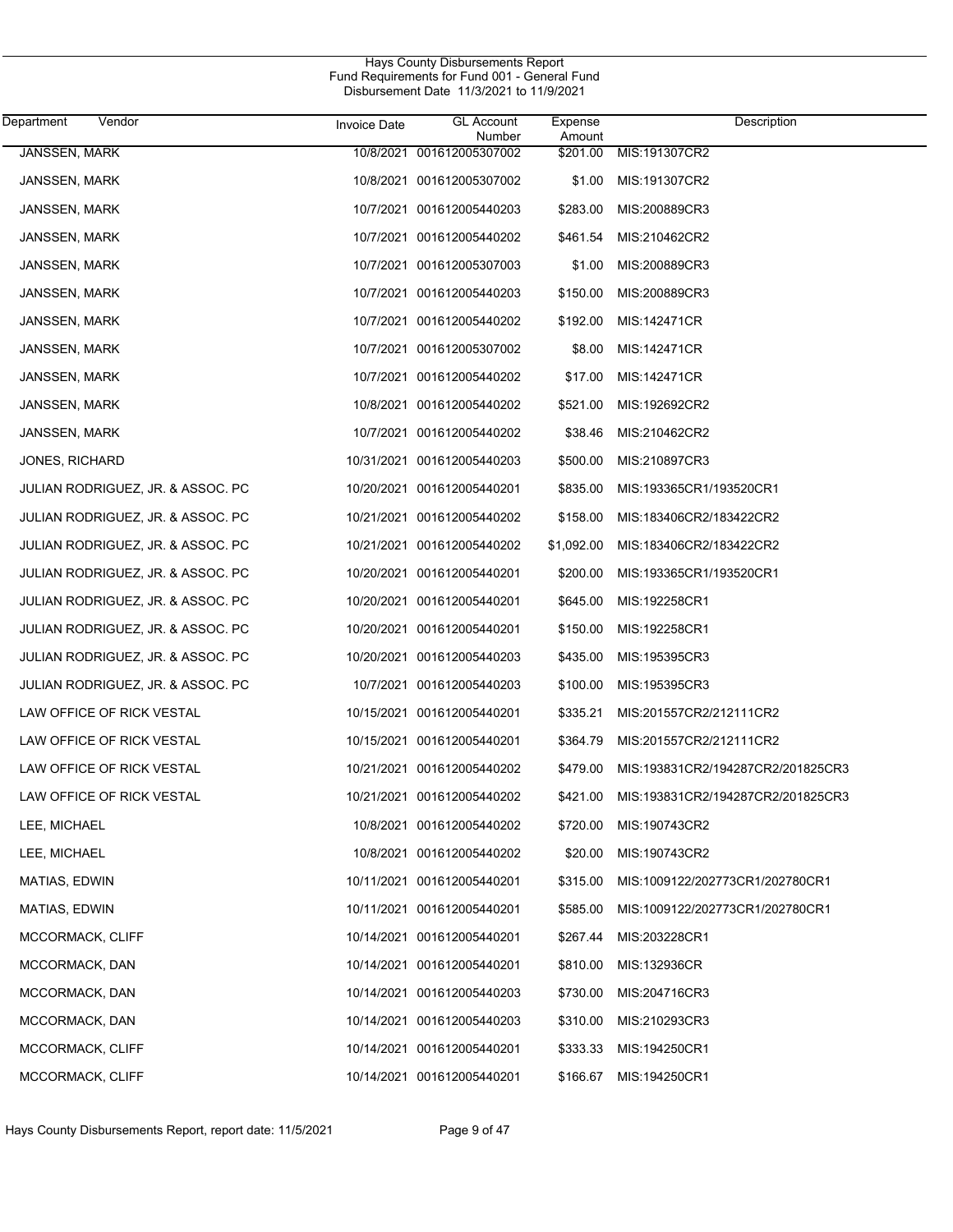Hays County Disbursements Report
Fund Requirements for Fund 001 - General Fund
Disbursement Date 11/3/2021 to 11/9/2021

| Department | Vendor | Invoice Date | GL Account Number | Expense Amount | Description |
|---|---|---|---|---|---|
| JANSSEN, MARK | | 10/8/2021 | 001612005307002 | $201.00 | MIS:191307CR2 |
| JANSSEN, MARK | | 10/8/2021 | 001612005307002 | $1.00 | MIS:191307CR2 |
| JANSSEN, MARK | | 10/7/2021 | 001612005440203 | $283.00 | MIS:200889CR3 |
| JANSSEN, MARK | | 10/7/2021 | 001612005440202 | $461.54 | MIS:210462CR2 |
| JANSSEN, MARK | | 10/7/2021 | 001612005307003 | $1.00 | MIS:200889CR3 |
| JANSSEN, MARK | | 10/7/2021 | 001612005440203 | $150.00 | MIS:200889CR3 |
| JANSSEN, MARK | | 10/7/2021 | 001612005440202 | $192.00 | MIS:142471CR |
| JANSSEN, MARK | | 10/7/2021 | 001612005307002 | $8.00 | MIS:142471CR |
| JANSSEN, MARK | | 10/7/2021 | 001612005440202 | $17.00 | MIS:142471CR |
| JANSSEN, MARK | | 10/8/2021 | 001612005440202 | $521.00 | MIS:192692CR2 |
| JANSSEN, MARK | | 10/7/2021 | 001612005440202 | $38.46 | MIS:210462CR2 |
| JONES, RICHARD | | 10/31/2021 | 001612005440203 | $500.00 | MIS:210897CR3 |
| JULIAN RODRIGUEZ, JR. & ASSOC. PC | | 10/20/2021 | 001612005440201 | $835.00 | MIS:193365CR1/193520CR1 |
| JULIAN RODRIGUEZ, JR. & ASSOC. PC | | 10/21/2021 | 001612005440202 | $158.00 | MIS:183406CR2/183422CR2 |
| JULIAN RODRIGUEZ, JR. & ASSOC. PC | | 10/21/2021 | 001612005440202 | $1,092.00 | MIS:183406CR2/183422CR2 |
| JULIAN RODRIGUEZ, JR. & ASSOC. PC | | 10/20/2021 | 001612005440201 | $200.00 | MIS:193365CR1/193520CR1 |
| JULIAN RODRIGUEZ, JR. & ASSOC. PC | | 10/20/2021 | 001612005440201 | $645.00 | MIS:192258CR1 |
| JULIAN RODRIGUEZ, JR. & ASSOC. PC | | 10/20/2021 | 001612005440201 | $150.00 | MIS:192258CR1 |
| JULIAN RODRIGUEZ, JR. & ASSOC. PC | | 10/20/2021 | 001612005440203 | $435.00 | MIS:195395CR3 |
| JULIAN RODRIGUEZ, JR. & ASSOC. PC | | 10/7/2021 | 001612005440203 | $100.00 | MIS:195395CR3 |
| LAW OFFICE OF RICK VESTAL | | 10/15/2021 | 001612005440201 | $335.21 | MIS:201557CR2/212111CR2 |
| LAW OFFICE OF RICK VESTAL | | 10/15/2021 | 001612005440201 | $364.79 | MIS:201557CR2/212111CR2 |
| LAW OFFICE OF RICK VESTAL | | 10/21/2021 | 001612005440202 | $479.00 | MIS:193831CR2/194287CR2/201825CR3 |
| LAW OFFICE OF RICK VESTAL | | 10/21/2021 | 001612005440202 | $421.00 | MIS:193831CR2/194287CR2/201825CR3 |
| LEE, MICHAEL | | 10/8/2021 | 001612005440202 | $720.00 | MIS:190743CR2 |
| LEE, MICHAEL | | 10/8/2021 | 001612005440202 | $20.00 | MIS:190743CR2 |
| MATIAS, EDWIN | | 10/11/2021 | 001612005440201 | $315.00 | MIS:1009122/202773CR1/202780CR1 |
| MATIAS, EDWIN | | 10/11/2021 | 001612005440201 | $585.00 | MIS:1009122/202773CR1/202780CR1 |
| MCCORMACK, CLIFF | | 10/14/2021 | 001612005440201 | $267.44 | MIS:203228CR1 |
| MCCORMACK, DAN | | 10/14/2021 | 001612005440201 | $810.00 | MIS:132936CR |
| MCCORMACK, DAN | | 10/14/2021 | 001612005440203 | $730.00 | MIS:204716CR3 |
| MCCORMACK, DAN | | 10/14/2021 | 001612005440203 | $310.00 | MIS:210293CR3 |
| MCCORMACK, CLIFF | | 10/14/2021 | 001612005440201 | $333.33 | MIS:194250CR1 |
| MCCORMACK, CLIFF | | 10/14/2021 | 001612005440201 | $166.67 | MIS:194250CR1 |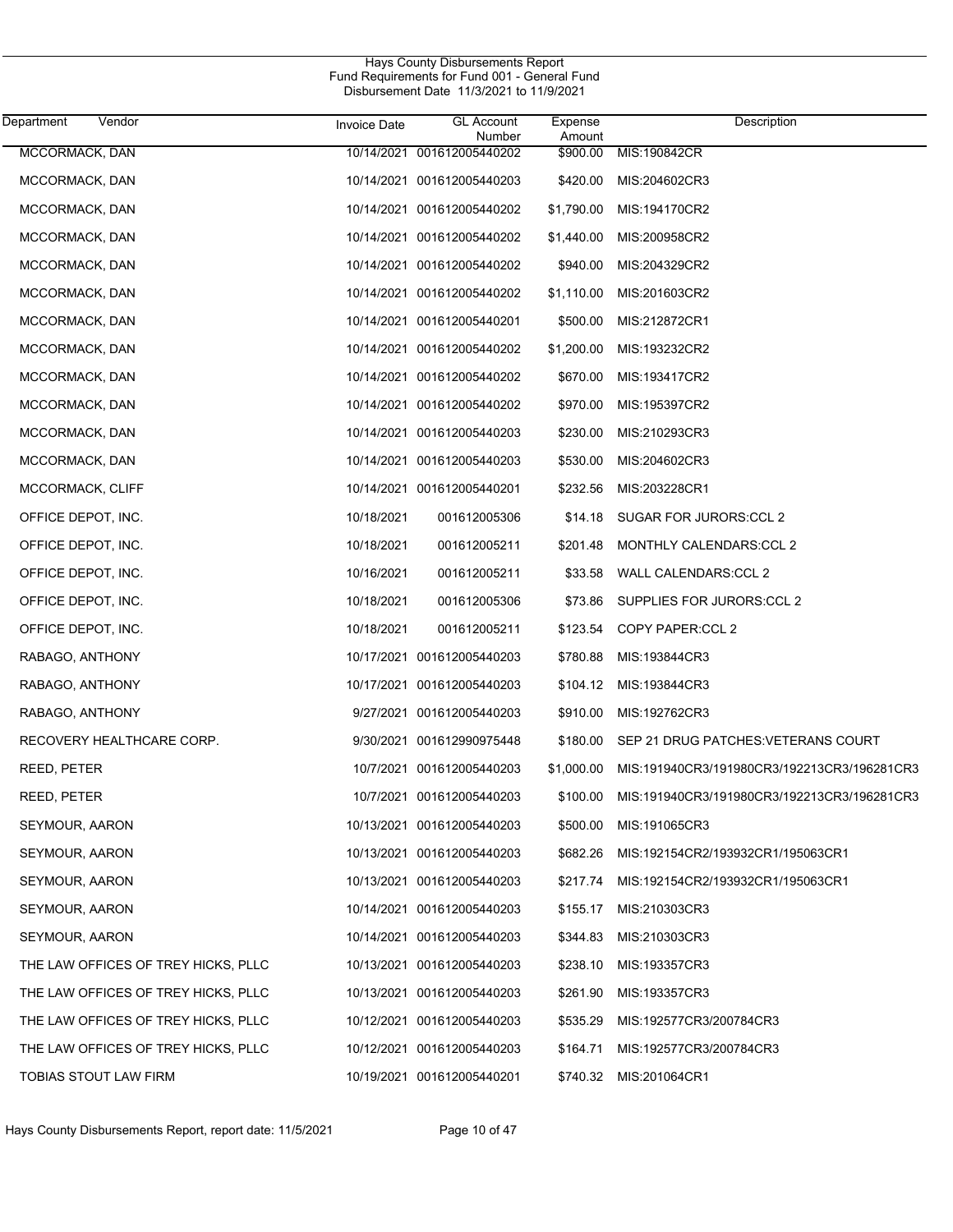Hays County Disbursements Report
Fund Requirements for Fund 001 - General Fund
Disbursement Date 11/3/2021 to 11/9/2021

| Department | Vendor | Invoice Date | GL Account Number | Expense Amount | Description |
|---|---|---|---|---|---|
| MCCORMACK, DAN | | 10/14/2021 | 001612005440202 | $900.00 | MIS:190842CR |
| MCCORMACK, DAN | | 10/14/2021 | 001612005440203 | $420.00 | MIS:204602CR3 |
| MCCORMACK, DAN | | 10/14/2021 | 001612005440202 | $1,790.00 | MIS:194170CR2 |
| MCCORMACK, DAN | | 10/14/2021 | 001612005440202 | $1,440.00 | MIS:200958CR2 |
| MCCORMACK, DAN | | 10/14/2021 | 001612005440202 | $940.00 | MIS:204329CR2 |
| MCCORMACK, DAN | | 10/14/2021 | 001612005440202 | $1,110.00 | MIS:201603CR2 |
| MCCORMACK, DAN | | 10/14/2021 | 001612005440201 | $500.00 | MIS:212872CR1 |
| MCCORMACK, DAN | | 10/14/2021 | 001612005440202 | $1,200.00 | MIS:193232CR2 |
| MCCORMACK, DAN | | 10/14/2021 | 001612005440202 | $670.00 | MIS:193417CR2 |
| MCCORMACK, DAN | | 10/14/2021 | 001612005440202 | $970.00 | MIS:195397CR2 |
| MCCORMACK, DAN | | 10/14/2021 | 001612005440203 | $230.00 | MIS:210293CR3 |
| MCCORMACK, DAN | | 10/14/2021 | 001612005440203 | $530.00 | MIS:204602CR3 |
| MCCORMACK, CLIFF | | 10/14/2021 | 001612005440201 | $232.56 | MIS:203228CR1 |
| OFFICE DEPOT, INC. | | 10/18/2021 | 001612005306 | $14.18 | SUGAR FOR JURORS:CCL 2 |
| OFFICE DEPOT, INC. | | 10/18/2021 | 001612005211 | $201.48 | MONTHLY CALENDARS:CCL 2 |
| OFFICE DEPOT, INC. | | 10/16/2021 | 001612005211 | $33.58 | WALL CALENDARS:CCL 2 |
| OFFICE DEPOT, INC. | | 10/18/2021 | 001612005306 | $73.86 | SUPPLIES FOR JURORS:CCL 2 |
| OFFICE DEPOT, INC. | | 10/18/2021 | 001612005211 | $123.54 | COPY PAPER:CCL 2 |
| RABAGO, ANTHONY | | 10/17/2021 | 001612005440203 | $780.88 | MIS:193844CR3 |
| RABAGO, ANTHONY | | 10/17/2021 | 001612005440203 | $104.12 | MIS:193844CR3 |
| RABAGO, ANTHONY | | 9/27/2021 | 001612005440203 | $910.00 | MIS:192762CR3 |
| RECOVERY HEALTHCARE CORP. | | 9/30/2021 | 001612990975448 | $180.00 | SEP 21 DRUG PATCHES:VETERANS COURT |
| REED, PETER | | 10/7/2021 | 001612005440203 | $1,000.00 | MIS:191940CR3/191980CR3/192213CR3/196281CR3 |
| REED, PETER | | 10/7/2021 | 001612005440203 | $100.00 | MIS:191940CR3/191980CR3/192213CR3/196281CR3 |
| SEYMOUR, AARON | | 10/13/2021 | 001612005440203 | $500.00 | MIS:191065CR3 |
| SEYMOUR, AARON | | 10/13/2021 | 001612005440203 | $682.26 | MIS:192154CR2/193932CR1/195063CR1 |
| SEYMOUR, AARON | | 10/13/2021 | 001612005440203 | $217.74 | MIS:192154CR2/193932CR1/195063CR1 |
| SEYMOUR, AARON | | 10/14/2021 | 001612005440203 | $155.17 | MIS:210303CR3 |
| SEYMOUR, AARON | | 10/14/2021 | 001612005440203 | $344.83 | MIS:210303CR3 |
| THE LAW OFFICES OF TREY HICKS, PLLC | | 10/13/2021 | 001612005440203 | $238.10 | MIS:193357CR3 |
| THE LAW OFFICES OF TREY HICKS, PLLC | | 10/13/2021 | 001612005440203 | $261.90 | MIS:193357CR3 |
| THE LAW OFFICES OF TREY HICKS, PLLC | | 10/12/2021 | 001612005440203 | $535.29 | MIS:192577CR3/200784CR3 |
| THE LAW OFFICES OF TREY HICKS, PLLC | | 10/12/2021 | 001612005440203 | $164.71 | MIS:192577CR3/200784CR3 |
| TOBIAS STOUT LAW FIRM | | 10/19/2021 | 001612005440201 | $740.32 | MIS:201064CR1 |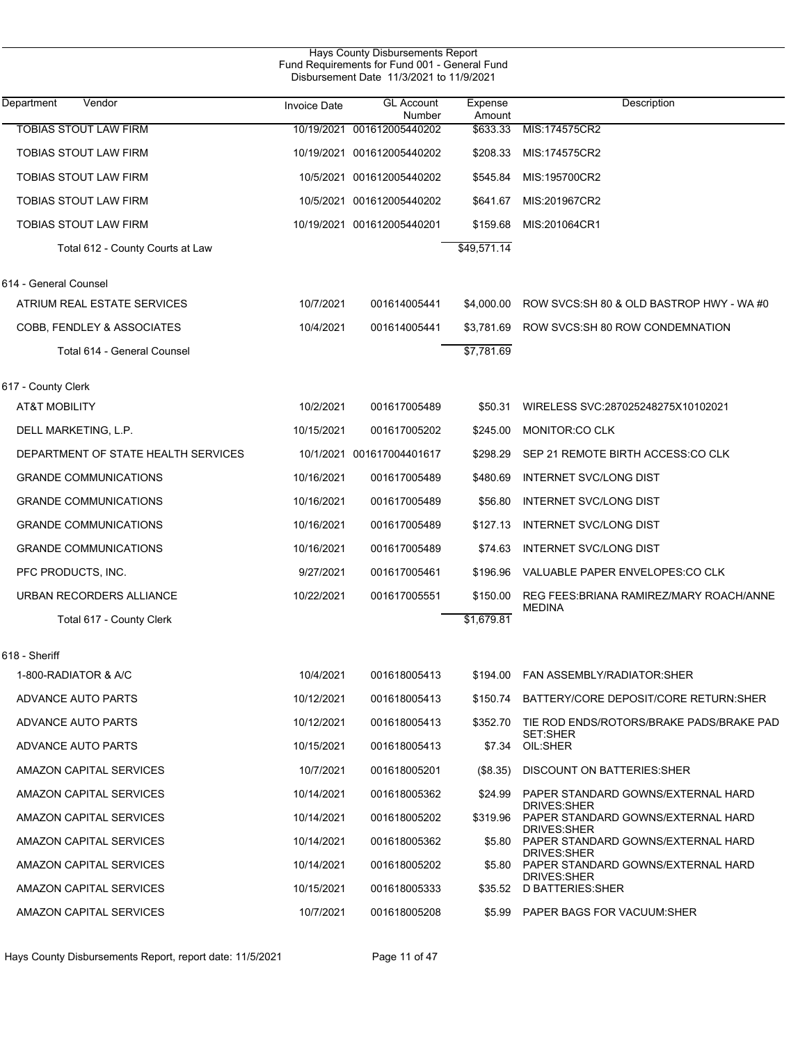Hays County Disbursements Report
Fund Requirements for Fund 001 - General Fund
Disbursement Date 11/3/2021 to 11/9/2021

| Department Vendor | Invoice Date | GL Account Number | Expense Amount | Description |
|---|---|---|---|---|
| TOBIAS STOUT LAW FIRM | 10/19/2021 | 001612005440202 | $633.33 | MIS:174575CR2 |
| TOBIAS STOUT LAW FIRM | 10/19/2021 | 001612005440202 | $208.33 | MIS:174575CR2 |
| TOBIAS STOUT LAW FIRM | 10/5/2021 | 001612005440202 | $545.84 | MIS:195700CR2 |
| TOBIAS STOUT LAW FIRM | 10/5/2021 | 001612005440202 | $641.67 | MIS:201967CR2 |
| TOBIAS STOUT LAW FIRM | 10/19/2021 | 001612005440201 | $159.68 | MIS:201064CR1 |
| Total 612 - County Courts at Law | | | $49,571.14 | |
| **614 - General Counsel** | | | | |
| ATRIUM REAL ESTATE SERVICES | 10/7/2021 | 001614005441 | $4,000.00 | ROW SVCS:SH 80 & OLD BASTROP HWY - WA #0 |
| COBB, FENDLEY & ASSOCIATES | 10/4/2021 | 001614005441 | $3,781.69 | ROW SVCS:SH 80 ROW CONDEMNATION |
| Total 614 - General Counsel | | | $7,781.69 | |
| **617 - County Clerk** | | | | |
| AT&T MOBILITY | 10/2/2021 | 001617005489 | $50.31 | WIRELESS SVC:287025248275X10102021 |
| DELL MARKETING, L.P. | 10/15/2021 | 001617005202 | $245.00 | MONITOR:CO CLK |
| DEPARTMENT OF STATE HEALTH SERVICES | 10/1/2021 | 001617004401617 | $298.29 | SEP 21 REMOTE BIRTH ACCESS:CO CLK |
| GRANDE COMMUNICATIONS | 10/16/2021 | 001617005489 | $480.69 | INTERNET SVC/LONG DIST |
| GRANDE COMMUNICATIONS | 10/16/2021 | 001617005489 | $56.80 | INTERNET SVC/LONG DIST |
| GRANDE COMMUNICATIONS | 10/16/2021 | 001617005489 | $127.13 | INTERNET SVC/LONG DIST |
| GRANDE COMMUNICATIONS | 10/16/2021 | 001617005489 | $74.63 | INTERNET SVC/LONG DIST |
| PFC PRODUCTS, INC. | 9/27/2021 | 001617005461 | $196.96 | VALUABLE PAPER ENVELOPES:CO CLK |
| URBAN RECORDERS ALLIANCE | 10/22/2021 | 001617005551 | $150.00 | REG FEES:BRIANA RAMIREZ/MARY ROACH/ANNE MEDINA |
| Total 617 - County Clerk | | | $1,679.81 | |
| **618 - Sheriff** | | | | |
| 1-800-RADIATOR & A/C | 10/4/2021 | 001618005413 | $194.00 | FAN ASSEMBLY/RADIATOR:SHER |
| ADVANCE AUTO PARTS | 10/12/2021 | 001618005413 | $150.74 | BATTERY/CORE DEPOSIT/CORE RETURN:SHER |
| ADVANCE AUTO PARTS | 10/12/2021 | 001618005413 | $352.70 | TIE ROD ENDS/ROTORS/BRAKE PADS/BRAKE PAD SET:SHER |
| ADVANCE AUTO PARTS | 10/15/2021 | 001618005413 | $7.34 | OIL:SHER |
| AMAZON CAPITAL SERVICES | 10/7/2021 | 001618005201 | ($8.35) | DISCOUNT ON BATTERIES:SHER |
| AMAZON CAPITAL SERVICES | 10/14/2021 | 001618005362 | $24.99 | PAPER STANDARD GOWNS/EXTERNAL HARD DRIVES:SHER |
| AMAZON CAPITAL SERVICES | 10/14/2021 | 001618005202 | $319.96 | PAPER STANDARD GOWNS/EXTERNAL HARD DRIVES:SHER |
| AMAZON CAPITAL SERVICES | 10/14/2021 | 001618005362 | $5.80 | PAPER STANDARD GOWNS/EXTERNAL HARD DRIVES:SHER |
| AMAZON CAPITAL SERVICES | 10/14/2021 | 001618005202 | $5.80 | PAPER STANDARD GOWNS/EXTERNAL HARD DRIVES:SHER |
| AMAZON CAPITAL SERVICES | 10/15/2021 | 001618005333 | $35.52 | D BATTERIES:SHER |
| AMAZON CAPITAL SERVICES | 10/7/2021 | 001618005208 | $5.99 | PAPER BAGS FOR VACUUM:SHER |

Hays County Disbursements Report, report date: 11/5/2021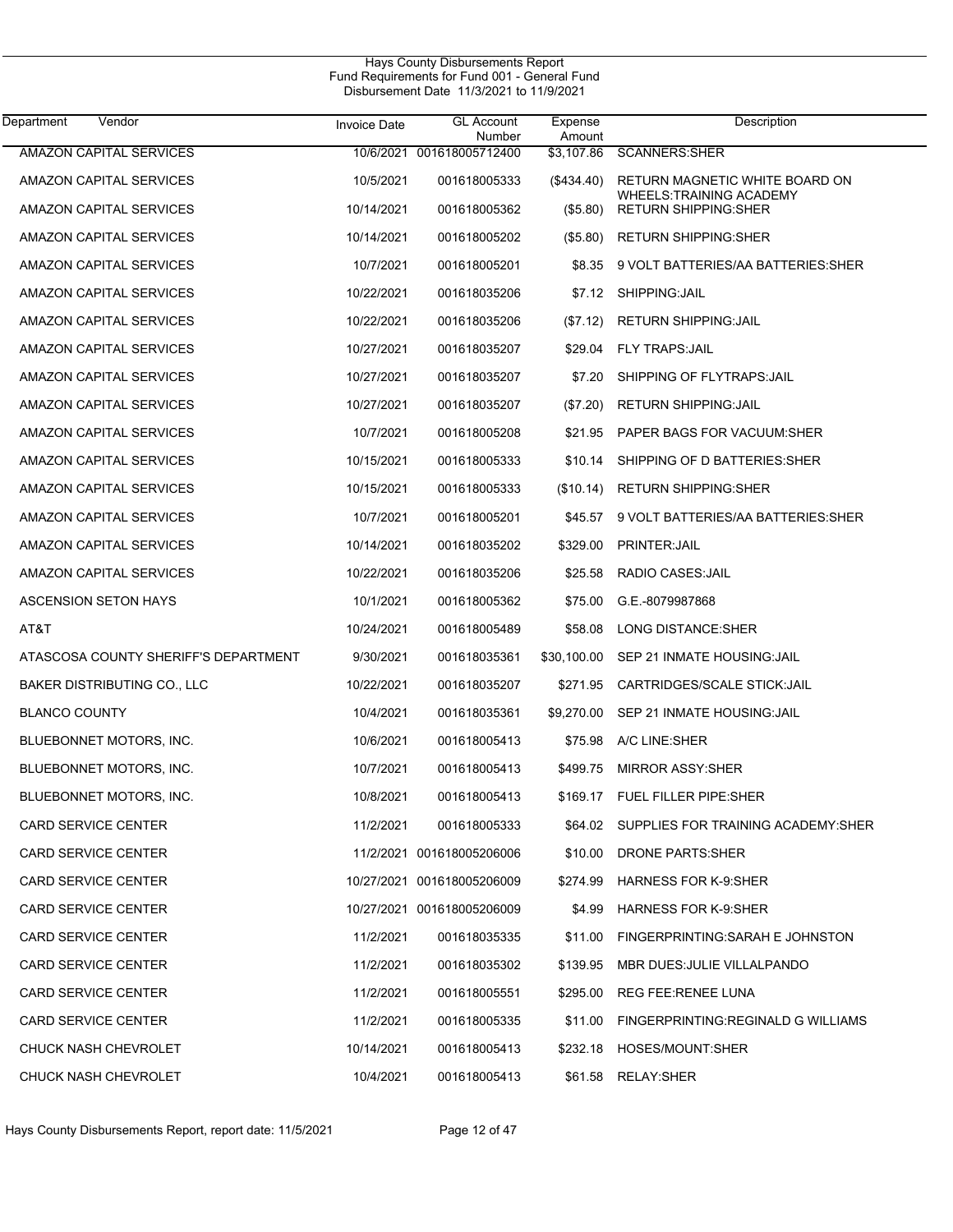Hays County Disbursements Report
Fund Requirements for Fund 001 - General Fund
Disbursement Date 11/3/2021 to 11/9/2021

| Department Vendor | Invoice Date | GL Account Number | Expense Amount | Description |
|---|---|---|---|---|
| AMAZON CAPITAL SERVICES | 10/6/2021 | 001618005712400 | $3,107.86 | SCANNERS:SHER |
| AMAZON CAPITAL SERVICES | 10/5/2021 | 001618005333 | ($434.40) | RETURN MAGNETIC WHITE BOARD ON WHEELS:TRAINING ACADEMY |
| AMAZON CAPITAL SERVICES | 10/14/2021 | 001618005362 | ($5.80) | RETURN SHIPPING:SHER |
| AMAZON CAPITAL SERVICES | 10/14/2021 | 001618005202 | ($5.80) | RETURN SHIPPING:SHER |
| AMAZON CAPITAL SERVICES | 10/7/2021 | 001618005201 | $8.35 | 9 VOLT BATTERIES/AA BATTERIES:SHER |
| AMAZON CAPITAL SERVICES | 10/22/2021 | 001618035206 | $7.12 | SHIPPING:JAIL |
| AMAZON CAPITAL SERVICES | 10/22/2021 | 001618035206 | ($7.12) | RETURN SHIPPING:JAIL |
| AMAZON CAPITAL SERVICES | 10/27/2021 | 001618035207 | $29.04 | FLY TRAPS:JAIL |
| AMAZON CAPITAL SERVICES | 10/27/2021 | 001618035207 | $7.20 | SHIPPING OF FLYTRAPS:JAIL |
| AMAZON CAPITAL SERVICES | 10/27/2021 | 001618035207 | ($7.20) | RETURN SHIPPING:JAIL |
| AMAZON CAPITAL SERVICES | 10/7/2021 | 001618005208 | $21.95 | PAPER BAGS FOR VACUUM:SHER |
| AMAZON CAPITAL SERVICES | 10/15/2021 | 001618005333 | $10.14 | SHIPPING OF D BATTERIES:SHER |
| AMAZON CAPITAL SERVICES | 10/15/2021 | 001618005333 | ($10.14) | RETURN SHIPPING:SHER |
| AMAZON CAPITAL SERVICES | 10/7/2021 | 001618005201 | $45.57 | 9 VOLT BATTERIES/AA BATTERIES:SHER |
| AMAZON CAPITAL SERVICES | 10/14/2021 | 001618035202 | $329.00 | PRINTER:JAIL |
| AMAZON CAPITAL SERVICES | 10/22/2021 | 001618035206 | $25.58 | RADIO CASES:JAIL |
| ASCENSION SETON HAYS | 10/1/2021 | 001618005362 | $75.00 | G.E.-8079987868 |
| AT&T | 10/24/2021 | 001618005489 | $58.08 | LONG DISTANCE:SHER |
| ATASCOSA COUNTY SHERIFF'S DEPARTMENT | 9/30/2021 | 001618035361 | $30,100.00 | SEP 21 INMATE HOUSING:JAIL |
| BAKER DISTRIBUTING CO., LLC | 10/22/2021 | 001618035207 | $271.95 | CARTRIDGES/SCALE STICK:JAIL |
| BLANCO COUNTY | 10/4/2021 | 001618035361 | $9,270.00 | SEP 21 INMATE HOUSING:JAIL |
| BLUEBONNET MOTORS, INC. | 10/6/2021 | 001618005413 | $75.98 | A/C LINE:SHER |
| BLUEBONNET MOTORS, INC. | 10/7/2021 | 001618005413 | $499.75 | MIRROR ASSY:SHER |
| BLUEBONNET MOTORS, INC. | 10/8/2021 | 001618005413 | $169.17 | FUEL FILLER PIPE:SHER |
| CARD SERVICE CENTER | 11/2/2021 | 001618005333 | $64.02 | SUPPLIES FOR TRAINING ACADEMY:SHER |
| CARD SERVICE CENTER | 11/2/2021 | 001618005206006 | $10.00 | DRONE PARTS:SHER |
| CARD SERVICE CENTER | 10/27/2021 | 001618005206009 | $274.99 | HARNESS FOR K-9:SHER |
| CARD SERVICE CENTER | 10/27/2021 | 001618005206009 | $4.99 | HARNESS FOR K-9:SHER |
| CARD SERVICE CENTER | 11/2/2021 | 001618035335 | $11.00 | FINGERPRINTING:SARAH E JOHNSTON |
| CARD SERVICE CENTER | 11/2/2021 | 001618035302 | $139.95 | MBR DUES:JULIE VILLALPANDO |
| CARD SERVICE CENTER | 11/2/2021 | 001618005551 | $295.00 | REG FEE:RENEE LUNA |
| CARD SERVICE CENTER | 11/2/2021 | 001618005335 | $11.00 | FINGERPRINTING:REGINALD G WILLIAMS |
| CHUCK NASH CHEVROLET | 10/14/2021 | 001618005413 | $232.18 | HOSES/MOUNT:SHER |
| CHUCK NASH CHEVROLET | 10/4/2021 | 001618005413 | $61.58 | RELAY:SHER |

Hays County Disbursements Report, report date: 11/5/2021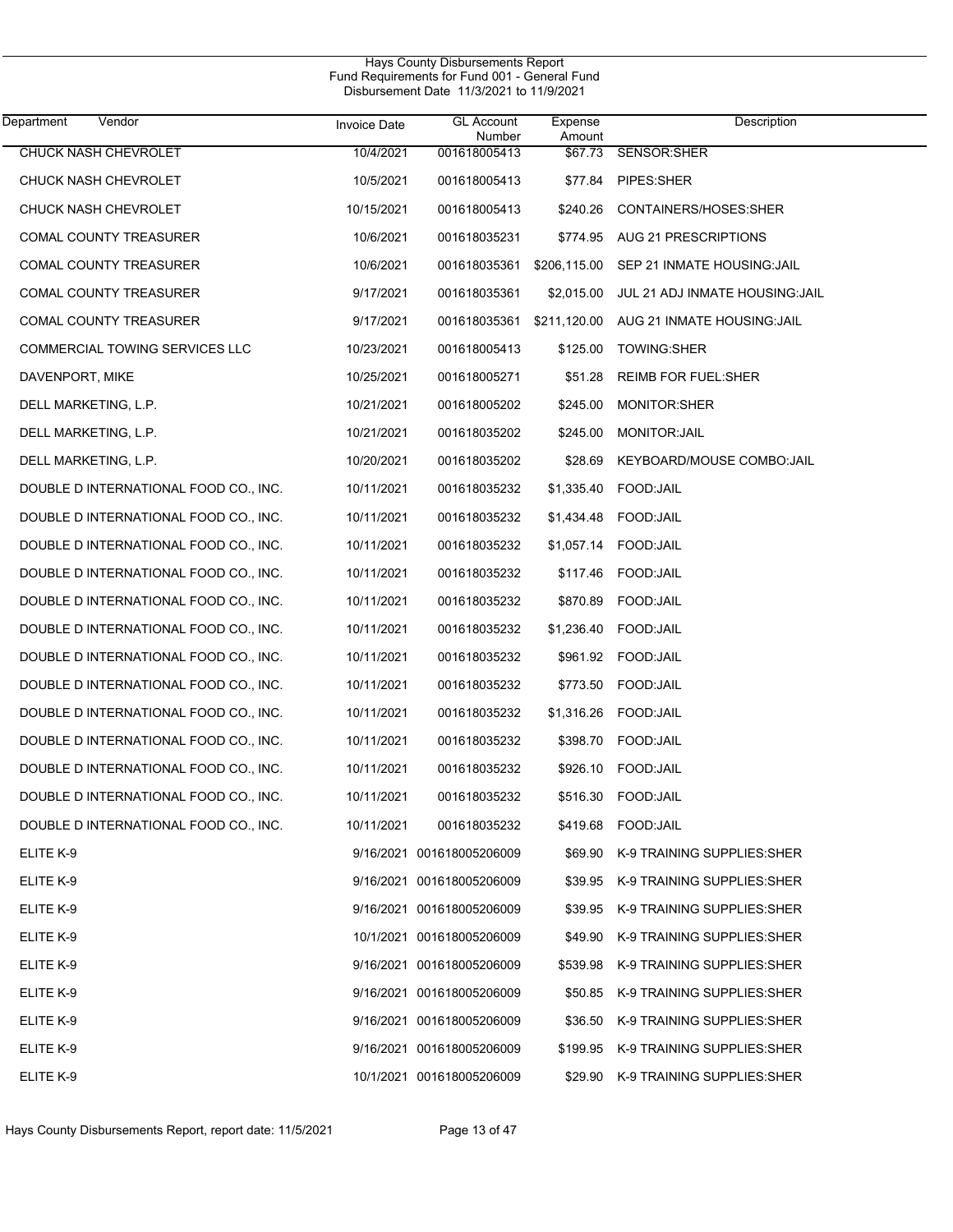Hays County Disbursements Report
Fund Requirements for Fund 001 - General Fund
Disbursement Date 11/3/2021 to 11/9/2021

| Department | Vendor | Invoice Date | GL Account Number | Expense Amount | Description |
|---|---|---|---|---|---|
| | CHUCK NASH CHEVROLET | 10/4/2021 | 001618005413 | $67.73 | SENSOR:SHER |
| | CHUCK NASH CHEVROLET | 10/5/2021 | 001618005413 | $77.84 | PIPES:SHER |
| | CHUCK NASH CHEVROLET | 10/15/2021 | 001618005413 | $240.26 | CONTAINERS/HOSES:SHER |
| | COMAL COUNTY TREASURER | 10/6/2021 | 001618035231 | $774.95 | AUG 21 PRESCRIPTIONS |
| | COMAL COUNTY TREASURER | 10/6/2021 | 001618035361 | $206,115.00 | SEP 21 INMATE HOUSING:JAIL |
| | COMAL COUNTY TREASURER | 9/17/2021 | 001618035361 | $2,015.00 | JUL 21 ADJ INMATE HOUSING:JAIL |
| | COMAL COUNTY TREASURER | 9/17/2021 | 001618035361 | $211,120.00 | AUG 21 INMATE HOUSING:JAIL |
| | COMMERCIAL TOWING SERVICES LLC | 10/23/2021 | 001618005413 | $125.00 | TOWING:SHER |
| | DAVENPORT, MIKE | 10/25/2021 | 001618005271 | $51.28 | REIMB FOR FUEL:SHER |
| | DELL MARKETING, L.P. | 10/21/2021 | 001618005202 | $245.00 | MONITOR:SHER |
| | DELL MARKETING, L.P. | 10/21/2021 | 001618035202 | $245.00 | MONITOR:JAIL |
| | DELL MARKETING, L.P. | 10/20/2021 | 001618035202 | $28.69 | KEYBOARD/MOUSE COMBO:JAIL |
| | DOUBLE D INTERNATIONAL FOOD CO., INC. | 10/11/2021 | 001618035232 | $1,335.40 | FOOD:JAIL |
| | DOUBLE D INTERNATIONAL FOOD CO., INC. | 10/11/2021 | 001618035232 | $1,434.48 | FOOD:JAIL |
| | DOUBLE D INTERNATIONAL FOOD CO., INC. | 10/11/2021 | 001618035232 | $1,057.14 | FOOD:JAIL |
| | DOUBLE D INTERNATIONAL FOOD CO., INC. | 10/11/2021 | 001618035232 | $117.46 | FOOD:JAIL |
| | DOUBLE D INTERNATIONAL FOOD CO., INC. | 10/11/2021 | 001618035232 | $870.89 | FOOD:JAIL |
| | DOUBLE D INTERNATIONAL FOOD CO., INC. | 10/11/2021 | 001618035232 | $1,236.40 | FOOD:JAIL |
| | DOUBLE D INTERNATIONAL FOOD CO., INC. | 10/11/2021 | 001618035232 | $961.92 | FOOD:JAIL |
| | DOUBLE D INTERNATIONAL FOOD CO., INC. | 10/11/2021 | 001618035232 | $773.50 | FOOD:JAIL |
| | DOUBLE D INTERNATIONAL FOOD CO., INC. | 10/11/2021 | 001618035232 | $1,316.26 | FOOD:JAIL |
| | DOUBLE D INTERNATIONAL FOOD CO., INC. | 10/11/2021 | 001618035232 | $398.70 | FOOD:JAIL |
| | DOUBLE D INTERNATIONAL FOOD CO., INC. | 10/11/2021 | 001618035232 | $926.10 | FOOD:JAIL |
| | DOUBLE D INTERNATIONAL FOOD CO., INC. | 10/11/2021 | 001618035232 | $516.30 | FOOD:JAIL |
| | DOUBLE D INTERNATIONAL FOOD CO., INC. | 10/11/2021 | 001618035232 | $419.68 | FOOD:JAIL |
| | ELITE K-9 | 9/16/2021 | 001618005206009 | $69.90 | K-9 TRAINING SUPPLIES:SHER |
| | ELITE K-9 | 9/16/2021 | 001618005206009 | $39.95 | K-9 TRAINING SUPPLIES:SHER |
| | ELITE K-9 | 9/16/2021 | 001618005206009 | $39.95 | K-9 TRAINING SUPPLIES:SHER |
| | ELITE K-9 | 10/1/2021 | 001618005206009 | $49.90 | K-9 TRAINING SUPPLIES:SHER |
| | ELITE K-9 | 9/16/2021 | 001618005206009 | $539.98 | K-9 TRAINING SUPPLIES:SHER |
| | ELITE K-9 | 9/16/2021 | 001618005206009 | $50.85 | K-9 TRAINING SUPPLIES:SHER |
| | ELITE K-9 | 9/16/2021 | 001618005206009 | $36.50 | K-9 TRAINING SUPPLIES:SHER |
| | ELITE K-9 | 9/16/2021 | 001618005206009 | $199.95 | K-9 TRAINING SUPPLIES:SHER |
| | ELITE K-9 | 10/1/2021 | 001618005206009 | $29.90 | K-9 TRAINING SUPPLIES:SHER |

Hays County Disbursements Report, report date: 11/5/2021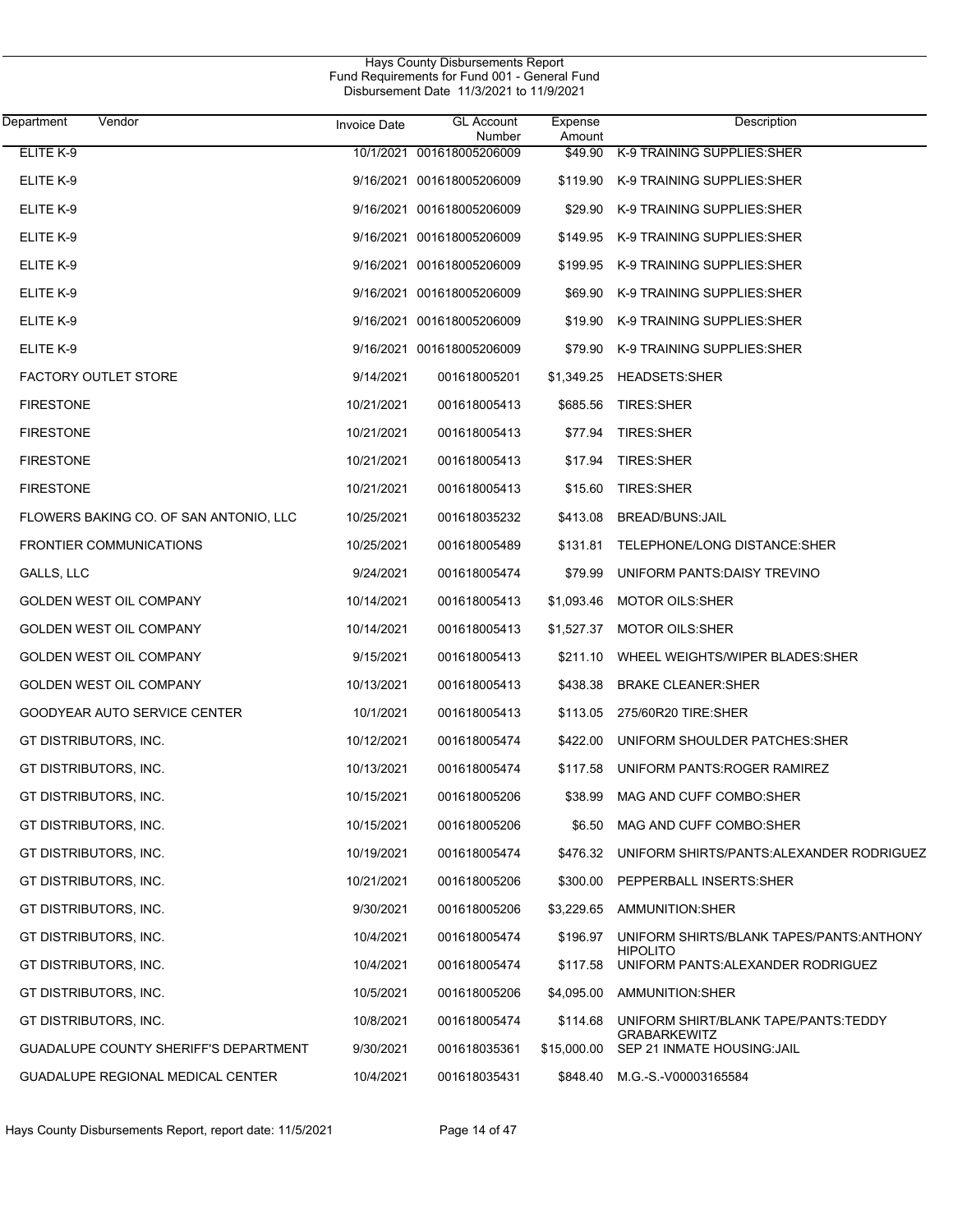Hays County Disbursements Report
Fund Requirements for Fund 001 - General Fund
Disbursement Date 11/3/2021 to 11/9/2021

| Department | Vendor | Invoice Date | GL Account Number | Expense Amount | Description |
|---|---|---|---|---|---|
| ELITE K-9 | | 10/1/2021 | 001618005206009 | $49.90 | K-9 TRAINING SUPPLIES:SHER |
| ELITE K-9 | | 9/16/2021 | 001618005206009 | $119.90 | K-9 TRAINING SUPPLIES:SHER |
| ELITE K-9 | | 9/16/2021 | 001618005206009 | $29.90 | K-9 TRAINING SUPPLIES:SHER |
| ELITE K-9 | | 9/16/2021 | 001618005206009 | $149.95 | K-9 TRAINING SUPPLIES:SHER |
| ELITE K-9 | | 9/16/2021 | 001618005206009 | $199.95 | K-9 TRAINING SUPPLIES:SHER |
| ELITE K-9 | | 9/16/2021 | 001618005206009 | $69.90 | K-9 TRAINING SUPPLIES:SHER |
| ELITE K-9 | | 9/16/2021 | 001618005206009 | $19.90 | K-9 TRAINING SUPPLIES:SHER |
| ELITE K-9 | | 9/16/2021 | 001618005206009 | $79.90 | K-9 TRAINING SUPPLIES:SHER |
| FACTORY OUTLET STORE | | 9/14/2021 | 001618005201 | $1,349.25 | HEADSETS:SHER |
| FIRESTONE | | 10/21/2021 | 001618005413 | $685.56 | TIRES:SHER |
| FIRESTONE | | 10/21/2021 | 001618005413 | $77.94 | TIRES:SHER |
| FIRESTONE | | 10/21/2021 | 001618005413 | $17.94 | TIRES:SHER |
| FIRESTONE | | 10/21/2021 | 001618005413 | $15.60 | TIRES:SHER |
| FLOWERS BAKING CO. OF SAN ANTONIO, LLC | | 10/25/2021 | 001618035232 | $413.08 | BREAD/BUNS:JAIL |
| FRONTIER COMMUNICATIONS | | 10/25/2021 | 001618005489 | $131.81 | TELEPHONE/LONG DISTANCE:SHER |
| GALLS, LLC | | 9/24/2021 | 001618005474 | $79.99 | UNIFORM PANTS:DAISY TREVINO |
| GOLDEN WEST OIL COMPANY | | 10/14/2021 | 001618005413 | $1,093.46 | MOTOR OILS:SHER |
| GOLDEN WEST OIL COMPANY | | 10/14/2021 | 001618005413 | $1,527.37 | MOTOR OILS:SHER |
| GOLDEN WEST OIL COMPANY | | 9/15/2021 | 001618005413 | $211.10 | WHEEL WEIGHTS/WIPER BLADES:SHER |
| GOLDEN WEST OIL COMPANY | | 10/13/2021 | 001618005413 | $438.38 | BRAKE CLEANER:SHER |
| GOODYEAR AUTO SERVICE CENTER | | 10/1/2021 | 001618005413 | $113.05 | 275/60R20 TIRE:SHER |
| GT DISTRIBUTORS, INC. | | 10/12/2021 | 001618005474 | $422.00 | UNIFORM SHOULDER PATCHES:SHER |
| GT DISTRIBUTORS, INC. | | 10/13/2021 | 001618005474 | $117.58 | UNIFORM PANTS:ROGER RAMIREZ |
| GT DISTRIBUTORS, INC. | | 10/15/2021 | 001618005206 | $38.99 | MAG AND CUFF COMBO:SHER |
| GT DISTRIBUTORS, INC. | | 10/15/2021 | 001618005206 | $6.50 | MAG AND CUFF COMBO:SHER |
| GT DISTRIBUTORS, INC. | | 10/19/2021 | 001618005474 | $476.32 | UNIFORM SHIRTS/PANTS:ALEXANDER RODRIGUEZ |
| GT DISTRIBUTORS, INC. | | 10/21/2021 | 001618005206 | $300.00 | PEPPERBALL INSERTS:SHER |
| GT DISTRIBUTORS, INC. | | 9/30/2021 | 001618005206 | $3,229.65 | AMMUNITION:SHER |
| GT DISTRIBUTORS, INC. | | 10/4/2021 | 001618005474 | $196.97 | UNIFORM SHIRTS/BLANK TAPES/PANTS:ANTHONY HIPOLITO |
| GT DISTRIBUTORS, INC. | | 10/4/2021 | 001618005474 | $117.58 | UNIFORM PANTS:ALEXANDER RODRIGUEZ |
| GT DISTRIBUTORS, INC. | | 10/5/2021 | 001618005206 | $4,095.00 | AMMUNITION:SHER |
| GT DISTRIBUTORS, INC. | | 10/8/2021 | 001618005474 | $114.68 | UNIFORM SHIRT/BLANK TAPE/PANTS:TEDDY GRABARKEWITZ |
| GUADALUPE COUNTY SHERIFF'S DEPARTMENT | | 9/30/2021 | 001618035361 | $15,000.00 | SEP 21 INMATE HOUSING:JAIL |
| GUADALUPE REGIONAL MEDICAL CENTER | | 10/4/2021 | 001618035431 | $848.40 | M.G.-S.-V00003165584 |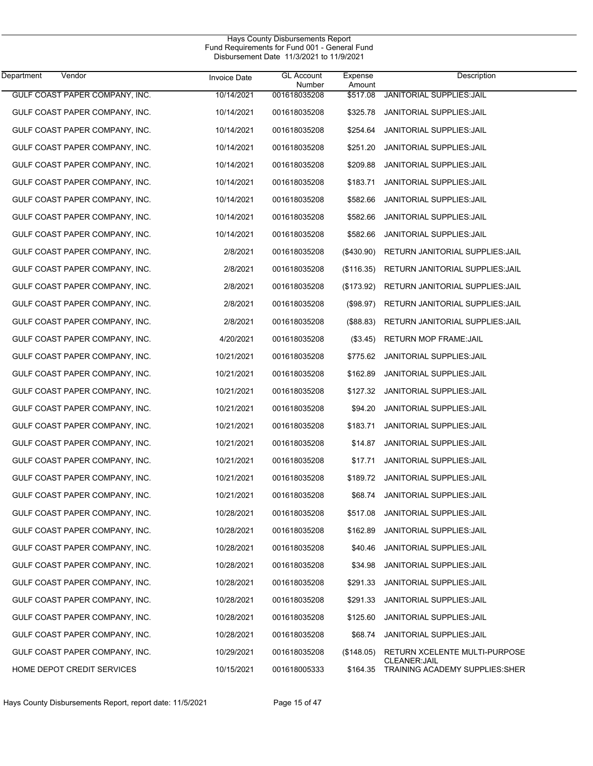Hays County Disbursements Report
Fund Requirements for Fund 001 - General Fund
Disbursement Date 11/3/2021 to 11/9/2021

| Department | Vendor | Invoice Date | GL Account Number | Expense Amount | Description |
|---|---|---|---|---|---|
| | GULF COAST PAPER COMPANY, INC. | 10/14/2021 | 001618035208 | $517.08 | JANITORIAL SUPPLIES:JAIL |
| | GULF COAST PAPER COMPANY, INC. | 10/14/2021 | 001618035208 | $325.78 | JANITORIAL SUPPLIES:JAIL |
| | GULF COAST PAPER COMPANY, INC. | 10/14/2021 | 001618035208 | $254.64 | JANITORIAL SUPPLIES:JAIL |
| | GULF COAST PAPER COMPANY, INC. | 10/14/2021 | 001618035208 | $251.20 | JANITORIAL SUPPLIES:JAIL |
| | GULF COAST PAPER COMPANY, INC. | 10/14/2021 | 001618035208 | $209.88 | JANITORIAL SUPPLIES:JAIL |
| | GULF COAST PAPER COMPANY, INC. | 10/14/2021 | 001618035208 | $183.71 | JANITORIAL SUPPLIES:JAIL |
| | GULF COAST PAPER COMPANY, INC. | 10/14/2021 | 001618035208 | $582.66 | JANITORIAL SUPPLIES:JAIL |
| | GULF COAST PAPER COMPANY, INC. | 10/14/2021 | 001618035208 | $582.66 | JANITORIAL SUPPLIES:JAIL |
| | GULF COAST PAPER COMPANY, INC. | 10/14/2021 | 001618035208 | $582.66 | JANITORIAL SUPPLIES:JAIL |
| | GULF COAST PAPER COMPANY, INC. | 2/8/2021 | 001618035208 | ($430.90) | RETURN JANITORIAL SUPPLIES:JAIL |
| | GULF COAST PAPER COMPANY, INC. | 2/8/2021 | 001618035208 | ($116.35) | RETURN JANITORIAL SUPPLIES:JAIL |
| | GULF COAST PAPER COMPANY, INC. | 2/8/2021 | 001618035208 | ($173.92) | RETURN JANITORIAL SUPPLIES:JAIL |
| | GULF COAST PAPER COMPANY, INC. | 2/8/2021 | 001618035208 | ($98.97) | RETURN JANITORIAL SUPPLIES:JAIL |
| | GULF COAST PAPER COMPANY, INC. | 2/8/2021 | 001618035208 | ($88.83) | RETURN JANITORIAL SUPPLIES:JAIL |
| | GULF COAST PAPER COMPANY, INC. | 4/20/2021 | 001618035208 | ($3.45) | RETURN MOP FRAME:JAIL |
| | GULF COAST PAPER COMPANY, INC. | 10/21/2021 | 001618035208 | $775.62 | JANITORIAL SUPPLIES:JAIL |
| | GULF COAST PAPER COMPANY, INC. | 10/21/2021 | 001618035208 | $162.89 | JANITORIAL SUPPLIES:JAIL |
| | GULF COAST PAPER COMPANY, INC. | 10/21/2021 | 001618035208 | $127.32 | JANITORIAL SUPPLIES:JAIL |
| | GULF COAST PAPER COMPANY, INC. | 10/21/2021 | 001618035208 | $94.20 | JANITORIAL SUPPLIES:JAIL |
| | GULF COAST PAPER COMPANY, INC. | 10/21/2021 | 001618035208 | $183.71 | JANITORIAL SUPPLIES:JAIL |
| | GULF COAST PAPER COMPANY, INC. | 10/21/2021 | 001618035208 | $14.87 | JANITORIAL SUPPLIES:JAIL |
| | GULF COAST PAPER COMPANY, INC. | 10/21/2021 | 001618035208 | $17.71 | JANITORIAL SUPPLIES:JAIL |
| | GULF COAST PAPER COMPANY, INC. | 10/21/2021 | 001618035208 | $189.72 | JANITORIAL SUPPLIES:JAIL |
| | GULF COAST PAPER COMPANY, INC. | 10/21/2021 | 001618035208 | $68.74 | JANITORIAL SUPPLIES:JAIL |
| | GULF COAST PAPER COMPANY, INC. | 10/28/2021 | 001618035208 | $517.08 | JANITORIAL SUPPLIES:JAIL |
| | GULF COAST PAPER COMPANY, INC. | 10/28/2021 | 001618035208 | $162.89 | JANITORIAL SUPPLIES:JAIL |
| | GULF COAST PAPER COMPANY, INC. | 10/28/2021 | 001618035208 | $40.46 | JANITORIAL SUPPLIES:JAIL |
| | GULF COAST PAPER COMPANY, INC. | 10/28/2021 | 001618035208 | $34.98 | JANITORIAL SUPPLIES:JAIL |
| | GULF COAST PAPER COMPANY, INC. | 10/28/2021 | 001618035208 | $291.33 | JANITORIAL SUPPLIES:JAIL |
| | GULF COAST PAPER COMPANY, INC. | 10/28/2021 | 001618035208 | $291.33 | JANITORIAL SUPPLIES:JAIL |
| | GULF COAST PAPER COMPANY, INC. | 10/28/2021 | 001618035208 | $125.60 | JANITORIAL SUPPLIES:JAIL |
| | GULF COAST PAPER COMPANY, INC. | 10/28/2021 | 001618035208 | $68.74 | JANITORIAL SUPPLIES:JAIL |
| | GULF COAST PAPER COMPANY, INC. | 10/29/2021 | 001618035208 | ($148.05) | RETURN XCELENTE MULTI-PURPOSE CLEANER:JAIL |
| | HOME DEPOT CREDIT SERVICES | 10/15/2021 | 001618005333 | $164.35 | TRAINING ACADEMY SUPPLIES:SHER |

Hays County Disbursements Report, report date: 11/5/2021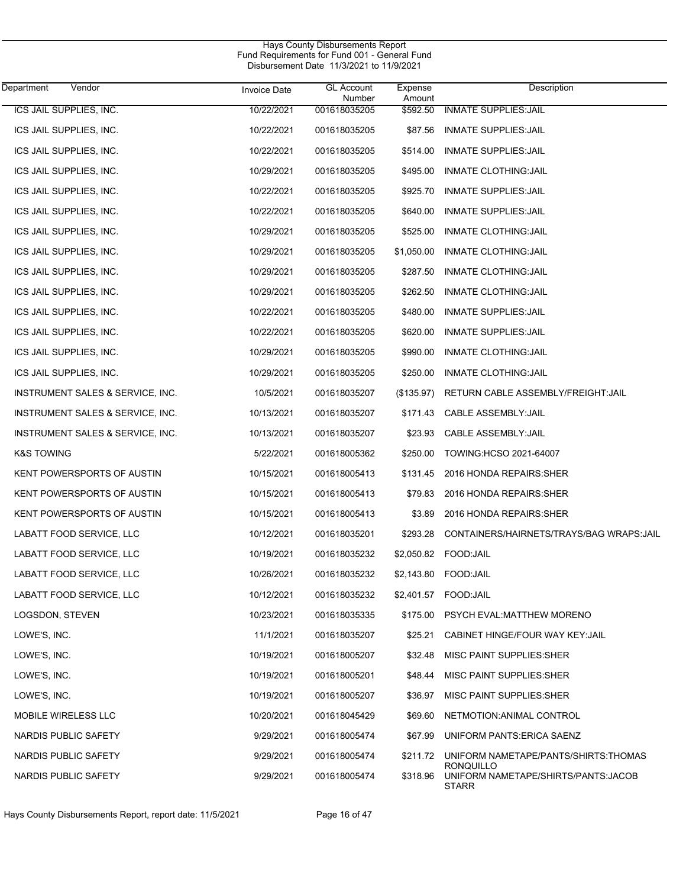Hays County Disbursements Report
Fund Requirements for Fund 001 - General Fund
Disbursement Date 11/3/2021 to 11/9/2021

| Department Vendor | Invoice Date | GL Account Number | Expense Amount | Description |
|---|---|---|---|---|
| ICS JAIL SUPPLIES, INC. | 10/22/2021 | 001618035205 | $592.50 | INMATE SUPPLIES:JAIL |
| ICS JAIL SUPPLIES, INC. | 10/22/2021 | 001618035205 | $87.56 | INMATE SUPPLIES:JAIL |
| ICS JAIL SUPPLIES, INC. | 10/22/2021 | 001618035205 | $514.00 | INMATE SUPPLIES:JAIL |
| ICS JAIL SUPPLIES, INC. | 10/29/2021 | 001618035205 | $495.00 | INMATE CLOTHING:JAIL |
| ICS JAIL SUPPLIES, INC. | 10/22/2021 | 001618035205 | $925.70 | INMATE SUPPLIES:JAIL |
| ICS JAIL SUPPLIES, INC. | 10/22/2021 | 001618035205 | $640.00 | INMATE SUPPLIES:JAIL |
| ICS JAIL SUPPLIES, INC. | 10/29/2021 | 001618035205 | $525.00 | INMATE CLOTHING:JAIL |
| ICS JAIL SUPPLIES, INC. | 10/29/2021 | 001618035205 | $1,050.00 | INMATE CLOTHING:JAIL |
| ICS JAIL SUPPLIES, INC. | 10/29/2021 | 001618035205 | $287.50 | INMATE CLOTHING:JAIL |
| ICS JAIL SUPPLIES, INC. | 10/29/2021 | 001618035205 | $262.50 | INMATE CLOTHING:JAIL |
| ICS JAIL SUPPLIES, INC. | 10/22/2021 | 001618035205 | $480.00 | INMATE SUPPLIES:JAIL |
| ICS JAIL SUPPLIES, INC. | 10/22/2021 | 001618035205 | $620.00 | INMATE SUPPLIES:JAIL |
| ICS JAIL SUPPLIES, INC. | 10/29/2021 | 001618035205 | $990.00 | INMATE CLOTHING:JAIL |
| ICS JAIL SUPPLIES, INC. | 10/29/2021 | 001618035205 | $250.00 | INMATE CLOTHING:JAIL |
| INSTRUMENT SALES & SERVICE, INC. | 10/5/2021 | 001618035207 | ($135.97) | RETURN CABLE ASSEMBLY/FREIGHT:JAIL |
| INSTRUMENT SALES & SERVICE, INC. | 10/13/2021 | 001618035207 | $171.43 | CABLE ASSEMBLY:JAIL |
| INSTRUMENT SALES & SERVICE, INC. | 10/13/2021 | 001618035207 | $23.93 | CABLE ASSEMBLY:JAIL |
| K&S TOWING | 5/22/2021 | 001618005362 | $250.00 | TOWING:HCSO 2021-64007 |
| KENT POWERSPORTS OF AUSTIN | 10/15/2021 | 001618005413 | $131.45 | 2016 HONDA REPAIRS:SHER |
| KENT POWERSPORTS OF AUSTIN | 10/15/2021 | 001618005413 | $79.83 | 2016 HONDA REPAIRS:SHER |
| KENT POWERSPORTS OF AUSTIN | 10/15/2021 | 001618005413 | $3.89 | 2016 HONDA REPAIRS:SHER |
| LABATT FOOD SERVICE, LLC | 10/12/2021 | 001618035201 | $293.28 | CONTAINERS/HAIRNETS/TRAYS/BAG WRAPS:JAIL |
| LABATT FOOD SERVICE, LLC | 10/19/2021 | 001618035232 | $2,050.82 | FOOD:JAIL |
| LABATT FOOD SERVICE, LLC | 10/26/2021 | 001618035232 | $2,143.80 | FOOD:JAIL |
| LABATT FOOD SERVICE, LLC | 10/12/2021 | 001618035232 | $2,401.57 | FOOD:JAIL |
| LOGSDON, STEVEN | 10/23/2021 | 001618035335 | $175.00 | PSYCH EVAL:MATTHEW MORENO |
| LOWE'S, INC. | 11/1/2021 | 001618035207 | $25.21 | CABINET HINGE/FOUR WAY KEY:JAIL |
| LOWE'S, INC. | 10/19/2021 | 001618005207 | $32.48 | MISC PAINT SUPPLIES:SHER |
| LOWE'S, INC. | 10/19/2021 | 001618005201 | $48.44 | MISC PAINT SUPPLIES:SHER |
| LOWE'S, INC. | 10/19/2021 | 001618005207 | $36.97 | MISC PAINT SUPPLIES:SHER |
| MOBILE WIRELESS LLC | 10/20/2021 | 001618045429 | $69.60 | NETMOTION:ANIMAL CONTROL |
| NARDIS PUBLIC SAFETY | 9/29/2021 | 001618005474 | $67.99 | UNIFORM PANTS:ERICA SAENZ |
| NARDIS PUBLIC SAFETY | 9/29/2021 | 001618005474 | $211.72 | UNIFORM NAMETAPE/PANTS/SHIRTS:THOMAS RONQUILLO |
| NARDIS PUBLIC SAFETY | 9/29/2021 | 001618005474 | $318.96 | UNIFORM NAMETAPE/SHIRTS/PANTS:JACOB STARR |

Hays County Disbursements Report, report date: 11/5/2021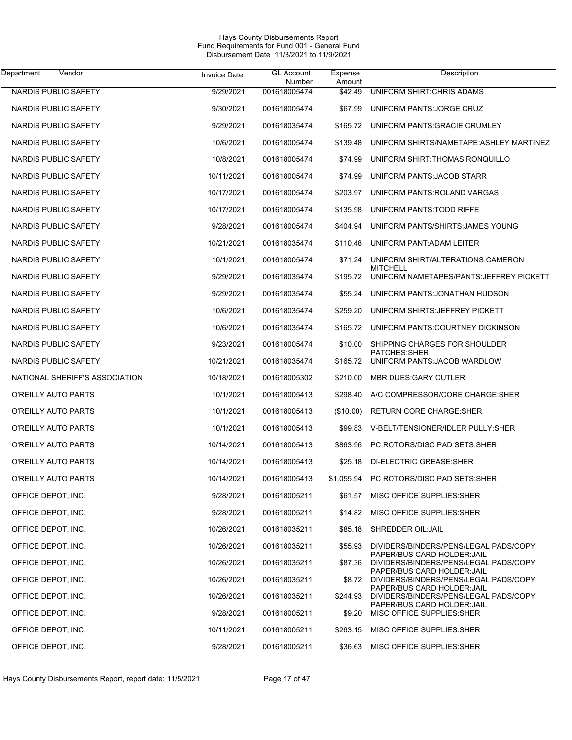# Hays County Disbursements Report
## Fund Requirements for Fund 001 - General Fund
### Disbursement Date 11/3/2021 to 11/9/2021

| Department Vendor | Invoice Date | GL Account Number | Expense Amount | Description |
|---|---|---|---|---|
| NARDIS PUBLIC SAFETY | 9/29/2021 | 001618005474 | $42.49 | UNIFORM SHIRT:CHRIS ADAMS |
| NARDIS PUBLIC SAFETY | 9/30/2021 | 001618005474 | $67.99 | UNIFORM PANTS:JORGE CRUZ |
| NARDIS PUBLIC SAFETY | 9/29/2021 | 001618035474 | $165.72 | UNIFORM PANTS:GRACIE CRUMLEY |
| NARDIS PUBLIC SAFETY | 10/6/2021 | 001618005474 | $139.48 | UNIFORM SHIRTS/NAMETAPE:ASHLEY MARTINEZ |
| NARDIS PUBLIC SAFETY | 10/8/2021 | 001618005474 | $74.99 | UNIFORM SHIRT:THOMAS RONQUILLO |
| NARDIS PUBLIC SAFETY | 10/11/2021 | 001618005474 | $74.99 | UNIFORM PANTS:JACOB STARR |
| NARDIS PUBLIC SAFETY | 10/17/2021 | 001618005474 | $203.97 | UNIFORM PANTS:ROLAND VARGAS |
| NARDIS PUBLIC SAFETY | 10/17/2021 | 001618005474 | $135.98 | UNIFORM PANTS:TODD RIFFE |
| NARDIS PUBLIC SAFETY | 9/28/2021 | 001618005474 | $404.94 | UNIFORM PANTS/SHIRTS:JAMES YOUNG |
| NARDIS PUBLIC SAFETY | 10/21/2021 | 001618035474 | $110.48 | UNIFORM PANT:ADAM LEITER |
| NARDIS PUBLIC SAFETY | 10/1/2021 | 001618005474 | $71.24 | UNIFORM SHIRT/ALTERATIONS:CAMERON MITCHELL |
| NARDIS PUBLIC SAFETY | 9/29/2021 | 001618035474 | $195.72 | UNIFORM NAMETAPES/PANTS:JEFFREY PICKETT |
| NARDIS PUBLIC SAFETY | 9/29/2021 | 001618035474 | $55.24 | UNIFORM PANTS:JONATHAN HUDSON |
| NARDIS PUBLIC SAFETY | 10/6/2021 | 001618035474 | $259.20 | UNIFORM SHIRTS:JEFFREY PICKETT |
| NARDIS PUBLIC SAFETY | 10/6/2021 | 001618035474 | $165.72 | UNIFORM PANTS:COURTNEY DICKINSON |
| NARDIS PUBLIC SAFETY | 9/23/2021 | 001618005474 | $10.00 | SHIPPING CHARGES FOR SHOULDER PATCHES:SHER |
| NARDIS PUBLIC SAFETY | 10/21/2021 | 001618035474 | $165.72 | UNIFORM PANTS:JACOB WARDLOW |
| NATIONAL SHERIFF'S ASSOCIATION | 10/18/2021 | 001618005302 | $210.00 | MBR DUES:GARY CUTLER |
| O'REILLY AUTO PARTS | 10/1/2021 | 001618005413 | $298.40 | A/C COMPRESSOR/CORE CHARGE:SHER |
| O'REILLY AUTO PARTS | 10/1/2021 | 001618005413 | ($10.00) | RETURN CORE CHARGE:SHER |
| O'REILLY AUTO PARTS | 10/1/2021 | 001618005413 | $99.83 | V-BELT/TENSIONER/IDLER PULLY:SHER |
| O'REILLY AUTO PARTS | 10/14/2021 | 001618005413 | $863.96 | PC ROTORS/DISC PAD SETS:SHER |
| O'REILLY AUTO PARTS | 10/14/2021 | 001618005413 | $25.18 | DI-ELECTRIC GREASE:SHER |
| O'REILLY AUTO PARTS | 10/14/2021 | 001618005413 | $1,055.94 | PC ROTORS/DISC PAD SETS:SHER |
| OFFICE DEPOT, INC. | 9/28/2021 | 001618005211 | $61.57 | MISC OFFICE SUPPLIES:SHER |
| OFFICE DEPOT, INC. | 9/28/2021 | 001618005211 | $14.82 | MISC OFFICE SUPPLIES:SHER |
| OFFICE DEPOT, INC. | 10/26/2021 | 001618035211 | $85.18 | SHREDDER OIL:JAIL |
| OFFICE DEPOT, INC. | 10/26/2021 | 001618035211 | $55.93 | DIVIDERS/BINDERS/PENS/LEGAL PADS/COPY PAPER/BUS CARD HOLDER:JAIL |
| OFFICE DEPOT, INC. | 10/26/2021 | 001618035211 | $87.36 | DIVIDERS/BINDERS/PENS/LEGAL PADS/COPY PAPER/BUS CARD HOLDER:JAIL |
| OFFICE DEPOT, INC. | 10/26/2021 | 001618035211 | $8.72 | DIVIDERS/BINDERS/PENS/LEGAL PADS/COPY PAPER/BUS CARD HOLDER:JAIL |
| OFFICE DEPOT, INC. | 10/26/2021 | 001618035211 | $244.93 | DIVIDERS/BINDERS/PENS/LEGAL PADS/COPY PAPER/BUS CARD HOLDER:JAIL |
| OFFICE DEPOT, INC. | 9/28/2021 | 001618005211 | $9.20 | MISC OFFICE SUPPLIES:SHER |
| OFFICE DEPOT, INC. | 10/11/2021 | 001618005211 | $263.15 | MISC OFFICE SUPPLIES:SHER |
| OFFICE DEPOT, INC. | 9/28/2021 | 001618005211 | $36.63 | MISC OFFICE SUPPLIES:SHER |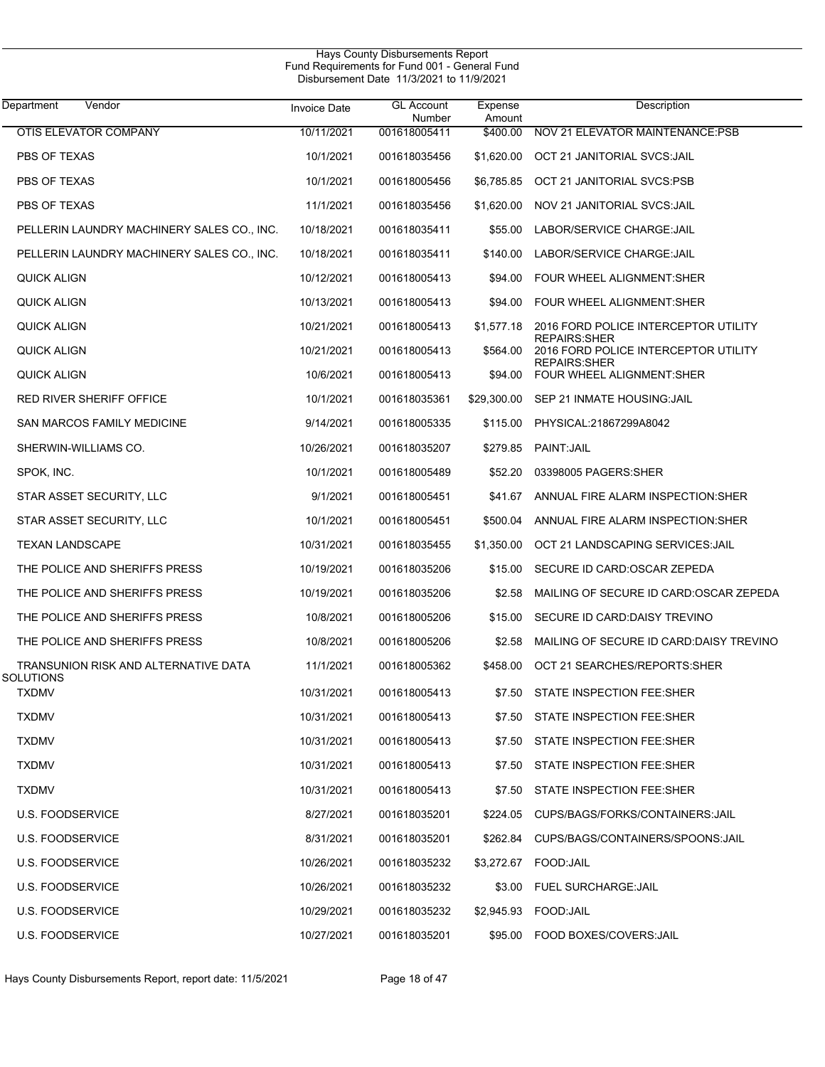Hays County Disbursements Report
Fund Requirements for Fund 001 - General Fund
Disbursement Date 11/3/2021 to 11/9/2021

| Department | Vendor | Invoice Date | GL Account Number | Expense Amount | Description |
|---|---|---|---|---|---|
| | OTIS ELEVATOR COMPANY | 10/11/2021 | 001618005411 | $400.00 | NOV 21 ELEVATOR MAINTENANCE:PSB |
| | PBS OF TEXAS | 10/1/2021 | 001618035456 | $1,620.00 | OCT 21 JANITORIAL SVCS:JAIL |
| | PBS OF TEXAS | 10/1/2021 | 001618005456 | $6,785.85 | OCT 21 JANITORIAL SVCS:PSB |
| | PBS OF TEXAS | 11/1/2021 | 001618035456 | $1,620.00 | NOV 21 JANITORIAL SVCS:JAIL |
| | PELLERIN LAUNDRY MACHINERY SALES CO., INC. | 10/18/2021 | 001618035411 | $55.00 | LABOR/SERVICE CHARGE:JAIL |
| | PELLERIN LAUNDRY MACHINERY SALES CO., INC. | 10/18/2021 | 001618035411 | $140.00 | LABOR/SERVICE CHARGE:JAIL |
| | QUICK ALIGN | 10/12/2021 | 001618005413 | $94.00 | FOUR WHEEL ALIGNMENT:SHER |
| | QUICK ALIGN | 10/13/2021 | 001618005413 | $94.00 | FOUR WHEEL ALIGNMENT:SHER |
| | QUICK ALIGN | 10/21/2021 | 001618005413 | $1,577.18 | 2016 FORD POLICE INTERCEPTOR UTILITY REPAIRS:SHER |
| | QUICK ALIGN | 10/21/2021 | 001618005413 | $564.00 | 2016 FORD POLICE INTERCEPTOR UTILITY REPAIRS:SHER |
| | QUICK ALIGN | 10/6/2021 | 001618005413 | $94.00 | FOUR WHEEL ALIGNMENT:SHER |
| | RED RIVER SHERIFF OFFICE | 10/1/2021 | 001618035361 | $29,300.00 | SEP 21 INMATE HOUSING:JAIL |
| | SAN MARCOS FAMILY MEDICINE | 9/14/2021 | 001618005335 | $115.00 | PHYSICAL:21867299A8042 |
| | SHERWIN-WILLIAMS CO. | 10/26/2021 | 001618035207 | $279.85 | PAINT:JAIL |
| | SPOK, INC. | 10/1/2021 | 001618005489 | $52.20 | 03398005 PAGERS:SHER |
| | STAR ASSET SECURITY, LLC | 9/1/2021 | 001618005451 | $41.67 | ANNUAL FIRE ALARM INSPECTION:SHER |
| | STAR ASSET SECURITY, LLC | 10/1/2021 | 001618005451 | $500.04 | ANNUAL FIRE ALARM INSPECTION:SHER |
| | TEXAN LANDSCAPE | 10/31/2021 | 001618035455 | $1,350.00 | OCT 21 LANDSCAPING SERVICES:JAIL |
| | THE POLICE AND SHERIFFS PRESS | 10/19/2021 | 001618035206 | $15.00 | SECURE ID CARD:OSCAR ZEPEDA |
| | THE POLICE AND SHERIFFS PRESS | 10/19/2021 | 001618035206 | $2.58 | MAILING OF SECURE ID CARD:OSCAR ZEPEDA |
| | THE POLICE AND SHERIFFS PRESS | 10/8/2021 | 001618005206 | $15.00 | SECURE ID CARD:DAISY TREVINO |
| | THE POLICE AND SHERIFFS PRESS | 10/8/2021 | 001618005206 | $2.58 | MAILING OF SECURE ID CARD:DAISY TREVINO |
| | TRANSUNION RISK AND ALTERNATIVE DATA SOLUTIONS | 11/1/2021 | 001618005362 | $458.00 | OCT 21 SEARCHES/REPORTS:SHER |
| | TXDMV | 10/31/2021 | 001618005413 | $7.50 | STATE INSPECTION FEE:SHER |
| | TXDMV | 10/31/2021 | 001618005413 | $7.50 | STATE INSPECTION FEE:SHER |
| | TXDMV | 10/31/2021 | 001618005413 | $7.50 | STATE INSPECTION FEE:SHER |
| | TXDMV | 10/31/2021 | 001618005413 | $7.50 | STATE INSPECTION FEE:SHER |
| | TXDMV | 10/31/2021 | 001618005413 | $7.50 | STATE INSPECTION FEE:SHER |
| | U.S. FOODSERVICE | 8/27/2021 | 001618035201 | $224.05 | CUPS/BAGS/FORKS/CONTAINERS:JAIL |
| | U.S. FOODSERVICE | 8/31/2021 | 001618035201 | $262.84 | CUPS/BAGS/CONTAINERS/SPOONS:JAIL |
| | U.S. FOODSERVICE | 10/26/2021 | 001618035232 | $3,272.67 | FOOD:JAIL |
| | U.S. FOODSERVICE | 10/26/2021 | 001618035232 | $3.00 | FUEL SURCHARGE:JAIL |
| | U.S. FOODSERVICE | 10/29/2021 | 001618035232 | $2,945.93 | FOOD:JAIL |
| | U.S. FOODSERVICE | 10/27/2021 | 001618035201 | $95.00 | FOOD BOXES/COVERS:JAIL |

Hays County Disbursements Report, report date: 11/5/2021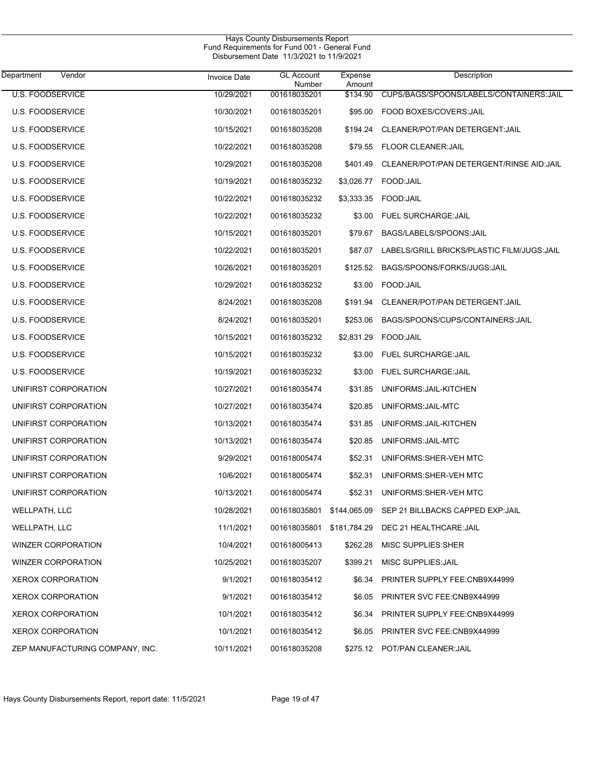Hays County Disbursements Report
Fund Requirements for Fund 001 - General Fund
Disbursement Date 11/3/2021 to 11/9/2021

| Department Vendor | Invoice Date | GL Account Number | Expense Amount | Description |
|---|---|---|---|---|
| U.S. FOODSERVICE | 10/29/2021 | 001618035201 | $134.90 | CUPS/BAGS/SPOONS/LABELS/CONTAINERS:JAIL |
| U.S. FOODSERVICE | 10/30/2021 | 001618035201 | $95.00 | FOOD BOXES/COVERS:JAIL |
| U.S. FOODSERVICE | 10/15/2021 | 001618035208 | $194.24 | CLEANER/POT/PAN DETERGENT:JAIL |
| U.S. FOODSERVICE | 10/22/2021 | 001618035208 | $79.55 | FLOOR CLEANER:JAIL |
| U.S. FOODSERVICE | 10/29/2021 | 001618035208 | $401.49 | CLEANER/POT/PAN DETERGENT/RINSE AID:JAIL |
| U.S. FOODSERVICE | 10/19/2021 | 001618035232 | $3,026.77 | FOOD:JAIL |
| U.S. FOODSERVICE | 10/22/2021 | 001618035232 | $3,333.35 | FOOD:JAIL |
| U.S. FOODSERVICE | 10/22/2021 | 001618035232 | $3.00 | FUEL SURCHARGE:JAIL |
| U.S. FOODSERVICE | 10/15/2021 | 001618035201 | $79.67 | BAGS/LABELS/SPOONS:JAIL |
| U.S. FOODSERVICE | 10/22/2021 | 001618035201 | $87.07 | LABELS/GRILL BRICKS/PLASTIC FILM/JUGS:JAIL |
| U.S. FOODSERVICE | 10/26/2021 | 001618035201 | $125.52 | BAGS/SPOONS/FORKS/JUGS:JAIL |
| U.S. FOODSERVICE | 10/29/2021 | 001618035232 | $3.00 | FOOD:JAIL |
| U.S. FOODSERVICE | 8/24/2021 | 001618035208 | $191.94 | CLEANER/POT/PAN DETERGENT:JAIL |
| U.S. FOODSERVICE | 8/24/2021 | 001618035201 | $253.06 | BAGS/SPOONS/CUPS/CONTAINERS:JAIL |
| U.S. FOODSERVICE | 10/15/2021 | 001618035232 | $2,831.29 | FOOD:JAIL |
| U.S. FOODSERVICE | 10/15/2021 | 001618035232 | $3.00 | FUEL SURCHARGE:JAIL |
| U.S. FOODSERVICE | 10/19/2021 | 001618035232 | $3.00 | FUEL SURCHARGE:JAIL |
| UNIFIRST CORPORATION | 10/27/2021 | 001618035474 | $31.85 | UNIFORMS:JAIL-KITCHEN |
| UNIFIRST CORPORATION | 10/27/2021 | 001618035474 | $20.85 | UNIFORMS:JAIL-MTC |
| UNIFIRST CORPORATION | 10/13/2021 | 001618035474 | $31.85 | UNIFORMS:JAIL-KITCHEN |
| UNIFIRST CORPORATION | 10/13/2021 | 001618035474 | $20.85 | UNIFORMS:JAIL-MTC |
| UNIFIRST CORPORATION | 9/29/2021 | 001618005474 | $52.31 | UNIFORMS:SHER-VEH MTC |
| UNIFIRST CORPORATION | 10/6/2021 | 001618005474 | $52.31 | UNIFORMS:SHER-VEH MTC |
| UNIFIRST CORPORATION | 10/13/2021 | 001618005474 | $52.31 | UNIFORMS:SHER-VEH MTC |
| WELLPATH, LLC | 10/28/2021 | 001618035801 | $144,065.09 | SEP 21 BILLBACKS CAPPED EXP:JAIL |
| WELLPATH, LLC | 11/1/2021 | 001618035801 | $181,784.29 | DEC 21 HEALTHCARE:JAIL |
| WINZER CORPORATION | 10/4/2021 | 001618005413 | $262.28 | MISC SUPPLIES:SHER |
| WINZER CORPORATION | 10/25/2021 | 001618035207 | $399.21 | MISC SUPPLIES:JAIL |
| XEROX CORPORATION | 9/1/2021 | 001618035412 | $6.34 | PRINTER SUPPLY FEE:CNB9X44999 |
| XEROX CORPORATION | 9/1/2021 | 001618035412 | $6.05 | PRINTER SVC FEE:CNB9X44999 |
| XEROX CORPORATION | 10/1/2021 | 001618035412 | $6.34 | PRINTER SUPPLY FEE:CNB9X44999 |
| XEROX CORPORATION | 10/1/2021 | 001618035412 | $6.05 | PRINTER SVC FEE:CNB9X44999 |
| ZEP MANUFACTURING COMPANY, INC. | 10/11/2021 | 001618035208 | $275.12 | POT/PAN CLEANER:JAIL |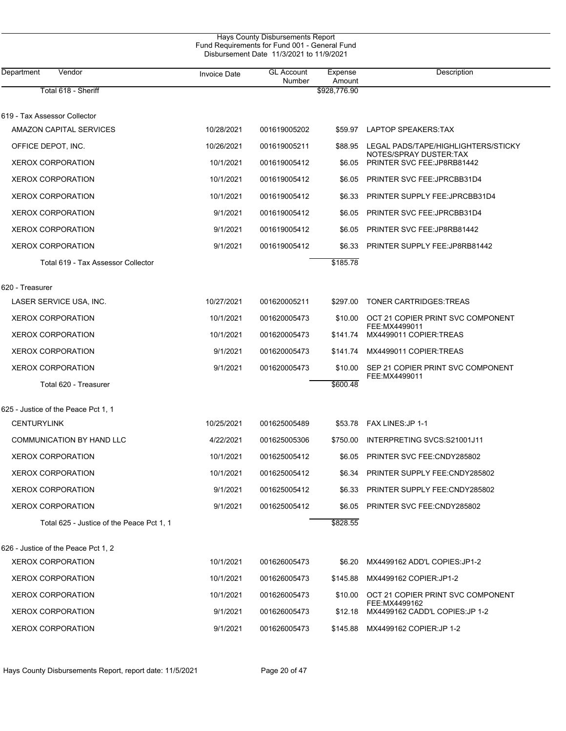# Hays County Disbursements Report
## Fund Requirements for Fund 001 - General Fund
### Disbursement Date 11/3/2021 to 11/9/2021

| Department Vendor | Invoice Date | GL Account Number | Expense Amount | Description |
|---|---|---|---|---|
| Total 618 - Sheriff | | | $928,776.90 | |
| **619 - Tax Assessor Collector** | | | | |
| AMAZON CAPITAL SERVICES | 10/28/2021 | 001619005202 | $59.97 | LAPTOP SPEAKERS:TAX |
| OFFICE DEPOT, INC. | 10/26/2021 | 001619005211 | $88.95 | LEGAL PADS/TAPE/HIGHLIGHTERS/STICKY NOTES/SPRAY DUSTER:TAX |
| XEROX CORPORATION | 10/1/2021 | 001619005412 | $6.05 | PRINTER SVC FEE:JP8RB81442 |
| XEROX CORPORATION | 10/1/2021 | 001619005412 | $6.05 | PRINTER SVC FEE:JPRCBB31D4 |
| XEROX CORPORATION | 10/1/2021 | 001619005412 | $6.33 | PRINTER SUPPLY FEE:JPRCBB31D4 |
| XEROX CORPORATION | 9/1/2021 | 001619005412 | $6.05 | PRINTER SVC FEE:JPRCBB31D4 |
| XEROX CORPORATION | 9/1/2021 | 001619005412 | $6.05 | PRINTER SVC FEE:JP8RB81442 |
| XEROX CORPORATION | 9/1/2021 | 001619005412 | $6.33 | PRINTER SUPPLY FEE:JP8RB81442 |
| Total 619 - Tax Assessor Collector | | | $185.78 | |
| **620 - Treasurer** | | | | |
| LASER SERVICE USA, INC. | 10/27/2021 | 001620005211 | $297.00 | TONER CARTRIDGES:TREAS |
| XEROX CORPORATION | 10/1/2021 | 001620005473 | $10.00 | OCT 21 COPIER PRINT SVC COMPONENT FEE:MX4499011 |
| XEROX CORPORATION | 10/1/2021 | 001620005473 | $141.74 | MX4499011 COPIER:TREAS |
| XEROX CORPORATION | 9/1/2021 | 001620005473 | $141.74 | MX4499011 COPIER:TREAS |
| XEROX CORPORATION | 9/1/2021 | 001620005473 | $10.00 | SEP 21 COPIER PRINT SVC COMPONENT FEE:MX4499011 |
| Total 620 - Treasurer | | | $600.48 | |
| **625 - Justice of the Peace Pct 1, 1** | | | | |
| CENTURYLINK | 10/25/2021 | 001625005489 | $53.78 | FAX LINES:JP 1-1 |
| COMMUNICATION BY HAND LLC | 4/22/2021 | 001625005306 | $750.00 | INTERPRETING SVCS:S21001J11 |
| XEROX CORPORATION | 10/1/2021 | 001625005412 | $6.05 | PRINTER SVC FEE:CNDY285802 |
| XEROX CORPORATION | 10/1/2021 | 001625005412 | $6.34 | PRINTER SUPPLY FEE:CNDY285802 |
| XEROX CORPORATION | 9/1/2021 | 001625005412 | $6.33 | PRINTER SUPPLY FEE:CNDY285802 |
| XEROX CORPORATION | 9/1/2021 | 001625005412 | $6.05 | PRINTER SVC FEE:CNDY285802 |
| Total 625 - Justice of the Peace Pct 1, 1 | | | $828.55 | |
| **626 - Justice of the Peace Pct 1, 2** | | | | |
| XEROX CORPORATION | 10/1/2021 | 001626005473 | $6.20 | MX4499162 ADD'L COPIES:JP1-2 |
| XEROX CORPORATION | 10/1/2021 | 001626005473 | $145.88 | MX4499162 COPIER:JP1-2 |
| XEROX CORPORATION | 10/1/2021 | 001626005473 | $10.00 | OCT 21 COPIER PRINT SVC COMPONENT FEE:MX4499162 |
| XEROX CORPORATION | 9/1/2021 | 001626005473 | $12.18 | MX4499162 CADD'L COPIES:JP 1-2 |
| XEROX CORPORATION | 9/1/2021 | 001626005473 | $145.88 | MX4499162 COPIER:JP 1-2 |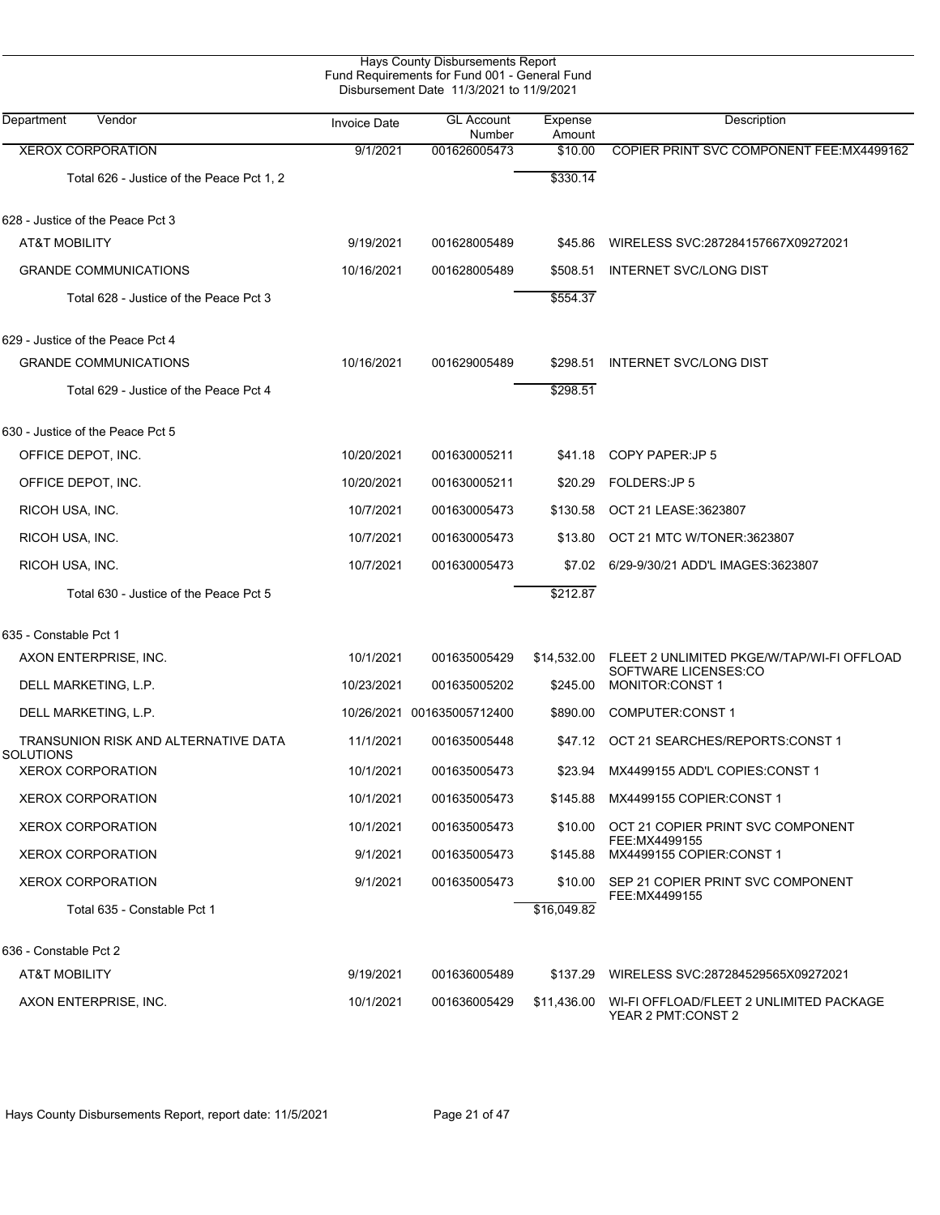Hays County Disbursements Report
Fund Requirements for Fund 001 - General Fund
Disbursement Date 11/3/2021 to 11/9/2021

| Department | Vendor | Invoice Date | GL Account Number | Expense Amount | Description |
|---|---|---|---|---|---|
| | XEROX CORPORATION | 9/1/2021 | 001626005473 | $10.00 | COPIER PRINT SVC COMPONENT FEE:MX4499162 |
| | Total 626 - Justice of the Peace Pct 1, 2 | | | $330.14 | |
| 628 - Justice of the Peace Pct 3 | | | | | |
| | AT&T MOBILITY | 9/19/2021 | 001628005489 | $45.86 | WIRELESS SVC:287284157667X09272021 |
| | GRANDE COMMUNICATIONS | 10/16/2021 | 001628005489 | $508.51 | INTERNET SVC/LONG DIST |
| | Total 628 - Justice of the Peace Pct 3 | | | $554.37 | |
| 629 - Justice of the Peace Pct 4 | | | | | |
| | GRANDE COMMUNICATIONS | 10/16/2021 | 001629005489 | $298.51 | INTERNET SVC/LONG DIST |
| | Total 629 - Justice of the Peace Pct 4 | | | $298.51 | |
| 630 - Justice of the Peace Pct 5 | | | | | |
| | OFFICE DEPOT, INC. | 10/20/2021 | 001630005211 | $41.18 | COPY PAPER:JP 5 |
| | OFFICE DEPOT, INC. | 10/20/2021 | 001630005211 | $20.29 | FOLDERS:JP 5 |
| | RICOH USA, INC. | 10/7/2021 | 001630005473 | $130.58 | OCT 21 LEASE:3623807 |
| | RICOH USA, INC. | 10/7/2021 | 001630005473 | $13.80 | OCT 21 MTC W/TONER:3623807 |
| | RICOH USA, INC. | 10/7/2021 | 001630005473 | $7.02 | 6/29-9/30/21 ADD'L IMAGES:3623807 |
| | Total 630 - Justice of the Peace Pct 5 | | | $212.87 | |
| 635 - Constable Pct 1 | | | | | |
| | AXON ENTERPRISE, INC. | 10/1/2021 | 001635005429 | $14,532.00 | FLEET 2 UNLIMITED PKGE/W/TAP/WI-FI OFFLOAD SOFTWARE LICENSES:CO |
| | DELL MARKETING, L.P. | 10/23/2021 | 001635005202 | $245.00 | MONITOR:CONST 1 |
| | DELL MARKETING, L.P. | 10/26/2021 | 001635005712400 | $890.00 | COMPUTER:CONST 1 |
| | TRANSUNION RISK AND ALTERNATIVE DATA SOLUTIONS | 11/1/2021 | 001635005448 | $47.12 | OCT 21 SEARCHES/REPORTS:CONST 1 |
| | XEROX CORPORATION | 10/1/2021 | 001635005473 | $23.94 | MX4499155 ADD'L COPIES:CONST 1 |
| | XEROX CORPORATION | 10/1/2021 | 001635005473 | $145.88 | MX4499155 COPIER:CONST 1 |
| | XEROX CORPORATION | 10/1/2021 | 001635005473 | $10.00 | OCT 21 COPIER PRINT SVC COMPONENT FEE:MX4499155 |
| | XEROX CORPORATION | 9/1/2021 | 001635005473 | $145.88 | MX4499155 COPIER:CONST 1 |
| | XEROX CORPORATION | 9/1/2021 | 001635005473 | $10.00 | SEP 21 COPIER PRINT SVC COMPONENT FEE:MX4499155 |
| | Total 635 - Constable Pct 1 | | | $16,049.82 | |
| 636 - Constable Pct 2 | | | | | |
| | AT&T MOBILITY | 9/19/2021 | 001636005489 | $137.29 | WIRELESS SVC:287284529565X09272021 |
| | AXON ENTERPRISE, INC. | 10/1/2021 | 001636005429 | $11,436.00 | WI-FI OFFLOAD/FLEET 2 UNLIMITED PACKAGE YEAR 2 PMT:CONST 2 |

Hays County Disbursements Report, report date: 11/5/2021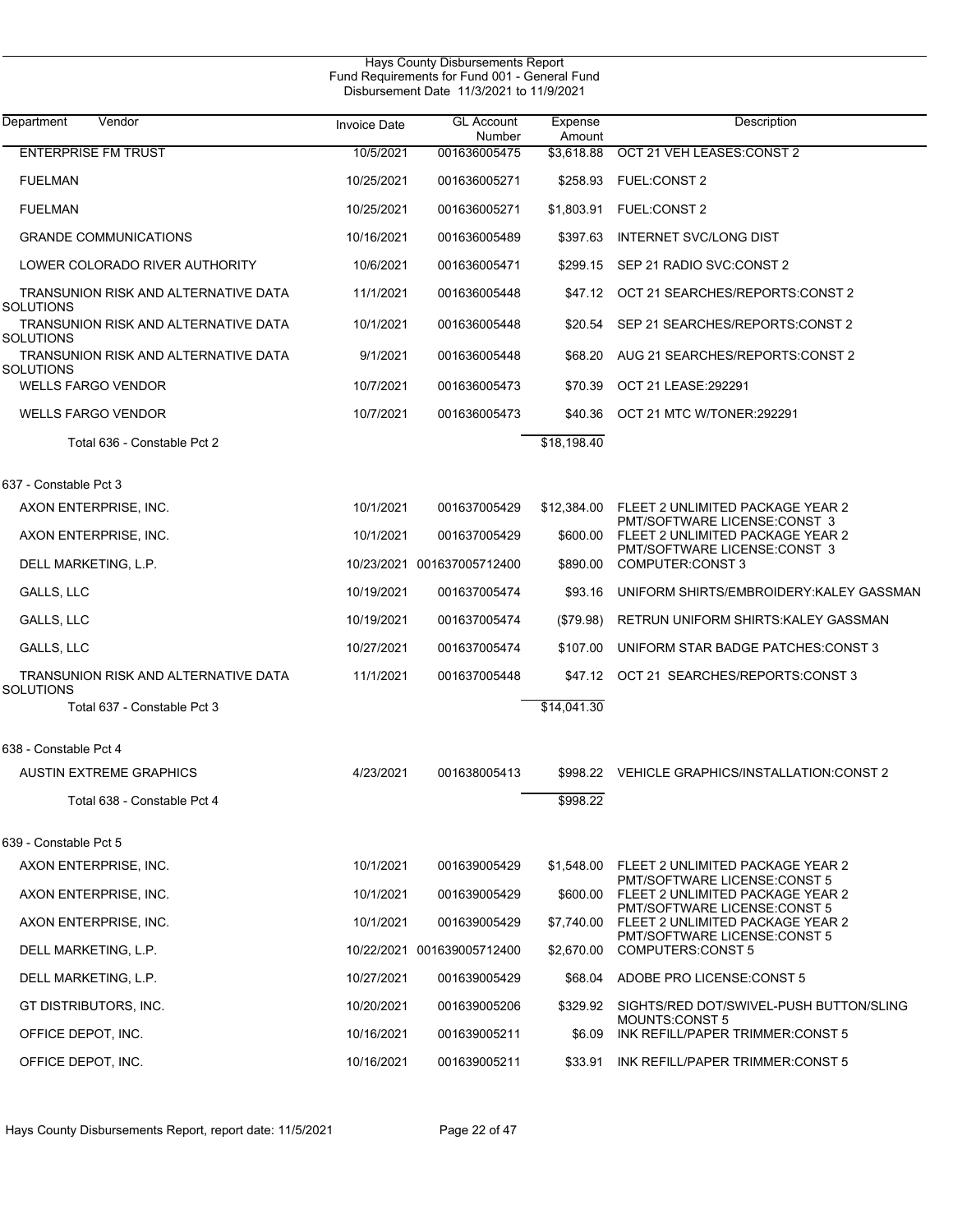Hays County Disbursements Report
Fund Requirements for Fund 001 - General Fund
Disbursement Date 11/3/2021 to 11/9/2021

| Department | Vendor | Invoice Date | GL Account Number | Expense Amount | Description |
|---|---|---|---|---|---|
| | ENTERPRISE FM TRUST | 10/5/2021 | 001636005475 | $3,618.88 | OCT 21 VEH LEASES:CONST 2 |
| | FUELMAN | 10/25/2021 | 001636005271 | $258.93 | FUEL:CONST 2 |
| | FUELMAN | 10/25/2021 | 001636005271 | $1,803.91 | FUEL:CONST 2 |
| | GRANDE COMMUNICATIONS | 10/16/2021 | 001636005489 | $397.63 | INTERNET SVC/LONG DIST |
| | LOWER COLORADO RIVER AUTHORITY | 10/6/2021 | 001636005471 | $299.15 | SEP 21 RADIO SVC:CONST 2 |
| | TRANSUNION RISK AND ALTERNATIVE DATA SOLUTIONS | 11/1/2021 | 001636005448 | $47.12 | OCT 21 SEARCHES/REPORTS:CONST 2 |
| | TRANSUNION RISK AND ALTERNATIVE DATA SOLUTIONS | 10/1/2021 | 001636005448 | $20.54 | SEP 21 SEARCHES/REPORTS:CONST 2 |
| | TRANSUNION RISK AND ALTERNATIVE DATA SOLUTIONS | 9/1/2021 | 001636005448 | $68.20 | AUG 21 SEARCHES/REPORTS:CONST 2 |
| | WELLS FARGO VENDOR | 10/7/2021 | 001636005473 | $70.39 | OCT 21 LEASE:292291 |
| | WELLS FARGO VENDOR | 10/7/2021 | 001636005473 | $40.36 | OCT 21 MTC W/TONER:292291 |
| | Total 636 - Constable Pct 2 | | | $18,198.40 | |
| 637 - Constable Pct 3 | | | | | |
| | AXON ENTERPRISE, INC. | 10/1/2021 | 001637005429 | $12,384.00 | FLEET 2 UNLIMITED PACKAGE YEAR 2 PMT/SOFTWARE LICENSE:CONST 3 |
| | AXON ENTERPRISE, INC. | 10/1/2021 | 001637005429 | $600.00 | FLEET 2 UNLIMITED PACKAGE YEAR 2 PMT/SOFTWARE LICENSE:CONST 3 |
| | DELL MARKETING, L.P. | 10/23/2021 | 001637005712400 | $890.00 | COMPUTER:CONST 3 |
| | GALLS, LLC | 10/19/2021 | 001637005474 | $93.16 | UNIFORM SHIRTS/EMBROIDERY:KALEY GASSMAN |
| | GALLS, LLC | 10/19/2021 | 001637005474 | ($79.98) | RETRUN UNIFORM SHIRTS:KALEY GASSMAN |
| | GALLS, LLC | 10/27/2021 | 001637005474 | $107.00 | UNIFORM STAR BADGE PATCHES:CONST 3 |
| | TRANSUNION RISK AND ALTERNATIVE DATA SOLUTIONS | 11/1/2021 | 001637005448 | $47.12 | OCT 21 SEARCHES/REPORTS:CONST 3 |
| | Total 637 - Constable Pct 3 | | | $14,041.30 | |
| 638 - Constable Pct 4 | | | | | |
| | AUSTIN EXTREME GRAPHICS | 4/23/2021 | 001638005413 | $998.22 | VEHICLE GRAPHICS/INSTALLATION:CONST 2 |
| | Total 638 - Constable Pct 4 | | | $998.22 | |
| 639 - Constable Pct 5 | | | | | |
| | AXON ENTERPRISE, INC. | 10/1/2021 | 001639005429 | $1,548.00 | FLEET 2 UNLIMITED PACKAGE YEAR 2 PMT/SOFTWARE LICENSE:CONST 5 |
| | AXON ENTERPRISE, INC. | 10/1/2021 | 001639005429 | $600.00 | FLEET 2 UNLIMITED PACKAGE YEAR 2 PMT/SOFTWARE LICENSE:CONST 5 |
| | AXON ENTERPRISE, INC. | 10/1/2021 | 001639005429 | $7,740.00 | FLEET 2 UNLIMITED PACKAGE YEAR 2 PMT/SOFTWARE LICENSE:CONST 5 |
| | DELL MARKETING, L.P. | 10/22/2021 | 001639005712400 | $2,670.00 | COMPUTERS:CONST 5 |
| | DELL MARKETING, L.P. | 10/27/2021 | 001639005429 | $68.04 | ADOBE PRO LICENSE:CONST 5 |
| | GT DISTRIBUTORS, INC. | 10/20/2021 | 001639005206 | $329.92 | SIGHTS/RED DOT/SWIVEL-PUSH BUTTON/SLING MOUNTS:CONST 5 |
| | OFFICE DEPOT, INC. | 10/16/2021 | 001639005211 | $6.09 | INK REFILL/PAPER TRIMMER:CONST 5 |
| | OFFICE DEPOT, INC. | 10/16/2021 | 001639005211 | $33.91 | INK REFILL/PAPER TRIMMER:CONST 5 |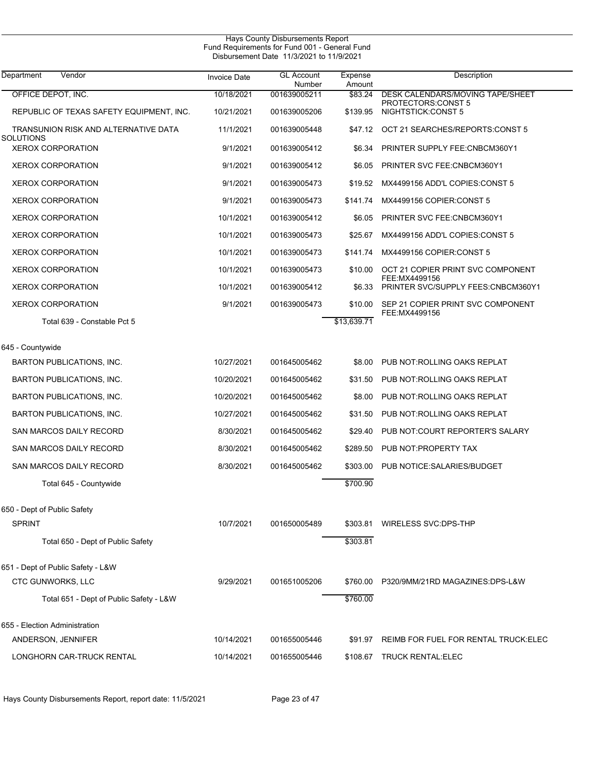Hays County Disbursements Report
Fund Requirements for Fund 001 - General Fund
Disbursement Date 11/3/2021 to 11/9/2021

| Department Vendor | Invoice Date | GL Account Number | Expense Amount | Description |
|---|---|---|---|---|
| OFFICE DEPOT, INC. | 10/18/2021 | 001639005211 | $83.24 | DESK CALENDARS/MOVING TAPE/SHEET PROTECTORS:CONST 5 |
| REPUBLIC OF TEXAS SAFETY EQUIPMENT, INC. | 10/21/2021 | 001639005206 | $139.95 | NIGHTSTICK:CONST 5 |
| TRANSUNION RISK AND ALTERNATIVE DATA SOLUTIONS | 11/1/2021 | 001639005448 | $47.12 | OCT 21 SEARCHES/REPORTS:CONST 5 |
| XEROX CORPORATION | 9/1/2021 | 001639005412 | $6.34 | PRINTER SUPPLY FEE:CNBCM360Y1 |
| XEROX CORPORATION | 9/1/2021 | 001639005412 | $6.05 | PRINTER SVC FEE:CNBCM360Y1 |
| XEROX CORPORATION | 9/1/2021 | 001639005473 | $19.52 | MX4499156 ADD'L COPIES:CONST 5 |
| XEROX CORPORATION | 9/1/2021 | 001639005473 | $141.74 | MX4499156 COPIER:CONST 5 |
| XEROX CORPORATION | 10/1/2021 | 001639005412 | $6.05 | PRINTER SVC FEE:CNBCM360Y1 |
| XEROX CORPORATION | 10/1/2021 | 001639005473 | $25.67 | MX4499156 ADD'L COPIES:CONST 5 |
| XEROX CORPORATION | 10/1/2021 | 001639005473 | $141.74 | MX4499156 COPIER:CONST 5 |
| XEROX CORPORATION | 10/1/2021 | 001639005473 | $10.00 | OCT 21 COPIER PRINT SVC COMPONENT FEE:MX4499156 |
| XEROX CORPORATION | 10/1/2021 | 001639005412 | $6.33 | PRINTER SVC/SUPPLY FEES:CNBCM360Y1 |
| XEROX CORPORATION | 9/1/2021 | 001639005473 | $10.00 | SEP 21 COPIER PRINT SVC COMPONENT FEE:MX4499156 |
| Total 639 - Constable Pct 5 | | | $13,639.71 | |
| **645 - Countywide** | | | | |
| BARTON PUBLICATIONS, INC. | 10/27/2021 | 001645005462 | $8.00 | PUB NOT:ROLLING OAKS REPLAT |
| BARTON PUBLICATIONS, INC. | 10/20/2021 | 001645005462 | $31.50 | PUB NOT:ROLLING OAKS REPLAT |
| BARTON PUBLICATIONS, INC. | 10/20/2021 | 001645005462 | $8.00 | PUB NOT:ROLLING OAKS REPLAT |
| BARTON PUBLICATIONS, INC. | 10/27/2021 | 001645005462 | $31.50 | PUB NOT:ROLLING OAKS REPLAT |
| SAN MARCOS DAILY RECORD | 8/30/2021 | 001645005462 | $29.40 | PUB NOT:COURT REPORTER'S SALARY |
| SAN MARCOS DAILY RECORD | 8/30/2021 | 001645005462 | $289.50 | PUB NOT:PROPERTY TAX |
| SAN MARCOS DAILY RECORD | 8/30/2021 | 001645005462 | $303.00 | PUB NOTICE:SALARIES/BUDGET |
| Total 645 - Countywide | | | $700.90 | |
| **650 - Dept of Public Safety** | | | | |
| SPRINT | 10/7/2021 | 001650005489 | $303.81 | WIRELESS SVC:DPS-THP |
| Total 650 - Dept of Public Safety | | | $303.81 | |
| **651 - Dept of Public Safety - L&W** | | | | |
| CTC GUNWORKS, LLC | 9/29/2021 | 001651005206 | $760.00 | P320/9MM/21RD MAGAZINES:DPS-L&W |
| Total 651 - Dept of Public Safety - L&W | | | $760.00 | |
| **655 - Election Administration** | | | | |
| ANDERSON, JENNIFER | 10/14/2021 | 001655005446 | $91.97 | REIMB FOR FUEL FOR RENTAL TRUCK:ELEC |
| LONGHORN CAR-TRUCK RENTAL | 10/14/2021 | 001655005446 | $108.67 | TRUCK RENTAL:ELEC |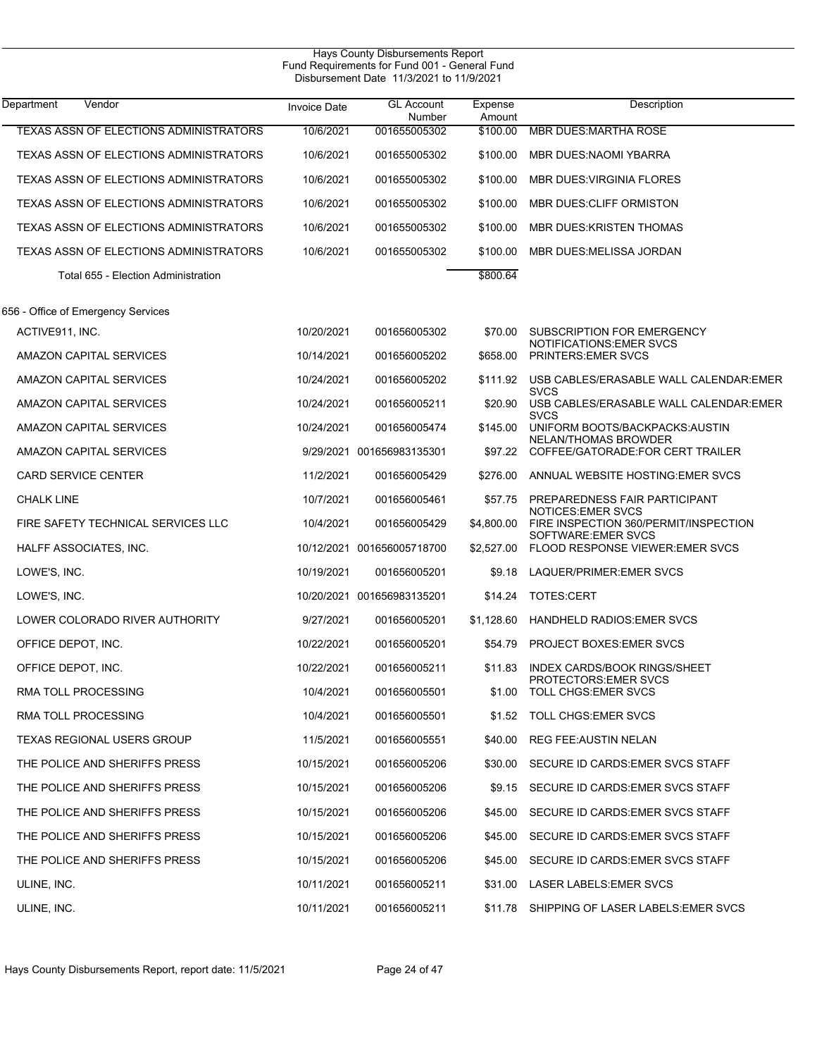Hays County Disbursements Report
Fund Requirements for Fund 001 - General Fund
Disbursement Date 11/3/2021 to 11/9/2021

| Department Vendor | Invoice Date | GL Account Number | Expense Amount | Description |
|---|---|---|---|---|
| TEXAS ASSN OF ELECTIONS ADMINISTRATORS | 10/6/2021 | 001655005302 | $100.00 | MBR DUES:MARTHA ROSE |
| TEXAS ASSN OF ELECTIONS ADMINISTRATORS | 10/6/2021 | 001655005302 | $100.00 | MBR DUES:NAOMI YBARRA |
| TEXAS ASSN OF ELECTIONS ADMINISTRATORS | 10/6/2021 | 001655005302 | $100.00 | MBR DUES:VIRGINIA FLORES |
| TEXAS ASSN OF ELECTIONS ADMINISTRATORS | 10/6/2021 | 001655005302 | $100.00 | MBR DUES:CLIFF ORMISTON |
| TEXAS ASSN OF ELECTIONS ADMINISTRATORS | 10/6/2021 | 001655005302 | $100.00 | MBR DUES:KRISTEN THOMAS |
| TEXAS ASSN OF ELECTIONS ADMINISTRATORS | 10/6/2021 | 001655005302 | $100.00 | MBR DUES:MELISSA JORDAN |
| Total 655 - Election Administration | | | $800.64 | |
| 656 - Office of Emergency Services | | | | |
| ACTIVE911, INC. | 10/20/2021 | 001656005302 | $70.00 | SUBSCRIPTION FOR EMERGENCY NOTIFICATIONS:EMER SVCS |
| AMAZON CAPITAL SERVICES | 10/14/2021 | 001656005202 | $658.00 | PRINTERS:EMER SVCS |
| AMAZON CAPITAL SERVICES | 10/24/2021 | 001656005202 | $111.92 | USB CABLES/ERASABLE WALL CALENDAR:EMER SVCS |
| AMAZON CAPITAL SERVICES | 10/24/2021 | 001656005211 | $20.90 | USB CABLES/ERASABLE WALL CALENDAR:EMER SVCS |
| AMAZON CAPITAL SERVICES | 10/24/2021 | 001656005474 | $145.00 | UNIFORM BOOTS/BACKPACKS:AUSTIN NELAN/THOMAS BROWDER |
| AMAZON CAPITAL SERVICES | 9/29/2021 | 001656983135301 | $97.22 | COFFEE/GATORADE:FOR CERT TRAILER |
| CARD SERVICE CENTER | 11/2/2021 | 001656005429 | $276.00 | ANNUAL WEBSITE HOSTING:EMER SVCS |
| CHALK LINE | 10/7/2021 | 001656005461 | $57.75 | PREPAREDNESS FAIR PARTICIPANT NOTICES:EMER SVCS |
| FIRE SAFETY TECHNICAL SERVICES LLC | 10/4/2021 | 001656005429 | $4,800.00 | FIRE INSPECTION 360/PERMIT/INSPECTION SOFTWARE:EMER SVCS |
| HALFF ASSOCIATES, INC. | 10/12/2021 | 001656005718700 | $2,527.00 | FLOOD RESPONSE VIEWER:EMER SVCS |
| LOWE'S, INC. | 10/19/2021 | 001656005201 | $9.18 | LAQUER/PRIMER:EMER SVCS |
| LOWE'S, INC. | 10/20/2021 | 001656983135201 | $14.24 | TOTES:CERT |
| LOWER COLORADO RIVER AUTHORITY | 9/27/2021 | 001656005201 | $1,128.60 | HANDHELD RADIOS:EMER SVCS |
| OFFICE DEPOT, INC. | 10/22/2021 | 001656005201 | $54.79 | PROJECT BOXES:EMER SVCS |
| OFFICE DEPOT, INC. | 10/22/2021 | 001656005211 | $11.83 | INDEX CARDS/BOOK RINGS/SHEET PROTECTORS:EMER SVCS |
| RMA TOLL PROCESSING | 10/4/2021 | 001656005501 | $1.00 | TOLL CHGS:EMER SVCS |
| RMA TOLL PROCESSING | 10/4/2021 | 001656005501 | $1.52 | TOLL CHGS:EMER SVCS |
| TEXAS REGIONAL USERS GROUP | 11/5/2021 | 001656005551 | $40.00 | REG FEE:AUSTIN NELAN |
| THE POLICE AND SHERIFFS PRESS | 10/15/2021 | 001656005206 | $30.00 | SECURE ID CARDS:EMER SVCS STAFF |
| THE POLICE AND SHERIFFS PRESS | 10/15/2021 | 001656005206 | $9.15 | SECURE ID CARDS:EMER SVCS STAFF |
| THE POLICE AND SHERIFFS PRESS | 10/15/2021 | 001656005206 | $45.00 | SECURE ID CARDS:EMER SVCS STAFF |
| THE POLICE AND SHERIFFS PRESS | 10/15/2021 | 001656005206 | $45.00 | SECURE ID CARDS:EMER SVCS STAFF |
| THE POLICE AND SHERIFFS PRESS | 10/15/2021 | 001656005206 | $45.00 | SECURE ID CARDS:EMER SVCS STAFF |
| ULINE, INC. | 10/11/2021 | 001656005211 | $31.00 | LASER LABELS:EMER SVCS |
| ULINE, INC. | 10/11/2021 | 001656005211 | $11.78 | SHIPPING OF LASER LABELS:EMER SVCS |

Hays County Disbursements Report, report date: 11/5/2021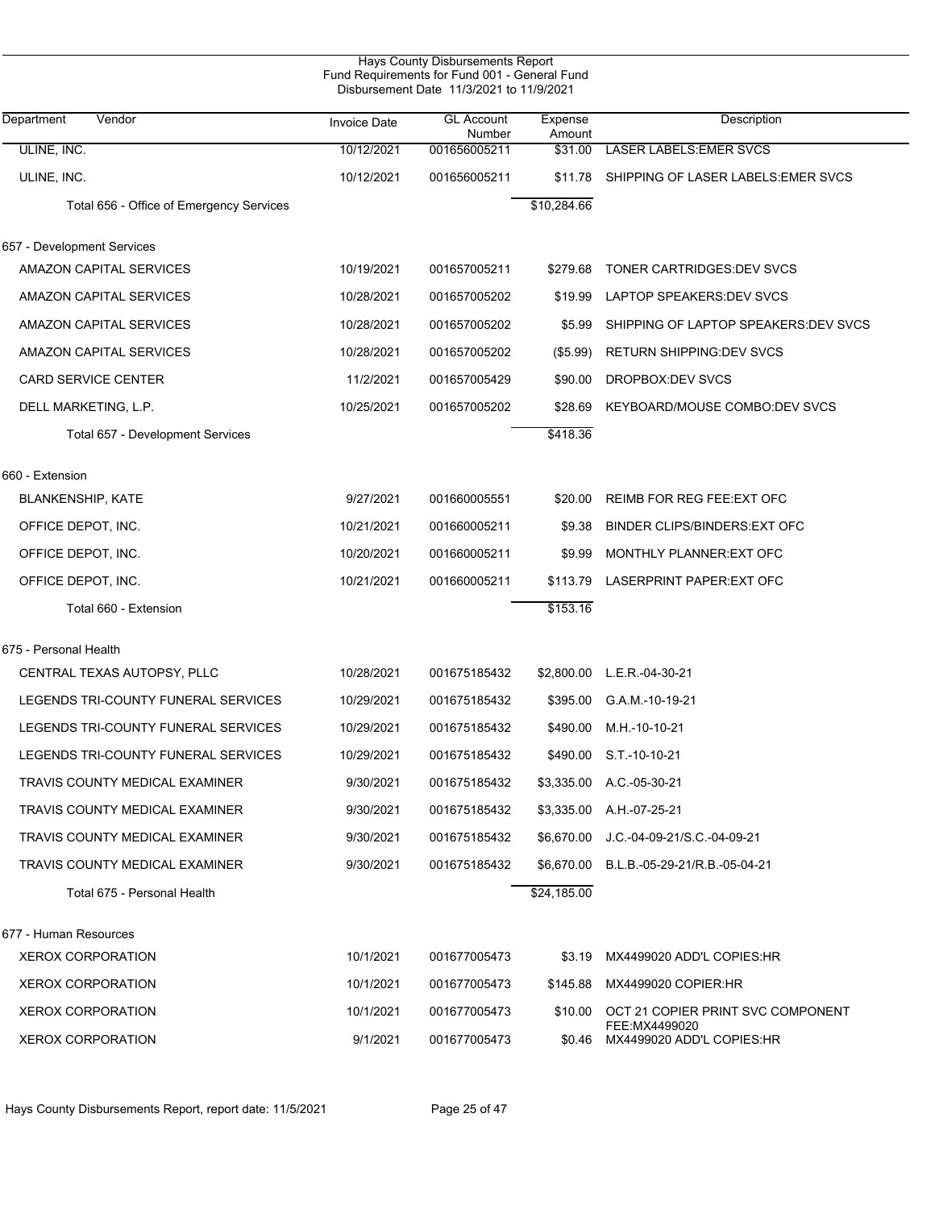Hays County Disbursements Report
Fund Requirements for Fund 001 - General Fund
Disbursement Date 11/3/2021 to 11/9/2021

| Department Vendor | Invoice Date | GL Account Number | Expense Amount | Description |
|---|---|---|---|---|
| ULINE, INC. | 10/12/2021 | 001656005211 | $31.00 | LASER LABELS:EMER SVCS |
| ULINE, INC. | 10/12/2021 | 001656005211 | $11.78 | SHIPPING OF LASER LABELS:EMER SVCS |
| Total 656 - Office of Emergency Services | | | $10,284.66 | |
| **657 - Development Services** | | | | |
| AMAZON CAPITAL SERVICES | 10/19/2021 | 001657005211 | $279.68 | TONER CARTRIDGES:DEV SVCS |
| AMAZON CAPITAL SERVICES | 10/28/2021 | 001657005202 | $19.99 | LAPTOP SPEAKERS:DEV SVCS |
| AMAZON CAPITAL SERVICES | 10/28/2021 | 001657005202 | $5.99 | SHIPPING OF LAPTOP SPEAKERS:DEV SVCS |
| AMAZON CAPITAL SERVICES | 10/28/2021 | 001657005202 | ($5.99) | RETURN SHIPPING:DEV SVCS |
| CARD SERVICE CENTER | 11/2/2021 | 001657005429 | $90.00 | DROPBOX:DEV SVCS |
| DELL MARKETING, L.P. | 10/25/2021 | 001657005202 | $28.69 | KEYBOARD/MOUSE COMBO:DEV SVCS |
| Total 657 - Development Services | | | $418.36 | |
| **660 - Extension** | | | | |
| BLANKENSHIP, KATE | 9/27/2021 | 001660005551 | $20.00 | REIMB FOR REG FEE:EXT OFC |
| OFFICE DEPOT, INC. | 10/21/2021 | 001660005211 | $9.38 | BINDER CLIPS/BINDERS:EXT OFC |
| OFFICE DEPOT, INC. | 10/20/2021 | 001660005211 | $9.99 | MONTHLY PLANNER:EXT OFC |
| OFFICE DEPOT, INC. | 10/21/2021 | 001660005211 | $113.79 | LASERPRINT PAPER:EXT OFC |
| Total 660 - Extension | | | $153.16 | |
| **675 - Personal Health** | | | | |
| CENTRAL TEXAS AUTOPSY, PLLC | 10/28/2021 | 001675185432 | $2,800.00 | L.E.R.-04-30-21 |
| LEGENDS TRI-COUNTY FUNERAL SERVICES | 10/29/2021 | 001675185432 | $395.00 | G.A.M.-10-19-21 |
| LEGENDS TRI-COUNTY FUNERAL SERVICES | 10/29/2021 | 001675185432 | $490.00 | M.H.-10-10-21 |
| LEGENDS TRI-COUNTY FUNERAL SERVICES | 10/29/2021 | 001675185432 | $490.00 | S.T.-10-10-21 |
| TRAVIS COUNTY MEDICAL EXAMINER | 9/30/2021 | 001675185432 | $3,335.00 | A.C.-05-30-21 |
| TRAVIS COUNTY MEDICAL EXAMINER | 9/30/2021 | 001675185432 | $3,335.00 | A.H.-07-25-21 |
| TRAVIS COUNTY MEDICAL EXAMINER | 9/30/2021 | 001675185432 | $6,670.00 | J.C.-04-09-21/S.C.-04-09-21 |
| TRAVIS COUNTY MEDICAL EXAMINER | 9/30/2021 | 001675185432 | $6,670.00 | B.L.B.-05-29-21/R.B.-05-04-21 |
| Total 675 - Personal Health | | | $24,185.00 | |
| **677 - Human Resources** | | | | |
| XEROX CORPORATION | 10/1/2021 | 001677005473 | $3.19 | MX4499020 ADD'L COPIES:HR |
| XEROX CORPORATION | 10/1/2021 | 001677005473 | $145.88 | MX4499020 COPIER:HR |
| XEROX CORPORATION | 10/1/2021 | 001677005473 | $10.00 | OCT 21 COPIER PRINT SVC COMPONENT FEE:MX4499020 |
| XEROX CORPORATION | 9/1/2021 | 001677005473 | $0.46 | MX4499020 ADD'L COPIES:HR |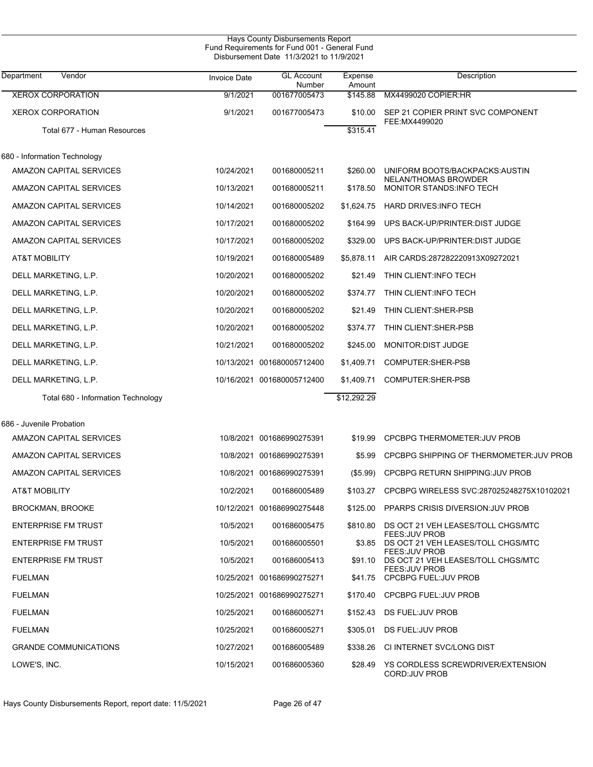Hays County Disbursements Report
Fund Requirements for Fund 001 - General Fund
Disbursement Date 11/3/2021 to 11/9/2021

| Department | Vendor | Invoice Date | GL Account Number | Expense Amount | Description |
|---|---|---|---|---|---|
| | XEROX CORPORATION | 9/1/2021 | 001677005473 | $145.88 | MX4499020 COPIER:HR |
| | XEROX CORPORATION | 9/1/2021 | 001677005473 | $10.00 | SEP 21 COPIER PRINT SVC COMPONENT FEE:MX4499020 |
| | Total 677 - Human Resources | | | $315.41 | |
| 680 - Information Technology | | | | | |
| | AMAZON CAPITAL SERVICES | 10/24/2021 | 001680005211 | $260.00 | UNIFORM BOOTS/BACKPACKS:AUSTIN NELAN/THOMAS BROWDER |
| | AMAZON CAPITAL SERVICES | 10/13/2021 | 001680005211 | $178.50 | MONITOR STANDS:INFO TECH |
| | AMAZON CAPITAL SERVICES | 10/14/2021 | 001680005202 | $1,624.75 | HARD DRIVES:INFO TECH |
| | AMAZON CAPITAL SERVICES | 10/17/2021 | 001680005202 | $164.99 | UPS BACK-UP/PRINTER:DIST JUDGE |
| | AMAZON CAPITAL SERVICES | 10/17/2021 | 001680005202 | $329.00 | UPS BACK-UP/PRINTER:DIST JUDGE |
| | AT&T MOBILITY | 10/19/2021 | 001680005489 | $5,878.11 | AIR CARDS:287282220913X09272021 |
| | DELL MARKETING, L.P. | 10/20/2021 | 001680005202 | $21.49 | THIN CLIENT:INFO TECH |
| | DELL MARKETING, L.P. | 10/20/2021 | 001680005202 | $374.77 | THIN CLIENT:INFO TECH |
| | DELL MARKETING, L.P. | 10/20/2021 | 001680005202 | $21.49 | THIN CLIENT:SHER-PSB |
| | DELL MARKETING, L.P. | 10/20/2021 | 001680005202 | $374.77 | THIN CLIENT:SHER-PSB |
| | DELL MARKETING, L.P. | 10/21/2021 | 001680005202 | $245.00 | MONITOR:DIST JUDGE |
| | DELL MARKETING, L.P. | 10/13/2021 | 001680005712400 | $1,409.71 | COMPUTER:SHER-PSB |
| | DELL MARKETING, L.P. | 10/16/2021 | 001680005712400 | $1,409.71 | COMPUTER:SHER-PSB |
| | Total 680 - Information Technology | | | $12,292.29 | |
| 686 - Juvenile Probation | | | | | |
| | AMAZON CAPITAL SERVICES | 10/8/2021 | 001686990275391 | $19.99 | CPCBPG THERMOMETER:JUV PROB |
| | AMAZON CAPITAL SERVICES | 10/8/2021 | 001686990275391 | $5.99 | CPCBPG SHIPPING OF THERMOMETER:JUV PROB |
| | AMAZON CAPITAL SERVICES | 10/8/2021 | 001686990275391 | ($5.99) | CPCBPG RETURN SHIPPING:JUV PROB |
| | AT&T MOBILITY | 10/2/2021 | 001686005489 | $103.27 | CPCBPG WIRELESS SVC:287025248275X10102021 |
| | BROCKMAN, BROOKE | 10/12/2021 | 001686990275448 | $125.00 | PPARPS CRISIS DIVERSION:JUV PROB |
| | ENTERPRISE FM TRUST | 10/5/2021 | 001686005475 | $810.80 | DS OCT 21 VEH LEASES/TOLL CHGS/MTC FEES:JUV PROB |
| | ENTERPRISE FM TRUST | 10/5/2021 | 001686005501 | $3.85 | DS OCT 21 VEH LEASES/TOLL CHGS/MTC FEES:JUV PROB |
| | ENTERPRISE FM TRUST | 10/5/2021 | 001686005413 | $91.10 | DS OCT 21 VEH LEASES/TOLL CHGS/MTC FEES:JUV PROB |
| | FUELMAN | 10/25/2021 | 001686990275271 | $41.75 | CPCBPG FUEL:JUV PROB |
| | FUELMAN | 10/25/2021 | 001686990275271 | $170.40 | CPCBPG FUEL:JUV PROB |
| | FUELMAN | 10/25/2021 | 001686005271 | $152.43 | DS FUEL:JUV PROB |
| | FUELMAN | 10/25/2021 | 001686005271 | $305.01 | DS FUEL:JUV PROB |
| | GRANDE COMMUNICATIONS | 10/27/2021 | 001686005489 | $338.26 | CI INTERNET SVC/LONG DIST |
| | LOWE'S, INC. | 10/15/2021 | 001686005360 | $28.49 | YS CORDLESS SCREWDRIVER/EXTENSION CORD:JUV PROB |

Hays County Disbursements Report, report date: 11/5/2021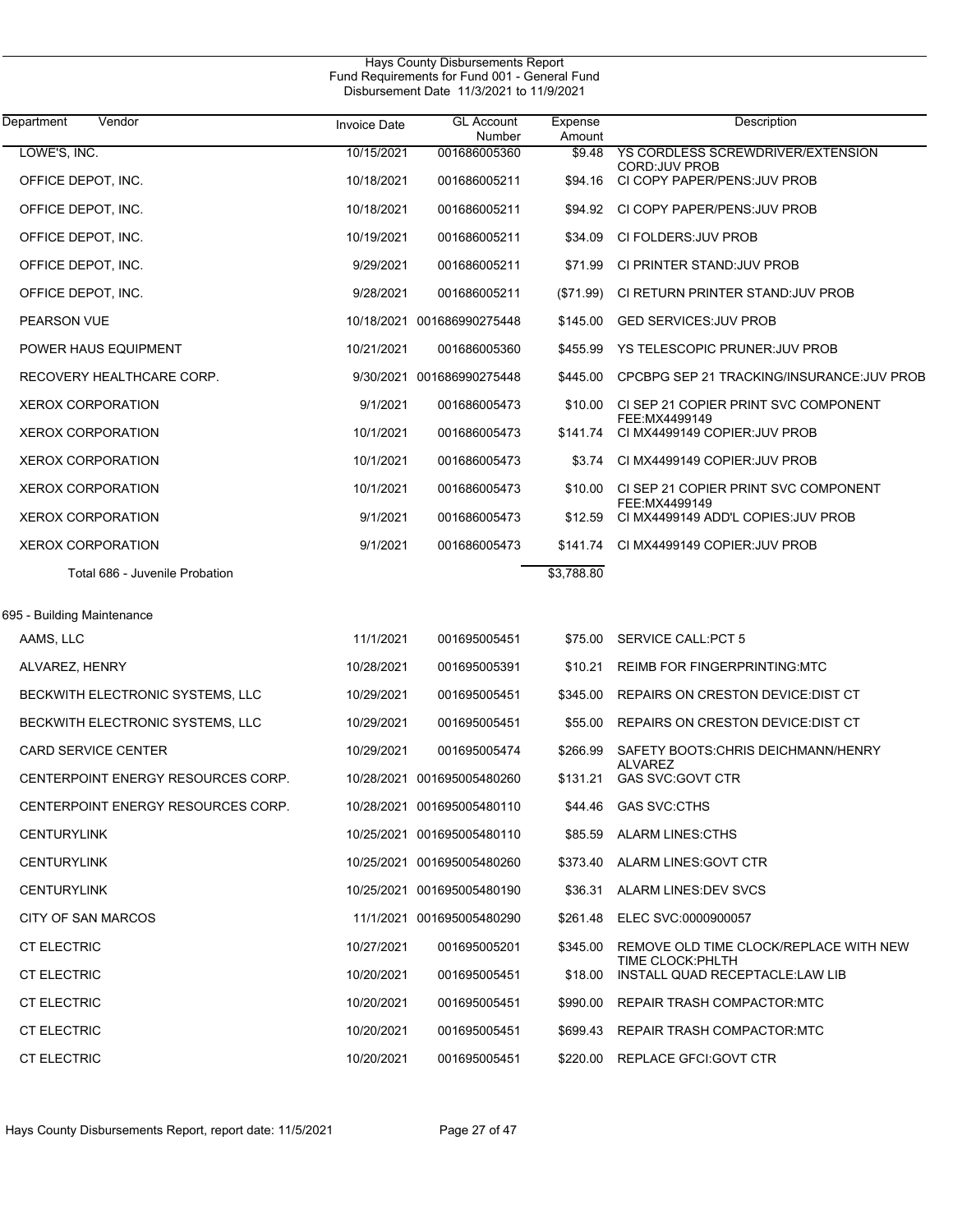Hays County Disbursements Report
Fund Requirements for Fund 001 - General Fund
Disbursement Date 11/3/2021 to 11/9/2021

| Department Vendor | Invoice Date | GL Account Number | Expense Amount | Description |
|---|---|---|---|---|
| LOWE'S, INC. | 10/15/2021 | 001686005360 | $9.48 | YS CORDLESS SCREWDRIVER/EXTENSION CORD:JUV PROB |
| OFFICE DEPOT, INC. | 10/18/2021 | 001686005211 | $94.16 | CI COPY PAPER/PENS:JUV PROB |
| OFFICE DEPOT, INC. | 10/18/2021 | 001686005211 | $94.92 | CI COPY PAPER/PENS:JUV PROB |
| OFFICE DEPOT, INC. | 10/19/2021 | 001686005211 | $34.09 | CI FOLDERS:JUV PROB |
| OFFICE DEPOT, INC. | 9/29/2021 | 001686005211 | $71.99 | CI PRINTER STAND:JUV PROB |
| OFFICE DEPOT, INC. | 9/28/2021 | 001686005211 | ($71.99) | CI RETURN PRINTER STAND:JUV PROB |
| PEARSON VUE | 10/18/2021 | 001686990275448 | $145.00 | GED SERVICES:JUV PROB |
| POWER HAUS EQUIPMENT | 10/21/2021 | 001686005360 | $455.99 | YS TELESCOPIC PRUNER:JUV PROB |
| RECOVERY HEALTHCARE CORP. | 9/30/2021 | 001686990275448 | $445.00 | CPCBPG SEP 21 TRACKING/INSURANCE:JUV PROB |
| XEROX CORPORATION | 9/1/2021 | 001686005473 | $10.00 | CI SEP 21 COPIER PRINT SVC COMPONENT FEE:MX4499149 |
| XEROX CORPORATION | 10/1/2021 | 001686005473 | $141.74 | CI MX4499149 COPIER:JUV PROB |
| XEROX CORPORATION | 10/1/2021 | 001686005473 | $3.74 | CI MX4499149 COPIER:JUV PROB |
| XEROX CORPORATION | 10/1/2021 | 001686005473 | $10.00 | CI SEP 21 COPIER PRINT SVC COMPONENT FEE:MX4499149 |
| XEROX CORPORATION | 9/1/2021 | 001686005473 | $12.59 | CI MX4499149 ADD'L COPIES:JUV PROB |
| XEROX CORPORATION | 9/1/2021 | 001686005473 | $141.74 | CI MX4499149 COPIER:JUV PROB |
| Total 686 - Juvenile Probation | | | $3,788.80 | |
| **695 - Building Maintenance** | | | | |
| AAMS, LLC | 11/1/2021 | 001695005451 | $75.00 | SERVICE CALL:PCT 5 |
| ALVAREZ, HENRY | 10/28/2021 | 001695005391 | $10.21 | REIMB FOR FINGERPRINTING:MTC |
| BECKWITH ELECTRONIC SYSTEMS, LLC | 10/29/2021 | 001695005451 | $345.00 | REPAIRS ON CRESTON DEVICE:DIST CT |
| BECKWITH ELECTRONIC SYSTEMS, LLC | 10/29/2021 | 001695005451 | $55.00 | REPAIRS ON CRESTON DEVICE:DIST CT |
| CARD SERVICE CENTER | 10/29/2021 | 001695005474 | $266.99 | SAFETY BOOTS:CHRIS DEICHMANN/HENRY ALVAREZ |
| CENTERPOINT ENERGY RESOURCES CORP. | 10/28/2021 | 001695005480260 | $131.21 | GAS SVC:GOVT CTR |
| CENTERPOINT ENERGY RESOURCES CORP. | 10/28/2021 | 001695005480110 | $44.46 | GAS SVC:CTHS |
| CENTURYLINK | 10/25/2021 | 001695005480110 | $85.59 | ALARM LINES:CTHS |
| CENTURYLINK | 10/25/2021 | 001695005480260 | $373.40 | ALARM LINES:GOVT CTR |
| CENTURYLINK | 10/25/2021 | 001695005480190 | $36.31 | ALARM LINES:DEV SVCS |
| CITY OF SAN MARCOS | 11/1/2021 | 001695005480290 | $261.48 | ELEC SVC:0000900057 |
| CT ELECTRIC | 10/27/2021 | 001695005201 | $345.00 | REMOVE OLD TIME CLOCK/REPLACE WITH NEW TIME CLOCK:PHLTH |
| CT ELECTRIC | 10/20/2021 | 001695005451 | $18.00 | INSTALL QUAD RECEPTACLE:LAW LIB |
| CT ELECTRIC | 10/20/2021 | 001695005451 | $990.00 | REPAIR TRASH COMPACTOR:MTC |
| CT ELECTRIC | 10/20/2021 | 001695005451 | $699.43 | REPAIR TRASH COMPACTOR:MTC |
| CT ELECTRIC | 10/20/2021 | 001695005451 | $220.00 | REPLACE GFCI:GOVT CTR |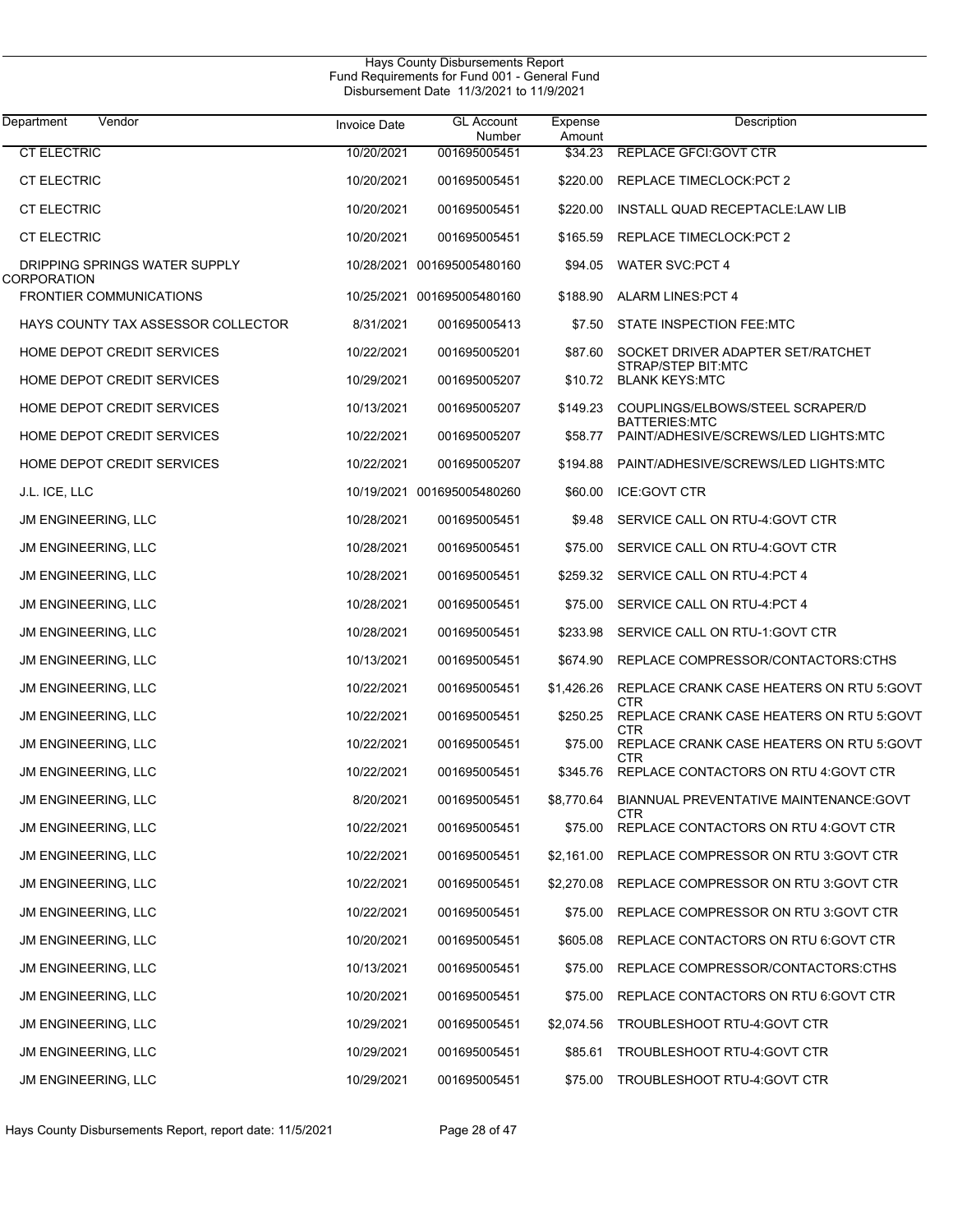Hays County Disbursements Report
Fund Requirements for Fund 001 - General Fund
Disbursement Date 11/3/2021 to 11/9/2021

| Department Vendor | Invoice Date | GL Account Number | Expense Amount | Description |
|---|---|---|---|---|
| CT ELECTRIC | 10/20/2021 | 001695005451 | $34.23 | REPLACE GFCI:GOVT CTR |
| CT ELECTRIC | 10/20/2021 | 001695005451 | $220.00 | REPLACE TIMECLOCK:PCT 2 |
| CT ELECTRIC | 10/20/2021 | 001695005451 | $220.00 | INSTALL QUAD RECEPTACLE:LAW LIB |
| CT ELECTRIC | 10/20/2021 | 001695005451 | $165.59 | REPLACE TIMECLOCK:PCT 2 |
| DRIPPING SPRINGS WATER SUPPLY CORPORATION | 10/28/2021 | 001695005480160 | $94.05 | WATER SVC:PCT 4 |
| FRONTIER COMMUNICATIONS | 10/25/2021 | 001695005480160 | $188.90 | ALARM LINES:PCT 4 |
| HAYS COUNTY TAX ASSESSOR COLLECTOR | 8/31/2021 | 001695005413 | $7.50 | STATE INSPECTION FEE:MTC |
| HOME DEPOT CREDIT SERVICES | 10/22/2021 | 001695005201 | $87.60 | SOCKET DRIVER ADAPTER SET/RATCHET STRAP/STEP BIT:MTC |
| HOME DEPOT CREDIT SERVICES | 10/29/2021 | 001695005207 | $10.72 | BLANK KEYS:MTC |
| HOME DEPOT CREDIT SERVICES | 10/13/2021 | 001695005207 | $149.23 | COUPLINGS/ELBOWS/STEEL SCRAPER/D BATTERIES:MTC |
| HOME DEPOT CREDIT SERVICES | 10/22/2021 | 001695005207 | $58.77 | PAINT/ADHESIVE/SCREWS/LED LIGHTS:MTC |
| HOME DEPOT CREDIT SERVICES | 10/22/2021 | 001695005207 | $194.88 | PAINT/ADHESIVE/SCREWS/LED LIGHTS:MTC |
| J.L. ICE, LLC | 10/19/2021 | 001695005480260 | $60.00 | ICE:GOVT CTR |
| JM ENGINEERING, LLC | 10/28/2021 | 001695005451 | $9.48 | SERVICE CALL ON RTU-4:GOVT CTR |
| JM ENGINEERING, LLC | 10/28/2021 | 001695005451 | $75.00 | SERVICE CALL ON RTU-4:GOVT CTR |
| JM ENGINEERING, LLC | 10/28/2021 | 001695005451 | $259.32 | SERVICE CALL ON RTU-4:PCT 4 |
| JM ENGINEERING, LLC | 10/28/2021 | 001695005451 | $75.00 | SERVICE CALL ON RTU-4:PCT 4 |
| JM ENGINEERING, LLC | 10/28/2021 | 001695005451 | $233.98 | SERVICE CALL ON RTU-1:GOVT CTR |
| JM ENGINEERING, LLC | 10/13/2021 | 001695005451 | $674.90 | REPLACE COMPRESSOR/CONTACTORS:CTHS |
| JM ENGINEERING, LLC | 10/22/2021 | 001695005451 | $1,426.26 | REPLACE CRANK CASE HEATERS ON RTU 5:GOVT CTR |
| JM ENGINEERING, LLC | 10/22/2021 | 001695005451 | $250.25 | REPLACE CRANK CASE HEATERS ON RTU 5:GOVT CTR |
| JM ENGINEERING, LLC | 10/22/2021 | 001695005451 | $75.00 | REPLACE CRANK CASE HEATERS ON RTU 5:GOVT CTR |
| JM ENGINEERING, LLC | 10/22/2021 | 001695005451 | $345.76 | REPLACE CONTACTORS ON RTU 4:GOVT CTR |
| JM ENGINEERING, LLC | 8/20/2021 | 001695005451 | $8,770.64 | BIANNUAL PREVENTATIVE MAINTENANCE:GOVT CTR |
| JM ENGINEERING, LLC | 10/22/2021 | 001695005451 | $75.00 | REPLACE CONTACTORS ON RTU 4:GOVT CTR |
| JM ENGINEERING, LLC | 10/22/2021 | 001695005451 | $2,161.00 | REPLACE COMPRESSOR ON RTU 3:GOVT CTR |
| JM ENGINEERING, LLC | 10/22/2021 | 001695005451 | $2,270.08 | REPLACE COMPRESSOR ON RTU 3:GOVT CTR |
| JM ENGINEERING, LLC | 10/22/2021 | 001695005451 | $75.00 | REPLACE COMPRESSOR ON RTU 3:GOVT CTR |
| JM ENGINEERING, LLC | 10/20/2021 | 001695005451 | $605.08 | REPLACE CONTACTORS ON RTU 6:GOVT CTR |
| JM ENGINEERING, LLC | 10/13/2021 | 001695005451 | $75.00 | REPLACE COMPRESSOR/CONTACTORS:CTHS |
| JM ENGINEERING, LLC | 10/20/2021 | 001695005451 | $75.00 | REPLACE CONTACTORS ON RTU 6:GOVT CTR |
| JM ENGINEERING, LLC | 10/29/2021 | 001695005451 | $2,074.56 | TROUBLESHOOT RTU-4:GOVT CTR |
| JM ENGINEERING, LLC | 10/29/2021 | 001695005451 | $85.61 | TROUBLESHOOT RTU-4:GOVT CTR |
| JM ENGINEERING, LLC | 10/29/2021 | 001695005451 | $75.00 | TROUBLESHOOT RTU-4:GOVT CTR |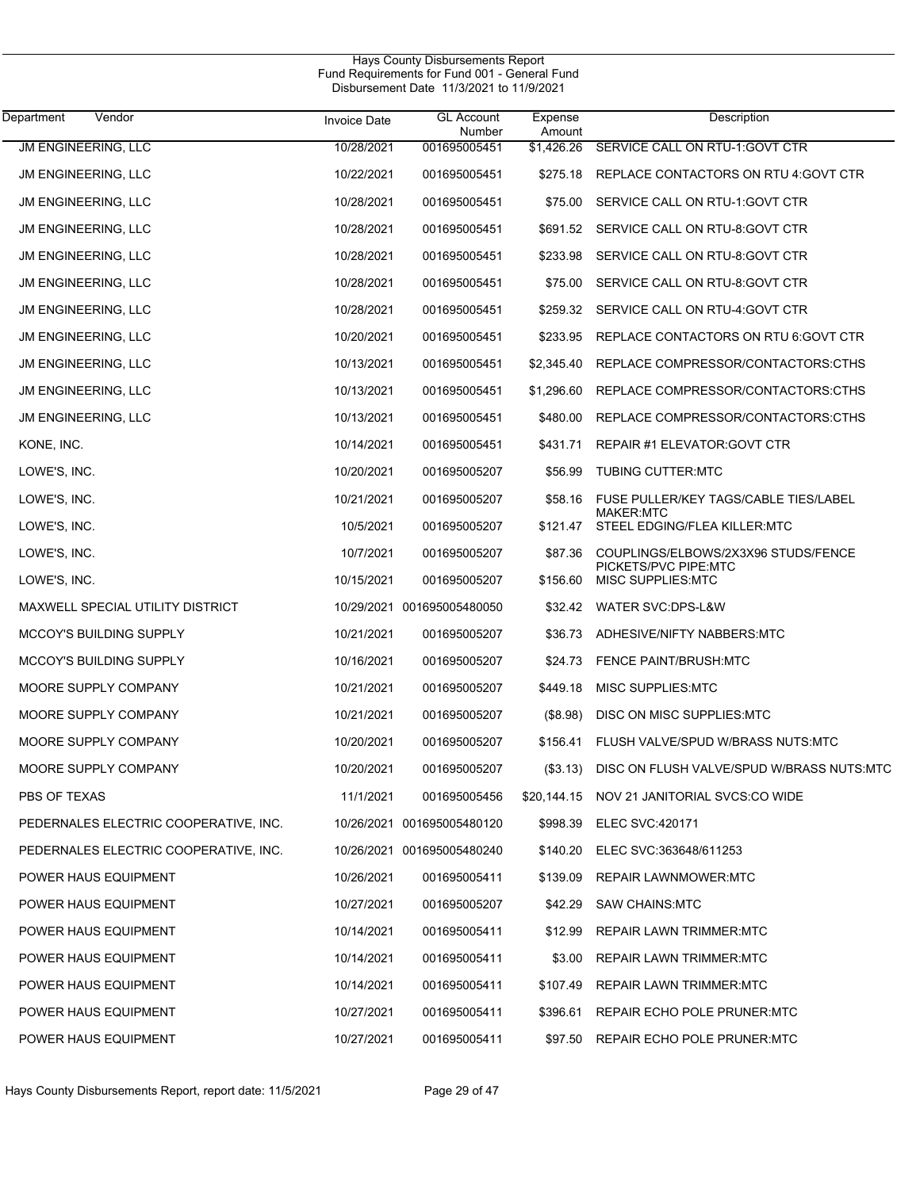Hays County Disbursements Report
Fund Requirements for Fund 001 - General Fund
Disbursement Date 11/3/2021 to 11/9/2021

| Department Vendor | Invoice Date | GL Account Number | Expense Amount | Description |
|---|---|---|---|---|
| JM ENGINEERING, LLC | 10/28/2021 | 001695005451 | $1,426.26 | SERVICE CALL ON RTU-1:GOVT CTR |
| JM ENGINEERING, LLC | 10/22/2021 | 001695005451 | $275.18 | REPLACE CONTACTORS ON RTU 4:GOVT CTR |
| JM ENGINEERING, LLC | 10/28/2021 | 001695005451 | $75.00 | SERVICE CALL ON RTU-1:GOVT CTR |
| JM ENGINEERING, LLC | 10/28/2021 | 001695005451 | $691.52 | SERVICE CALL ON RTU-8:GOVT CTR |
| JM ENGINEERING, LLC | 10/28/2021 | 001695005451 | $233.98 | SERVICE CALL ON RTU-8:GOVT CTR |
| JM ENGINEERING, LLC | 10/28/2021 | 001695005451 | $75.00 | SERVICE CALL ON RTU-8:GOVT CTR |
| JM ENGINEERING, LLC | 10/28/2021 | 001695005451 | $259.32 | SERVICE CALL ON RTU-4:GOVT CTR |
| JM ENGINEERING, LLC | 10/20/2021 | 001695005451 | $233.95 | REPLACE CONTACTORS ON RTU 6:GOVT CTR |
| JM ENGINEERING, LLC | 10/13/2021 | 001695005451 | $2,345.40 | REPLACE COMPRESSOR/CONTACTORS:CTHS |
| JM ENGINEERING, LLC | 10/13/2021 | 001695005451 | $1,296.60 | REPLACE COMPRESSOR/CONTACTORS:CTHS |
| JM ENGINEERING, LLC | 10/13/2021 | 001695005451 | $480.00 | REPLACE COMPRESSOR/CONTACTORS:CTHS |
| KONE, INC. | 10/14/2021 | 001695005451 | $431.71 | REPAIR #1 ELEVATOR:GOVT CTR |
| LOWE'S, INC. | 10/20/2021 | 001695005207 | $56.99 | TUBING CUTTER:MTC |
| LOWE'S, INC. | 10/21/2021 | 001695005207 | $58.16 | FUSE PULLER/KEY TAGS/CABLE TIES/LABEL MAKER:MTC |
| LOWE'S, INC. | 10/5/2021 | 001695005207 | $121.47 | STEEL EDGING/FLEA KILLER:MTC |
| LOWE'S, INC. | 10/7/2021 | 001695005207 | $87.36 | COUPLINGS/ELBOWS/2X3X96 STUDS/FENCE PICKETS/PVC PIPE:MTC |
| LOWE'S, INC. | 10/15/2021 | 001695005207 | $156.60 | MISC SUPPLIES:MTC |
| MAXWELL SPECIAL UTILITY DISTRICT | 10/29/2021 | 001695005480050 | $32.42 | WATER SVC:DPS-L&W |
| MCCOY'S BUILDING SUPPLY | 10/21/2021 | 001695005207 | $36.73 | ADHESIVE/NIFTY NABBERS:MTC |
| MCCOY'S BUILDING SUPPLY | 10/16/2021 | 001695005207 | $24.73 | FENCE PAINT/BRUSH:MTC |
| MOORE SUPPLY COMPANY | 10/21/2021 | 001695005207 | $449.18 | MISC SUPPLIES:MTC |
| MOORE SUPPLY COMPANY | 10/21/2021 | 001695005207 | ($8.98) | DISC ON MISC SUPPLIES:MTC |
| MOORE SUPPLY COMPANY | 10/20/2021 | 001695005207 | $156.41 | FLUSH VALVE/SPUD W/BRASS NUTS:MTC |
| MOORE SUPPLY COMPANY | 10/20/2021 | 001695005207 | ($3.13) | DISC ON FLUSH VALVE/SPUD W/BRASS NUTS:MTC |
| PBS OF TEXAS | 11/1/2021 | 001695005456 | $20,144.15 | NOV 21 JANITORIAL SVCS:CO WIDE |
| PEDERNALES ELECTRIC COOPERATIVE, INC. | 10/26/2021 | 001695005480120 | $998.39 | ELEC SVC:420171 |
| PEDERNALES ELECTRIC COOPERATIVE, INC. | 10/26/2021 | 001695005480240 | $140.20 | ELEC SVC:363648/611253 |
| POWER HAUS EQUIPMENT | 10/26/2021 | 001695005411 | $139.09 | REPAIR LAWNMOWER:MTC |
| POWER HAUS EQUIPMENT | 10/27/2021 | 001695005207 | $42.29 | SAW CHAINS:MTC |
| POWER HAUS EQUIPMENT | 10/14/2021 | 001695005411 | $12.99 | REPAIR LAWN TRIMMER:MTC |
| POWER HAUS EQUIPMENT | 10/14/2021 | 001695005411 | $3.00 | REPAIR LAWN TRIMMER:MTC |
| POWER HAUS EQUIPMENT | 10/14/2021 | 001695005411 | $107.49 | REPAIR LAWN TRIMMER:MTC |
| POWER HAUS EQUIPMENT | 10/27/2021 | 001695005411 | $396.61 | REPAIR ECHO POLE PRUNER:MTC |
| POWER HAUS EQUIPMENT | 10/27/2021 | 001695005411 | $97.50 | REPAIR ECHO POLE PRUNER:MTC |

Hays County Disbursements Report, report date: 11/5/2021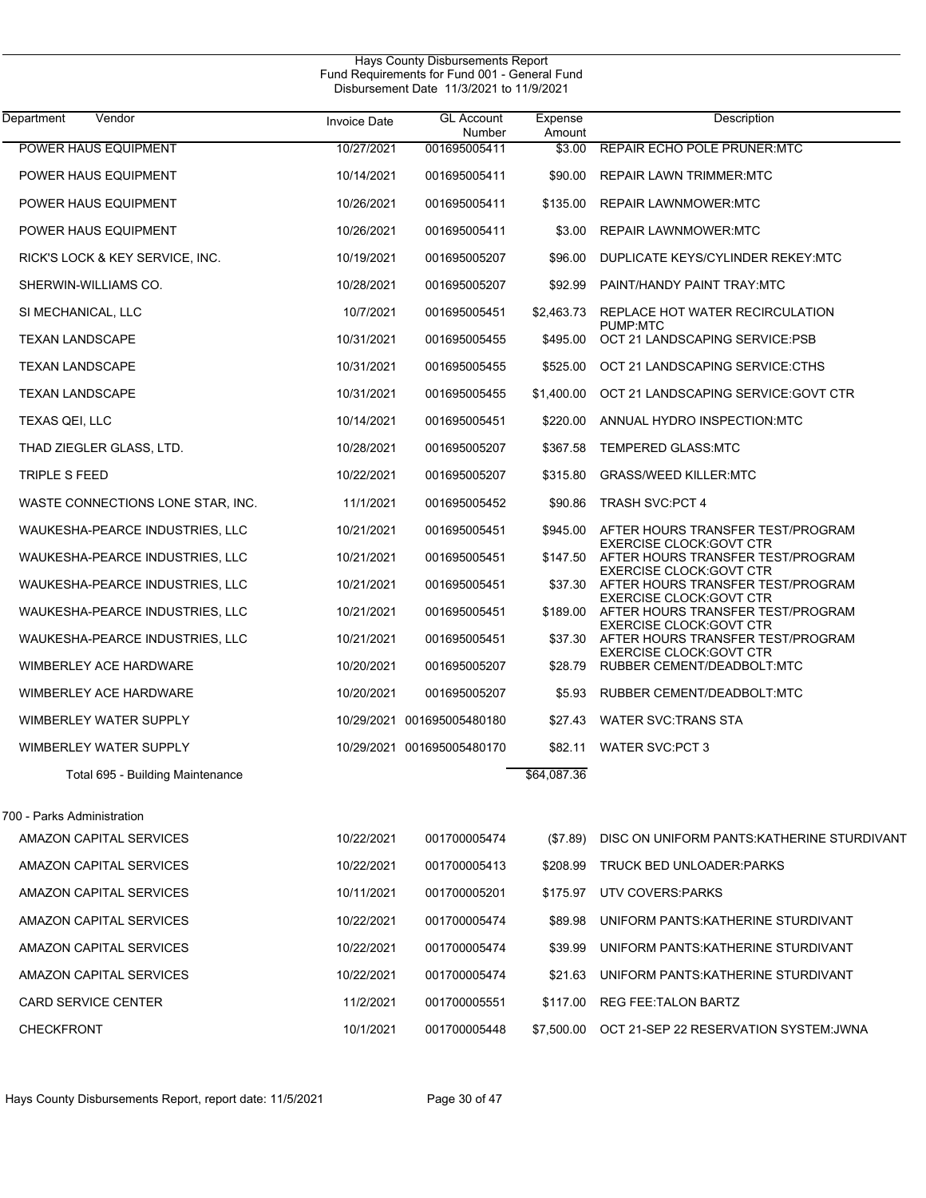Hays County Disbursements Report
Fund Requirements for Fund 001 - General Fund
Disbursement Date 11/3/2021 to 11/9/2021

| Department Vendor | Invoice Date | GL Account Number | Expense Amount | Description |
|---|---|---|---|---|
| POWER HAUS EQUIPMENT | 10/27/2021 | 001695005411 | $3.00 | REPAIR ECHO POLE PRUNER:MTC |
| POWER HAUS EQUIPMENT | 10/14/2021 | 001695005411 | $90.00 | REPAIR LAWN TRIMMER:MTC |
| POWER HAUS EQUIPMENT | 10/26/2021 | 001695005411 | $135.00 | REPAIR LAWNMOWER:MTC |
| POWER HAUS EQUIPMENT | 10/26/2021 | 001695005411 | $3.00 | REPAIR LAWNMOWER:MTC |
| RICK'S LOCK & KEY SERVICE, INC. | 10/19/2021 | 001695005207 | $96.00 | DUPLICATE KEYS/CYLINDER REKEY:MTC |
| SHERWIN-WILLIAMS CO. | 10/28/2021 | 001695005207 | $92.99 | PAINT/HANDY PAINT TRAY:MTC |
| SI MECHANICAL, LLC | 10/7/2021 | 001695005451 | $2,463.73 | REPLACE HOT WATER RECIRCULATION PUMP:MTC |
| TEXAN LANDSCAPE | 10/31/2021 | 001695005455 | $495.00 | OCT 21 LANDSCAPING SERVICE:PSB |
| TEXAN LANDSCAPE | 10/31/2021 | 001695005455 | $525.00 | OCT 21 LANDSCAPING SERVICE:CTHS |
| TEXAN LANDSCAPE | 10/31/2021 | 001695005455 | $1,400.00 | OCT 21 LANDSCAPING SERVICE:GOVT CTR |
| TEXAS QEI, LLC | 10/14/2021 | 001695005451 | $220.00 | ANNUAL HYDRO INSPECTION:MTC |
| THAD ZIEGLER GLASS, LTD. | 10/28/2021 | 001695005207 | $367.58 | TEMPERED GLASS:MTC |
| TRIPLE S FEED | 10/22/2021 | 001695005207 | $315.80 | GRASS/WEED KILLER:MTC |
| WASTE CONNECTIONS LONE STAR, INC. | 11/1/2021 | 001695005452 | $90.86 | TRASH SVC:PCT 4 |
| WAUKESHA-PEARCE INDUSTRIES, LLC | 10/21/2021 | 001695005451 | $945.00 | AFTER HOURS TRANSFER TEST/PROGRAM EXERCISE CLOCK:GOVT CTR |
| WAUKESHA-PEARCE INDUSTRIES, LLC | 10/21/2021 | 001695005451 | $147.50 | AFTER HOURS TRANSFER TEST/PROGRAM EXERCISE CLOCK:GOVT CTR |
| WAUKESHA-PEARCE INDUSTRIES, LLC | 10/21/2021 | 001695005451 | $37.30 | AFTER HOURS TRANSFER TEST/PROGRAM EXERCISE CLOCK:GOVT CTR |
| WAUKESHA-PEARCE INDUSTRIES, LLC | 10/21/2021 | 001695005451 | $189.00 | AFTER HOURS TRANSFER TEST/PROGRAM EXERCISE CLOCK:GOVT CTR |
| WAUKESHA-PEARCE INDUSTRIES, LLC | 10/21/2021 | 001695005451 | $37.30 | AFTER HOURS TRANSFER TEST/PROGRAM EXERCISE CLOCK:GOVT CTR |
| WIMBERLEY ACE HARDWARE | 10/20/2021 | 001695005207 | $28.79 | RUBBER CEMENT/DEADBOLT:MTC |
| WIMBERLEY ACE HARDWARE | 10/20/2021 | 001695005207 | $5.93 | RUBBER CEMENT/DEADBOLT:MTC |
| WIMBERLEY WATER SUPPLY | 10/29/2021 | 001695005480180 | $27.43 | WATER SVC:TRANS STA |
| WIMBERLEY WATER SUPPLY | 10/29/2021 | 001695005480170 | $82.11 | WATER SVC:PCT 3 |
| Total 695 - Building Maintenance | | | $64,087.36 | |
| **700 - Parks Administration** | | | | |
| AMAZON CAPITAL SERVICES | 10/22/2021 | 001700005474 | ($7.89) | DISC ON UNIFORM PANTS:KATHERINE STURDIVANT |
| AMAZON CAPITAL SERVICES | 10/22/2021 | 001700005413 | $208.99 | TRUCK BED UNLOADER:PARKS |
| AMAZON CAPITAL SERVICES | 10/11/2021 | 001700005201 | $175.97 | UTV COVERS:PARKS |
| AMAZON CAPITAL SERVICES | 10/22/2021 | 001700005474 | $89.98 | UNIFORM PANTS:KATHERINE STURDIVANT |
| AMAZON CAPITAL SERVICES | 10/22/2021 | 001700005474 | $39.99 | UNIFORM PANTS:KATHERINE STURDIVANT |
| AMAZON CAPITAL SERVICES | 10/22/2021 | 001700005474 | $21.63 | UNIFORM PANTS:KATHERINE STURDIVANT |
| CARD SERVICE CENTER | 11/2/2021 | 001700005551 | $117.00 | REG FEE:TALON BARTZ |
| CHECKFRONT | 10/1/2021 | 001700005448 | $7,500.00 | OCT 21-SEP 22 RESERVATION SYSTEM:JWNA |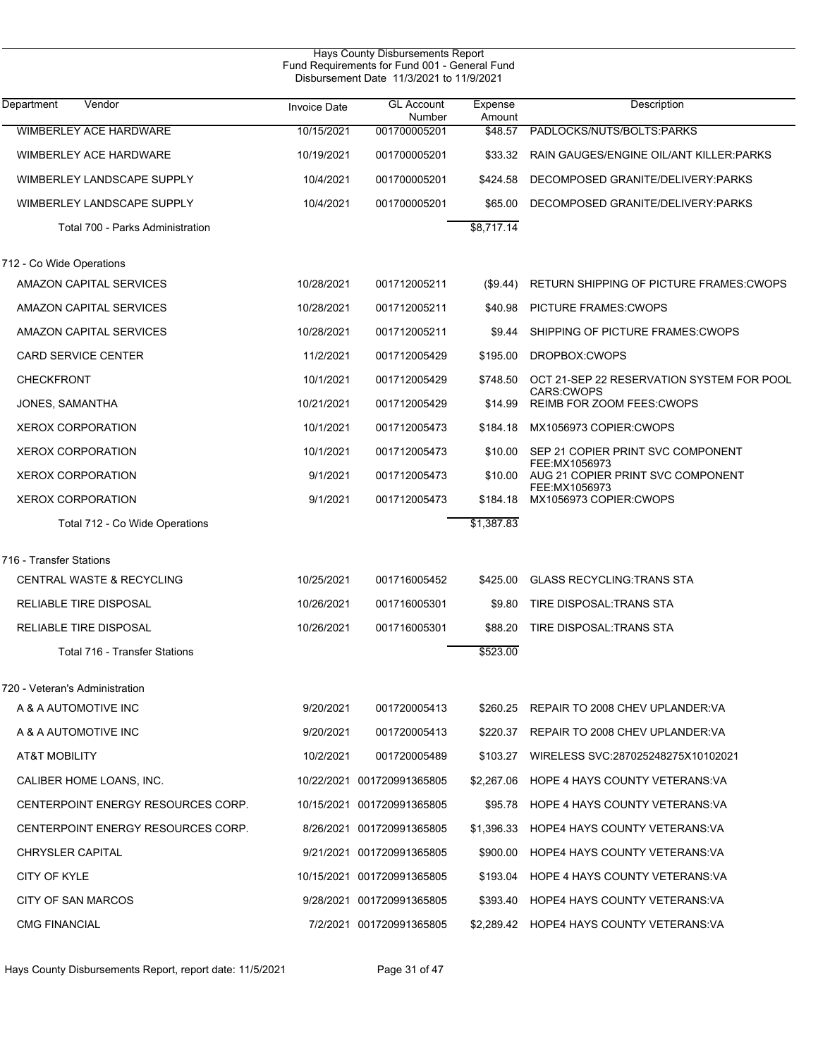Hays County Disbursements Report
Fund Requirements for Fund 001 - General Fund
Disbursement Date 11/3/2021 to 11/9/2021

| Department | Vendor | Invoice Date | GL Account Number | Expense Amount | Description |
|---|---|---|---|---|---|
| | WIMBERLEY ACE HARDWARE | 10/15/2021 | 001700005201 | $48.57 | PADLOCKS/NUTS/BOLTS:PARKS |
| | WIMBERLEY ACE HARDWARE | 10/19/2021 | 001700005201 | $33.32 | RAIN GAUGES/ENGINE OIL/ANT KILLER:PARKS |
| | WIMBERLEY LANDSCAPE SUPPLY | 10/4/2021 | 001700005201 | $424.58 | DECOMPOSED GRANITE/DELIVERY:PARKS |
| | WIMBERLEY LANDSCAPE SUPPLY | 10/4/2021 | 001700005201 | $65.00 | DECOMPOSED GRANITE/DELIVERY:PARKS |
| | Total 700 - Parks Administration | | | $8,717.14 | |
| 712 - Co Wide Operations | | | | | |
| | AMAZON CAPITAL SERVICES | 10/28/2021 | 001712005211 | ($9.44) | RETURN SHIPPING OF PICTURE FRAMES:CWOPS |
| | AMAZON CAPITAL SERVICES | 10/28/2021 | 001712005211 | $40.98 | PICTURE FRAMES:CWOPS |
| | AMAZON CAPITAL SERVICES | 10/28/2021 | 001712005211 | $9.44 | SHIPPING OF PICTURE FRAMES:CWOPS |
| | CARD SERVICE CENTER | 11/2/2021 | 001712005429 | $195.00 | DROPBOX:CWOPS |
| | CHECKFRONT | 10/1/2021 | 001712005429 | $748.50 | OCT 21-SEP 22 RESERVATION SYSTEM FOR POOL CARS:CWOPS |
| | JONES, SAMANTHA | 10/21/2021 | 001712005429 | $14.99 | REIMB FOR ZOOM FEES:CWOPS |
| | XEROX CORPORATION | 10/1/2021 | 001712005473 | $184.18 | MX1056973 COPIER:CWOPS |
| | XEROX CORPORATION | 10/1/2021 | 001712005473 | $10.00 | SEP 21 COPIER PRINT SVC COMPONENT FEE:MX1056973 |
| | XEROX CORPORATION | 9/1/2021 | 001712005473 | $10.00 | AUG 21 COPIER PRINT SVC COMPONENT FEE:MX1056973 |
| | XEROX CORPORATION | 9/1/2021 | 001712005473 | $184.18 | MX1056973 COPIER:CWOPS |
| | Total 712 - Co Wide Operations | | | $1,387.83 | |
| 716 - Transfer Stations | | | | | |
| | CENTRAL WASTE & RECYCLING | 10/25/2021 | 001716005452 | $425.00 | GLASS RECYCLING:TRANS STA |
| | RELIABLE TIRE DISPOSAL | 10/26/2021 | 001716005301 | $9.80 | TIRE DISPOSAL:TRANS STA |
| | RELIABLE TIRE DISPOSAL | 10/26/2021 | 001716005301 | $88.20 | TIRE DISPOSAL:TRANS STA |
| | Total 716 - Transfer Stations | | | $523.00 | |
| 720 - Veteran's Administration | | | | | |
| | A & A AUTOMOTIVE INC | 9/20/2021 | 001720005413 | $260.25 | REPAIR TO 2008 CHEV UPLANDER:VA |
| | A & A AUTOMOTIVE INC | 9/20/2021 | 001720005413 | $220.37 | REPAIR TO 2008 CHEV UPLANDER:VA |
| | AT&T MOBILITY | 10/2/2021 | 001720005489 | $103.27 | WIRELESS SVC:287025248275X10102021 |
| | CALIBER HOME LOANS, INC. | 10/22/2021 | 001720991365805 | $2,267.06 | HOPE 4 HAYS COUNTY VETERANS:VA |
| | CENTERPOINT ENERGY RESOURCES CORP. | 10/15/2021 | 001720991365805 | $95.78 | HOPE 4 HAYS COUNTY VETERANS:VA |
| | CENTERPOINT ENERGY RESOURCES CORP. | 8/26/2021 | 001720991365805 | $1,396.33 | HOPE4 HAYS COUNTY VETERANS:VA |
| | CHRYSLER CAPITAL | 9/21/2021 | 001720991365805 | $900.00 | HOPE4 HAYS COUNTY VETERANS:VA |
| | CITY OF KYLE | 10/15/2021 | 001720991365805 | $193.04 | HOPE 4 HAYS COUNTY VETERANS:VA |
| | CITY OF SAN MARCOS | 9/28/2021 | 001720991365805 | $393.40 | HOPE4 HAYS COUNTY VETERANS:VA |
| | CMG FINANCIAL | 7/2/2021 | 001720991365805 | $2,289.42 | HOPE4 HAYS COUNTY VETERANS:VA |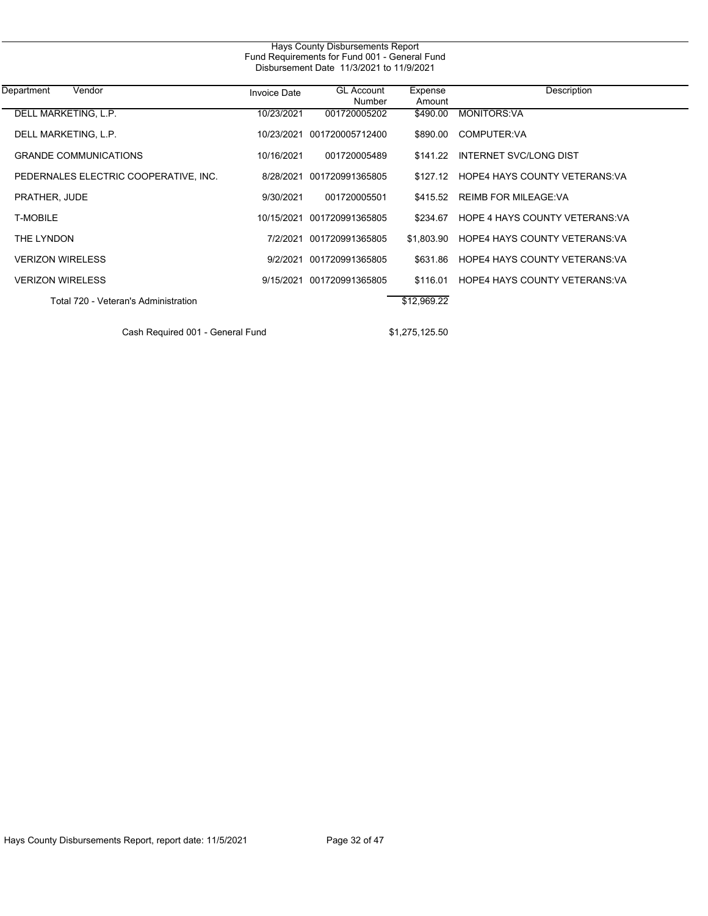Hays County Disbursements Report
Fund Requirements for Fund 001 - General Fund
Disbursement Date 11/3/2021 to 11/9/2021

| Department Vendor | Invoice Date | GL Account Number | Expense Amount | Description |
|---|---|---|---|---|
| DELL MARKETING, L.P. | 10/23/2021 | 001720005202 | $490.00 | MONITORS:VA |
| DELL MARKETING, L.P. | 10/23/2021 | 001720005712400 | $890.00 | COMPUTER:VA |
| GRANDE COMMUNICATIONS | 10/16/2021 | 001720005489 | $141.22 | INTERNET SVC/LONG DIST |
| PEDERNALES ELECTRIC COOPERATIVE, INC. | 8/28/2021 | 001720991365805 | $127.12 | HOPE4 HAYS COUNTY VETERANS:VA |
| PRATHER, JUDE | 9/30/2021 | 001720005501 | $415.52 | REIMB FOR MILEAGE:VA |
| T-MOBILE | 10/15/2021 | 001720991365805 | $234.67 | HOPE 4 HAYS COUNTY VETERANS:VA |
| THE LYNDON | 7/2/2021 | 001720991365805 | $1,803.90 | HOPE4 HAYS COUNTY VETERANS:VA |
| VERIZON WIRELESS | 9/2/2021 | 001720991365805 | $631.86 | HOPE4 HAYS COUNTY VETERANS:VA |
| VERIZON WIRELESS | 9/15/2021 | 001720991365805 | $116.01 | HOPE4 HAYS COUNTY VETERANS:VA |
| Total 720 - Veteran's Administration | | | $12,969.22 | |
| Cash Required 001 - General Fund | | | $1,275,125.50 | |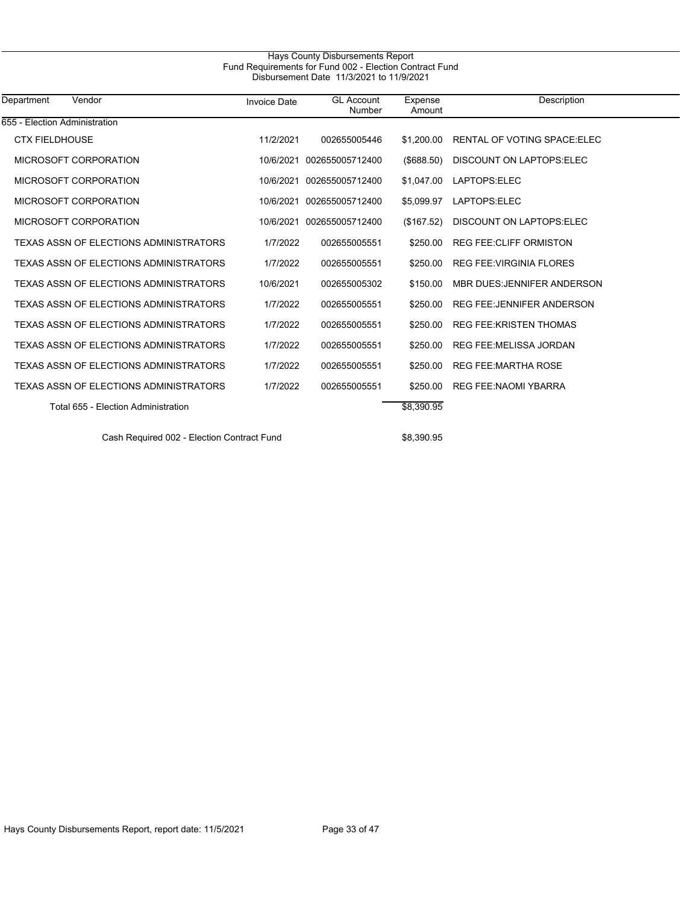Hays County Disbursements Report
Fund Requirements for Fund 002 - Election Contract Fund
Disbursement Date 11/3/2021 to 11/9/2021

| Department | Vendor | Invoice Date | GL Account Number | Expense Amount | Description |
|---|---|---|---|---|---|
| 655 - Election Administration | | | | | |
| | CTX FIELDHOUSE | 11/2/2021 | 002655005446 | $1,200.00 | RENTAL OF VOTING SPACE:ELEC |
| | MICROSOFT CORPORATION | 10/6/2021 | 002655005712400 | ($688.50) | DISCOUNT ON LAPTOPS:ELEC |
| | MICROSOFT CORPORATION | 10/6/2021 | 002655005712400 | $1,047.00 | LAPTOPS:ELEC |
| | MICROSOFT CORPORATION | 10/6/2021 | 002655005712400 | $5,099.97 | LAPTOPS:ELEC |
| | MICROSOFT CORPORATION | 10/6/2021 | 002655005712400 | ($167.52) | DISCOUNT ON LAPTOPS:ELEC |
| | TEXAS ASSN OF ELECTIONS ADMINISTRATORS | 1/7/2022 | 002655005551 | $250.00 | REG FEE:CLIFF ORMISTON |
| | TEXAS ASSN OF ELECTIONS ADMINISTRATORS | 1/7/2022 | 002655005551 | $250.00 | REG FEE:VIRGINIA FLORES |
| | TEXAS ASSN OF ELECTIONS ADMINISTRATORS | 10/6/2021 | 002655005302 | $150.00 | MBR DUES:JENNIFER ANDERSON |
| | TEXAS ASSN OF ELECTIONS ADMINISTRATORS | 1/7/2022 | 002655005551 | $250.00 | REG FEE:JENNIFER ANDERSON |
| | TEXAS ASSN OF ELECTIONS ADMINISTRATORS | 1/7/2022 | 002655005551 | $250.00 | REG FEE:KRISTEN THOMAS |
| | TEXAS ASSN OF ELECTIONS ADMINISTRATORS | 1/7/2022 | 002655005551 | $250.00 | REG FEE:MELISSA JORDAN |
| | TEXAS ASSN OF ELECTIONS ADMINISTRATORS | 1/7/2022 | 002655005551 | $250.00 | REG FEE:MARTHA ROSE |
| | TEXAS ASSN OF ELECTIONS ADMINISTRATORS | 1/7/2022 | 002655005551 | $250.00 | REG FEE:NAOMI YBARRA |
| | Total 655 - Election Administration | | | $8,390.95 | |
| | Cash Required 002 - Election Contract Fund | | | $8,390.95 | |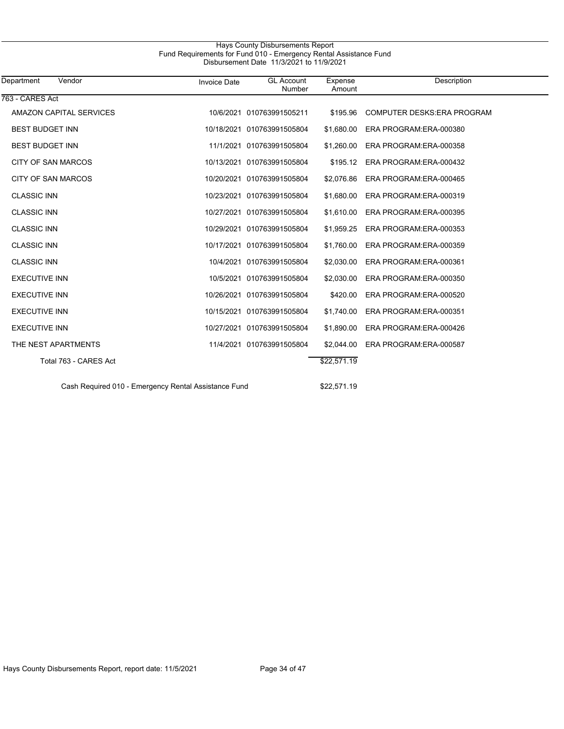# Hays County Disbursements Report

## Fund Requirements for Fund 010 - Emergency Rental Assistance Fund

### Disbursement Date 11/3/2021 to 11/9/2021

| Department | Vendor | Invoice Date | GL Account Number | Expense Amount | Description |
|---|---|---|---|---|---|
| 763 - CARES Act | | | | | |
| | AMAZON CAPITAL SERVICES | 10/6/2021 | 010763991505211 | $195.96 | COMPUTER DESKS:ERA PROGRAM |
| | BEST BUDGET INN | 10/18/2021 | 010763991505804 | $1,680.00 | ERA PROGRAM:ERA-000380 |
| | BEST BUDGET INN | 11/1/2021 | 010763991505804 | $1,260.00 | ERA PROGRAM:ERA-000358 |
| | CITY OF SAN MARCOS | 10/13/2021 | 010763991505804 | $195.12 | ERA PROGRAM:ERA-000432 |
| | CITY OF SAN MARCOS | 10/20/2021 | 010763991505804 | $2,076.86 | ERA PROGRAM:ERA-000465 |
| | CLASSIC INN | 10/23/2021 | 010763991505804 | $1,680.00 | ERA PROGRAM:ERA-000319 |
| | CLASSIC INN | 10/27/2021 | 010763991505804 | $1,610.00 | ERA PROGRAM:ERA-000395 |
| | CLASSIC INN | 10/29/2021 | 010763991505804 | $1,959.25 | ERA PROGRAM:ERA-000353 |
| | CLASSIC INN | 10/17/2021 | 010763991505804 | $1,760.00 | ERA PROGRAM:ERA-000359 |
| | CLASSIC INN | 10/4/2021 | 010763991505804 | $2,030.00 | ERA PROGRAM:ERA-000361 |
| | EXECUTIVE INN | 10/5/2021 | 010763991505804 | $2,030.00 | ERA PROGRAM:ERA-000350 |
| | EXECUTIVE INN | 10/26/2021 | 010763991505804 | $420.00 | ERA PROGRAM:ERA-000520 |
| | EXECUTIVE INN | 10/15/2021 | 010763991505804 | $1,740.00 | ERA PROGRAM:ERA-000351 |
| | EXECUTIVE INN | 10/27/2021 | 010763991505804 | $1,890.00 | ERA PROGRAM:ERA-000426 |
| | THE NEST APARTMENTS | 11/4/2021 | 010763991505804 | $2,044.00 | ERA PROGRAM:ERA-000587 |
| | Total 763 - CARES Act | | | $22,571.19 | |
| | Cash Required 010 - Emergency Rental Assistance Fund | | | $22,571.19 | |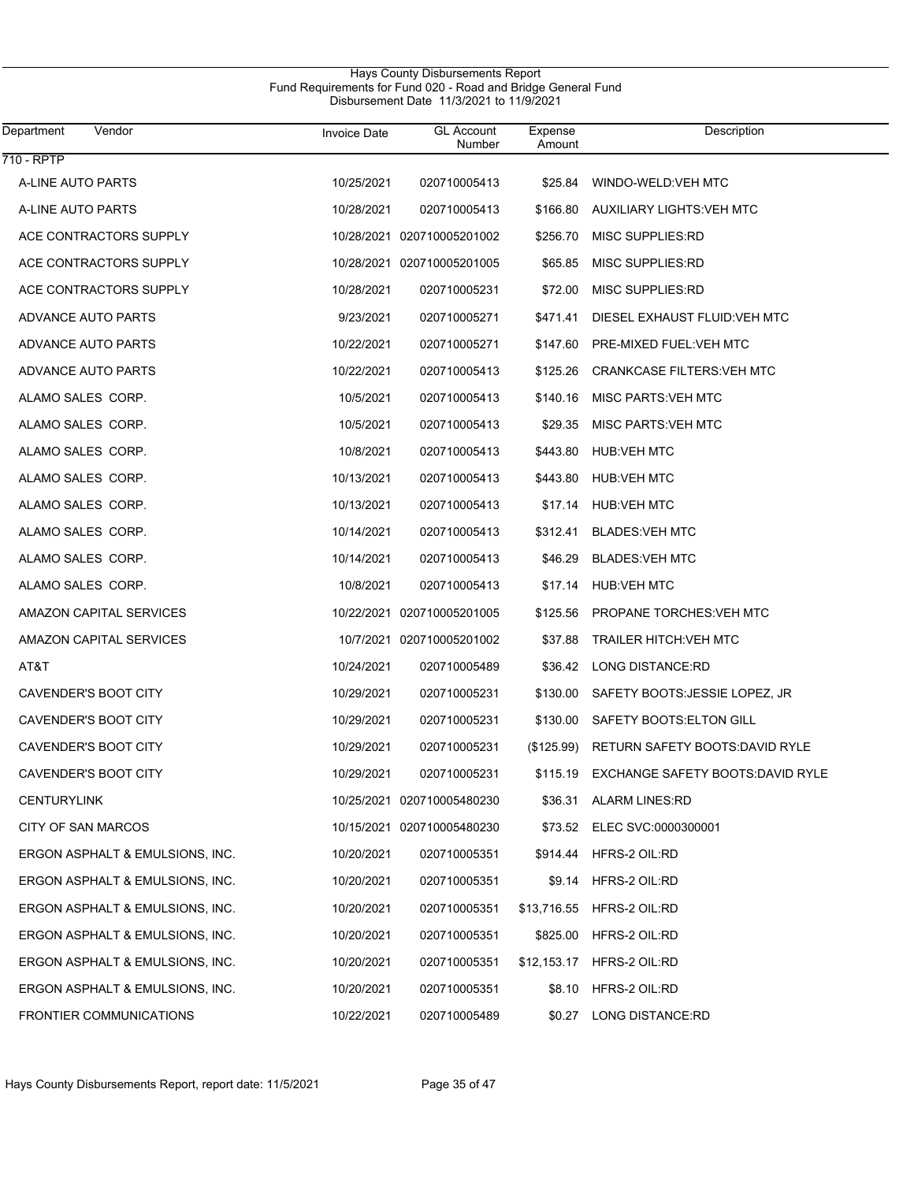Hays County Disbursements Report
Fund Requirements for Fund 020 - Road and Bridge General Fund
Disbursement Date 11/3/2021 to 11/9/2021

| Department Vendor | Invoice Date | GL Account Number | Expense Amount | Description |
|---|---|---|---|---|
| 710 - RPTP | | | | |
| A-LINE AUTO PARTS | 10/25/2021 | 020710005413 | $25.84 | WINDO-WELD:VEH MTC |
| A-LINE AUTO PARTS | 10/28/2021 | 020710005413 | $166.80 | AUXILIARY LIGHTS:VEH MTC |
| ACE CONTRACTORS SUPPLY | 10/28/2021 | 020710005201002 | $256.70 | MISC SUPPLIES:RD |
| ACE CONTRACTORS SUPPLY | 10/28/2021 | 020710005201005 | $65.85 | MISC SUPPLIES:RD |
| ACE CONTRACTORS SUPPLY | 10/28/2021 | 020710005231 | $72.00 | MISC SUPPLIES:RD |
| ADVANCE AUTO PARTS | 9/23/2021 | 020710005271 | $471.41 | DIESEL EXHAUST FLUID:VEH MTC |
| ADVANCE AUTO PARTS | 10/22/2021 | 020710005271 | $147.60 | PRE-MIXED FUEL:VEH MTC |
| ADVANCE AUTO PARTS | 10/22/2021 | 020710005413 | $125.26 | CRANKCASE FILTERS:VEH MTC |
| ALAMO SALES CORP. | 10/5/2021 | 020710005413 | $140.16 | MISC PARTS:VEH MTC |
| ALAMO SALES CORP. | 10/5/2021 | 020710005413 | $29.35 | MISC PARTS:VEH MTC |
| ALAMO SALES CORP. | 10/8/2021 | 020710005413 | $443.80 | HUB:VEH MTC |
| ALAMO SALES CORP. | 10/13/2021 | 020710005413 | $443.80 | HUB:VEH MTC |
| ALAMO SALES CORP. | 10/13/2021 | 020710005413 | $17.14 | HUB:VEH MTC |
| ALAMO SALES CORP. | 10/14/2021 | 020710005413 | $312.41 | BLADES:VEH MTC |
| ALAMO SALES CORP. | 10/14/2021 | 020710005413 | $46.29 | BLADES:VEH MTC |
| ALAMO SALES CORP. | 10/8/2021 | 020710005413 | $17.14 | HUB:VEH MTC |
| AMAZON CAPITAL SERVICES | 10/22/2021 | 020710005201005 | $125.56 | PROPANE TORCHES:VEH MTC |
| AMAZON CAPITAL SERVICES | 10/7/2021 | 020710005201002 | $37.88 | TRAILER HITCH:VEH MTC |
| AT&T | 10/24/2021 | 020710005489 | $36.42 | LONG DISTANCE:RD |
| CAVENDER'S BOOT CITY | 10/29/2021 | 020710005231 | $130.00 | SAFETY BOOTS:JESSIE LOPEZ, JR |
| CAVENDER'S BOOT CITY | 10/29/2021 | 020710005231 | $130.00 | SAFETY BOOTS:ELTON GILL |
| CAVENDER'S BOOT CITY | 10/29/2021 | 020710005231 | ($125.99) | RETURN SAFETY BOOTS:DAVID RYLE |
| CAVENDER'S BOOT CITY | 10/29/2021 | 020710005231 | $115.19 | EXCHANGE SAFETY BOOTS:DAVID RYLE |
| CENTURYLINK | 10/25/2021 | 020710005480230 | $36.31 | ALARM LINES:RD |
| CITY OF SAN MARCOS | 10/15/2021 | 020710005480230 | $73.52 | ELEC SVC:0000300001 |
| ERGON ASPHALT & EMULSIONS, INC. | 10/20/2021 | 020710005351 | $914.44 | HFRS-2 OIL:RD |
| ERGON ASPHALT & EMULSIONS, INC. | 10/20/2021 | 020710005351 | $9.14 | HFRS-2 OIL:RD |
| ERGON ASPHALT & EMULSIONS, INC. | 10/20/2021 | 020710005351 | $13,716.55 | HFRS-2 OIL:RD |
| ERGON ASPHALT & EMULSIONS, INC. | 10/20/2021 | 020710005351 | $825.00 | HFRS-2 OIL:RD |
| ERGON ASPHALT & EMULSIONS, INC. | 10/20/2021 | 020710005351 | $12,153.17 | HFRS-2 OIL:RD |
| ERGON ASPHALT & EMULSIONS, INC. | 10/20/2021 | 020710005351 | $8.10 | HFRS-2 OIL:RD |
| FRONTIER COMMUNICATIONS | 10/22/2021 | 020710005489 | $0.27 | LONG DISTANCE:RD |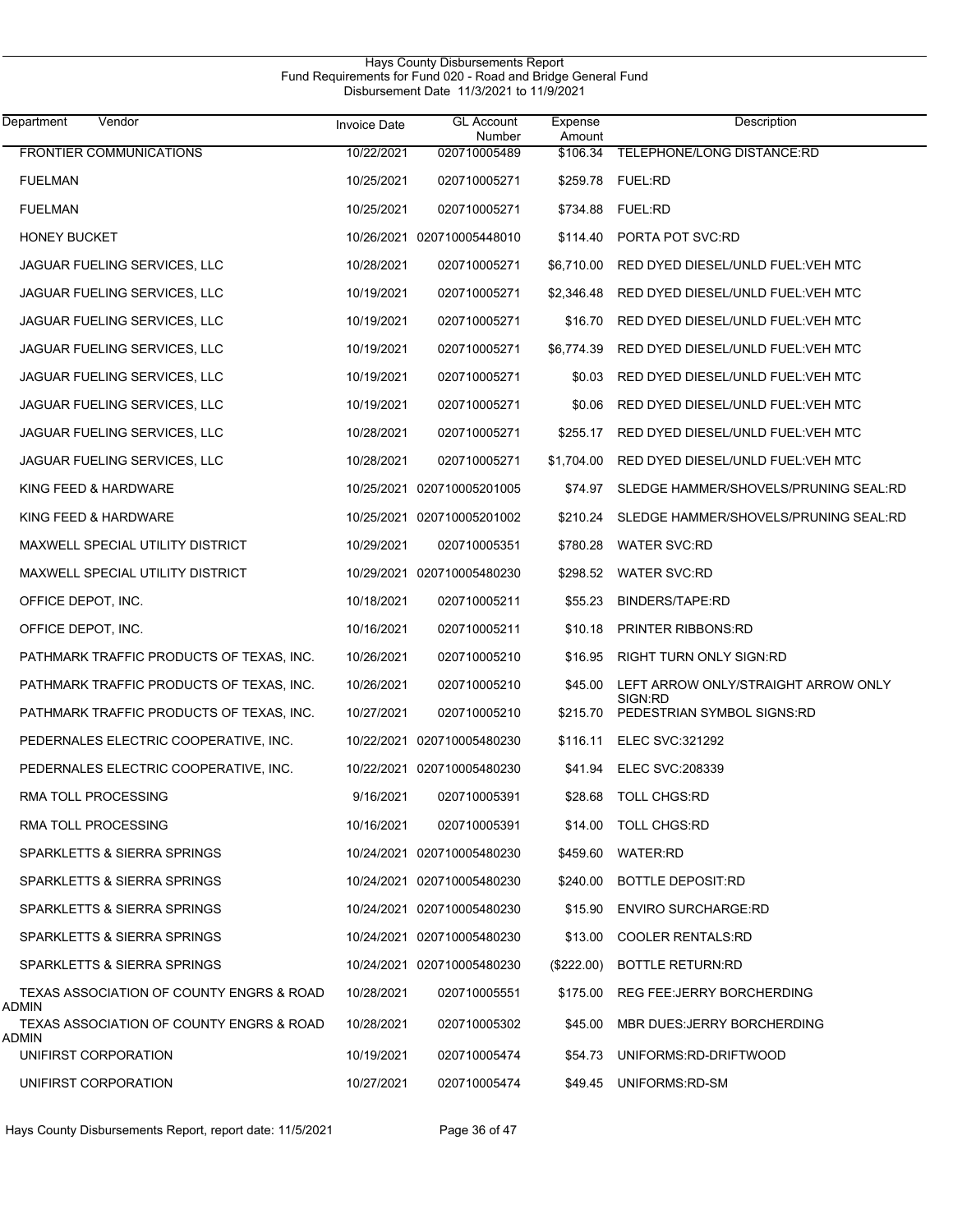# Hays County Disbursements Report
## Fund Requirements for Fund 020 - Road and Bridge General Fund
### Disbursement Date 11/3/2021 to 11/9/2021

| Department Vendor | Invoice Date | GL Account Number | Expense Amount | Description |
|---|---|---|---|---|
| FRONTIER COMMUNICATIONS | 10/22/2021 | 020710005489 | $106.34 | TELEPHONE/LONG DISTANCE:RD |
| FUELMAN | 10/25/2021 | 020710005271 | $259.78 | FUEL:RD |
| FUELMAN | 10/25/2021 | 020710005271 | $734.88 | FUEL:RD |
| HONEY BUCKET | 10/26/2021 | 020710005448010 | $114.40 | PORTA POT SVC:RD |
| JAGUAR FUELING SERVICES, LLC | 10/28/2021 | 020710005271 | $6,710.00 | RED DYED DIESEL/UNLD FUEL:VEH MTC |
| JAGUAR FUELING SERVICES, LLC | 10/19/2021 | 020710005271 | $2,346.48 | RED DYED DIESEL/UNLD FUEL:VEH MTC |
| JAGUAR FUELING SERVICES, LLC | 10/19/2021 | 020710005271 | $16.70 | RED DYED DIESEL/UNLD FUEL:VEH MTC |
| JAGUAR FUELING SERVICES, LLC | 10/19/2021 | 020710005271 | $6,774.39 | RED DYED DIESEL/UNLD FUEL:VEH MTC |
| JAGUAR FUELING SERVICES, LLC | 10/19/2021 | 020710005271 | $0.03 | RED DYED DIESEL/UNLD FUEL:VEH MTC |
| JAGUAR FUELING SERVICES, LLC | 10/19/2021 | 020710005271 | $0.06 | RED DYED DIESEL/UNLD FUEL:VEH MTC |
| JAGUAR FUELING SERVICES, LLC | 10/28/2021 | 020710005271 | $255.17 | RED DYED DIESEL/UNLD FUEL:VEH MTC |
| JAGUAR FUELING SERVICES, LLC | 10/28/2021 | 020710005271 | $1,704.00 | RED DYED DIESEL/UNLD FUEL:VEH MTC |
| KING FEED & HARDWARE | 10/25/2021 | 020710005201005 | $74.97 | SLEDGE HAMMER/SHOVELS/PRUNING SEAL:RD |
| KING FEED & HARDWARE | 10/25/2021 | 020710005201002 | $210.24 | SLEDGE HAMMER/SHOVELS/PRUNING SEAL:RD |
| MAXWELL SPECIAL UTILITY DISTRICT | 10/29/2021 | 020710005351 | $780.28 | WATER SVC:RD |
| MAXWELL SPECIAL UTILITY DISTRICT | 10/29/2021 | 020710005480230 | $298.52 | WATER SVC:RD |
| OFFICE DEPOT, INC. | 10/18/2021 | 020710005211 | $55.23 | BINDERS/TAPE:RD |
| OFFICE DEPOT, INC. | 10/16/2021 | 020710005211 | $10.18 | PRINTER RIBBONS:RD |
| PATHMARK TRAFFIC PRODUCTS OF TEXAS, INC. | 10/26/2021 | 020710005210 | $16.95 | RIGHT TURN ONLY SIGN:RD |
| PATHMARK TRAFFIC PRODUCTS OF TEXAS, INC. | 10/26/2021 | 020710005210 | $45.00 | LEFT ARROW ONLY/STRAIGHT ARROW ONLY SIGN:RD |
| PATHMARK TRAFFIC PRODUCTS OF TEXAS, INC. | 10/27/2021 | 020710005210 | $215.70 | PEDESTRIAN SYMBOL SIGNS:RD |
| PEDERNALES ELECTRIC COOPERATIVE, INC. | 10/22/2021 | 020710005480230 | $116.11 | ELEC SVC:321292 |
| PEDERNALES ELECTRIC COOPERATIVE, INC. | 10/22/2021 | 020710005480230 | $41.94 | ELEC SVC:208339 |
| RMA TOLL PROCESSING | 9/16/2021 | 020710005391 | $28.68 | TOLL CHGS:RD |
| RMA TOLL PROCESSING | 10/16/2021 | 020710005391 | $14.00 | TOLL CHGS:RD |
| SPARKLETTS & SIERRA SPRINGS | 10/24/2021 | 020710005480230 | $459.60 | WATER:RD |
| SPARKLETTS & SIERRA SPRINGS | 10/24/2021 | 020710005480230 | $240.00 | BOTTLE DEPOSIT:RD |
| SPARKLETTS & SIERRA SPRINGS | 10/24/2021 | 020710005480230 | $15.90 | ENVIRO SURCHARGE:RD |
| SPARKLETTS & SIERRA SPRINGS | 10/24/2021 | 020710005480230 | $13.00 | COOLER RENTALS:RD |
| SPARKLETTS & SIERRA SPRINGS | 10/24/2021 | 020710005480230 | ($222.00) | BOTTLE RETURN:RD |
| TEXAS ASSOCIATION OF COUNTY ENGRS & ROAD ADMIN | 10/28/2021 | 020710005551 | $175.00 | REG FEE:JERRY BORCHERDING |
| TEXAS ASSOCIATION OF COUNTY ENGRS & ROAD ADMIN | 10/28/2021 | 020710005302 | $45.00 | MBR DUES:JERRY BORCHERDING |
| UNIFIRST CORPORATION | 10/19/2021 | 020710005474 | $54.73 | UNIFORMS:RD-DRIFTWOOD |
| UNIFIRST CORPORATION | 10/27/2021 | 020710005474 | $49.45 | UNIFORMS:RD-SM |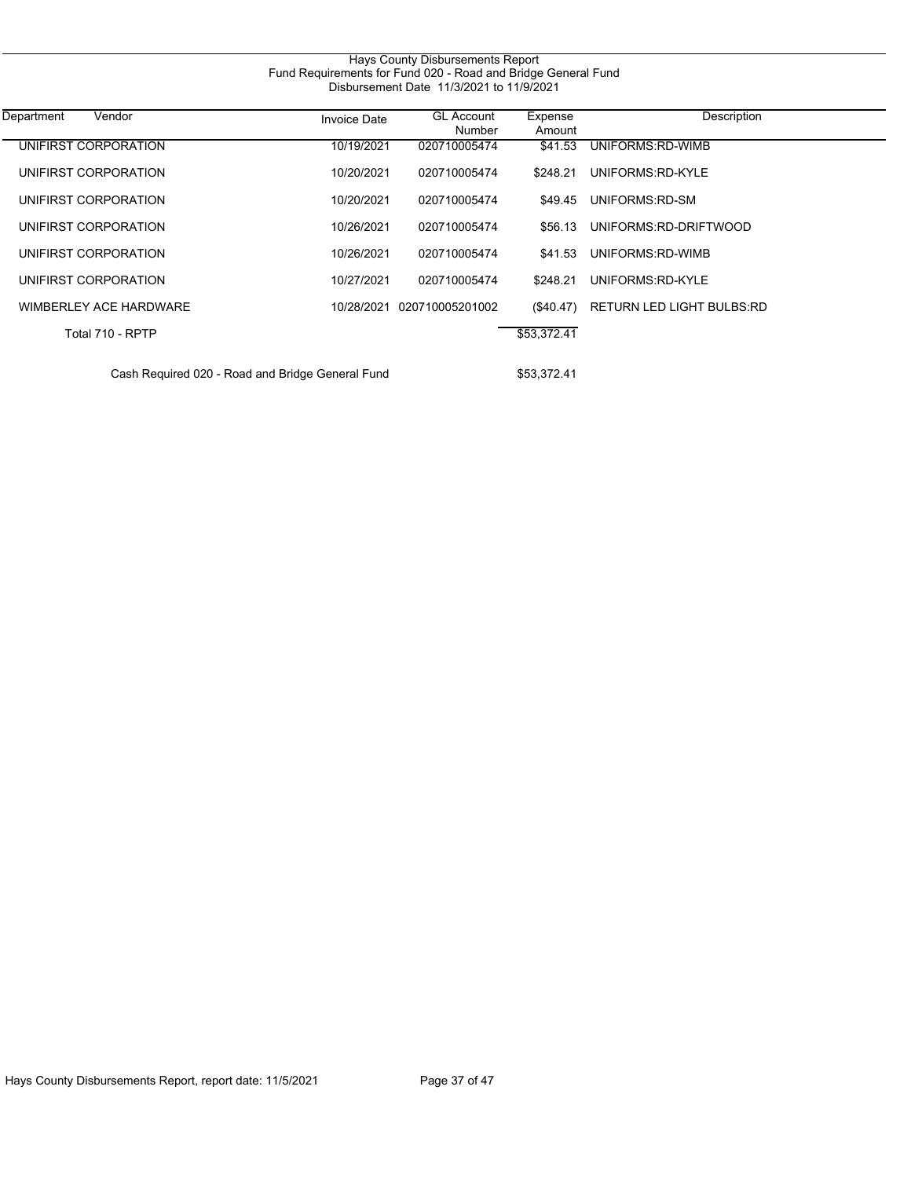Hays County Disbursements Report
Fund Requirements for Fund 020 - Road and Bridge General Fund
Disbursement Date 11/3/2021 to 11/9/2021

| Department | Vendor | Invoice Date | GL Account Number | Expense Amount | Description |
|---|---|---|---|---|---|
| UNIFIRST CORPORATION | | 10/19/2021 | 020710005474 | $41.53 | UNIFORMS:RD-WIMB |
| UNIFIRST CORPORATION | | 10/20/2021 | 020710005474 | $248.21 | UNIFORMS:RD-KYLE |
| UNIFIRST CORPORATION | | 10/20/2021 | 020710005474 | $49.45 | UNIFORMS:RD-SM |
| UNIFIRST CORPORATION | | 10/26/2021 | 020710005474 | $56.13 | UNIFORMS:RD-DRIFTWOOD |
| UNIFIRST CORPORATION | | 10/26/2021 | 020710005474 | $41.53 | UNIFORMS:RD-WIMB |
| UNIFIRST CORPORATION | | 10/27/2021 | 020710005474 | $248.21 | UNIFORMS:RD-KYLE |
| WIMBERLEY ACE HARDWARE | | 10/28/2021 | 020710005201002 | ($40.47) | RETURN LED LIGHT BULBS:RD |
| Total 710 - RPTP | | | | $53,372.41 | |
| Cash Required 020 - Road and Bridge General Fund | | | | $53,372.41 | |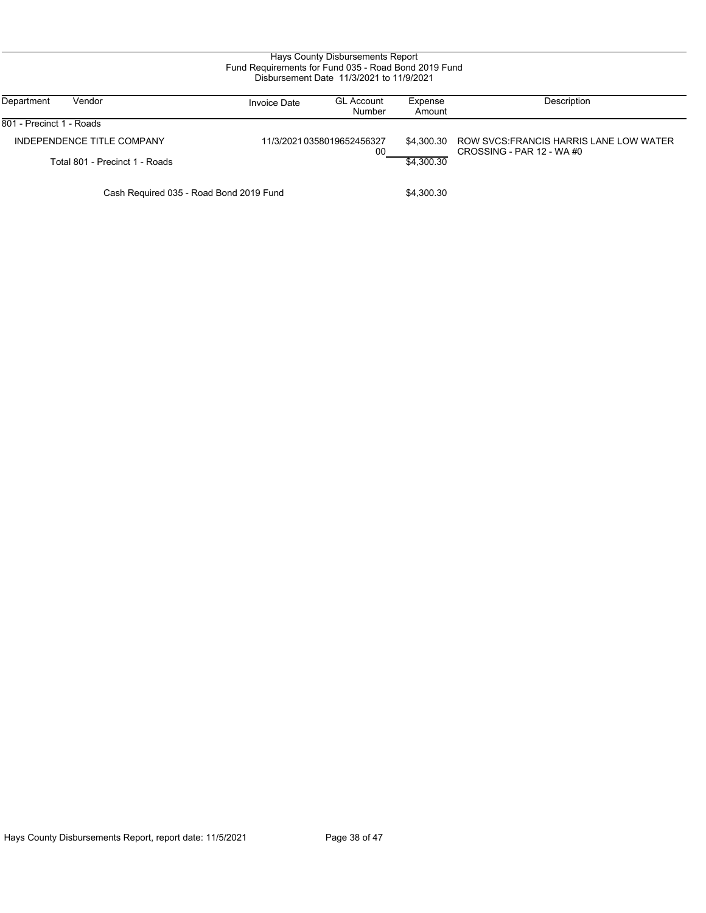Hays County Disbursements Report
Fund Requirements for Fund 035 - Road Bond 2019 Fund
Disbursement Date 11/3/2021 to 11/9/2021

| Department | Vendor | Invoice Date | GL Account Number | Expense Amount | Description |
|---|---|---|---|---|---|
| 801 - Precinct 1 - Roads | | | | | |
| | INDEPENDENCE TITLE COMPANY | 11/3/2021 | 035801965245632700 | $4,300.30 | ROW SVCS:FRANCIS HARRIS LANE LOW WATER CROSSING - PAR 12 - WA #0 |
| | Total 801 - Precinct 1 - Roads | | | $4,300.30 | |
| | Cash Required 035 - Road Bond 2019 Fund | | | $4,300.30 | |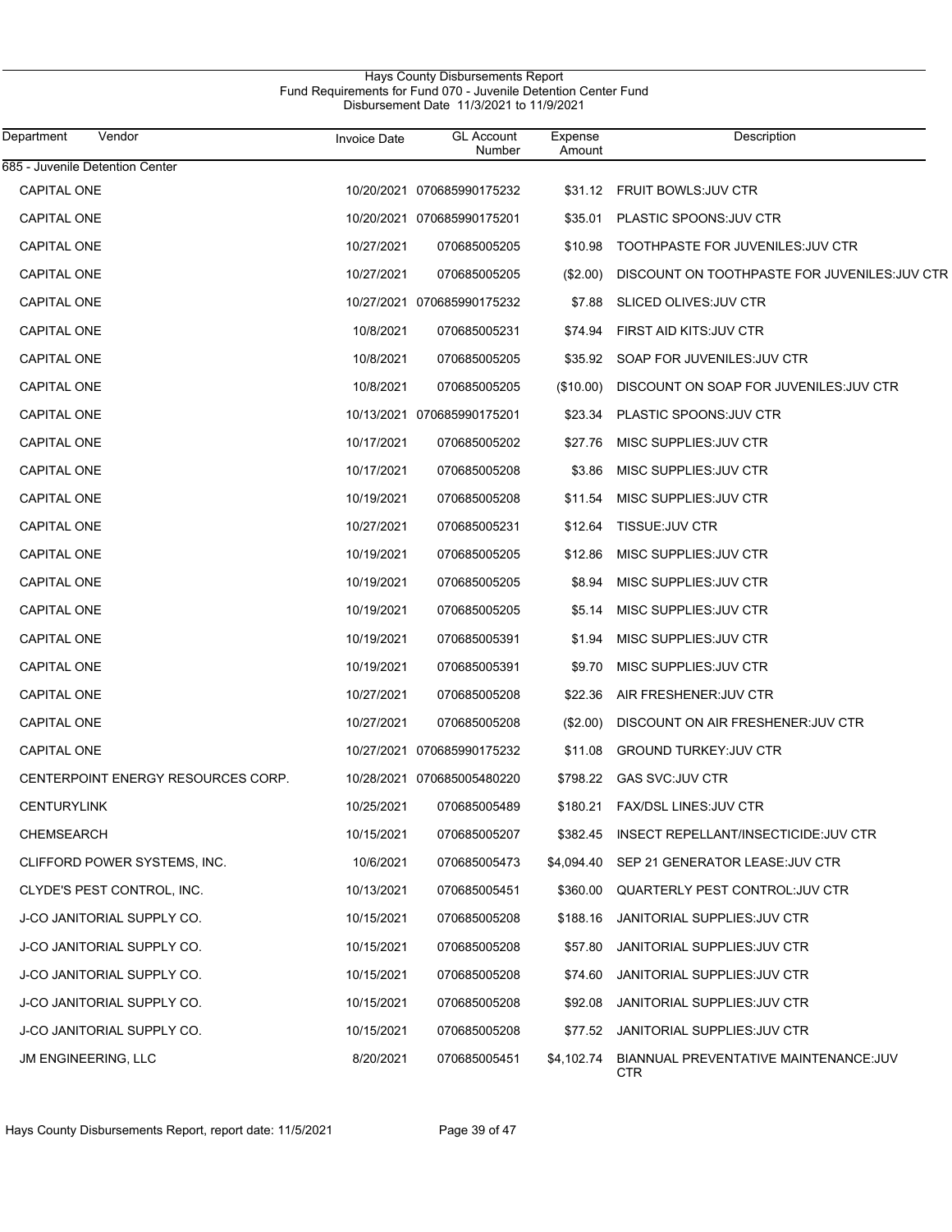Hays County Disbursements Report
Fund Requirements for Fund 070 - Juvenile Detention Center Fund
Disbursement Date 11/3/2021 to 11/9/2021

| Department | Vendor | Invoice Date | GL Account Number | Expense Amount | Description |
|---|---|---|---|---|---|
| 685 - Juvenile Detention Center | | | | | |
| | CAPITAL ONE | 10/20/2021 | 070685990175232 | $31.12 | FRUIT BOWLS:JUV CTR |
| | CAPITAL ONE | 10/20/2021 | 070685990175201 | $35.01 | PLASTIC SPOONS:JUV CTR |
| | CAPITAL ONE | 10/27/2021 | 070685005205 | $10.98 | TOOTHPASTE FOR JUVENILES:JUV CTR |
| | CAPITAL ONE | 10/27/2021 | 070685005205 | ($2.00) | DISCOUNT ON TOOTHPASTE FOR JUVENILES:JUV CTR |
| | CAPITAL ONE | 10/27/2021 | 070685990175232 | $7.88 | SLICED OLIVES:JUV CTR |
| | CAPITAL ONE | 10/8/2021 | 070685005231 | $74.94 | FIRST AID KITS:JUV CTR |
| | CAPITAL ONE | 10/8/2021 | 070685005205 | $35.92 | SOAP FOR JUVENILES:JUV CTR |
| | CAPITAL ONE | 10/8/2021 | 070685005205 | ($10.00) | DISCOUNT ON SOAP FOR JUVENILES:JUV CTR |
| | CAPITAL ONE | 10/13/2021 | 070685990175201 | $23.34 | PLASTIC SPOONS:JUV CTR |
| | CAPITAL ONE | 10/17/2021 | 070685005202 | $27.76 | MISC SUPPLIES:JUV CTR |
| | CAPITAL ONE | 10/17/2021 | 070685005208 | $3.86 | MISC SUPPLIES:JUV CTR |
| | CAPITAL ONE | 10/19/2021 | 070685005208 | $11.54 | MISC SUPPLIES:JUV CTR |
| | CAPITAL ONE | 10/27/2021 | 070685005231 | $12.64 | TISSUE:JUV CTR |
| | CAPITAL ONE | 10/19/2021 | 070685005205 | $12.86 | MISC SUPPLIES:JUV CTR |
| | CAPITAL ONE | 10/19/2021 | 070685005205 | $8.94 | MISC SUPPLIES:JUV CTR |
| | CAPITAL ONE | 10/19/2021 | 070685005205 | $5.14 | MISC SUPPLIES:JUV CTR |
| | CAPITAL ONE | 10/19/2021 | 070685005391 | $1.94 | MISC SUPPLIES:JUV CTR |
| | CAPITAL ONE | 10/19/2021 | 070685005391 | $9.70 | MISC SUPPLIES:JUV CTR |
| | CAPITAL ONE | 10/27/2021 | 070685005208 | $22.36 | AIR FRESHENER:JUV CTR |
| | CAPITAL ONE | 10/27/2021 | 070685005208 | ($2.00) | DISCOUNT ON AIR FRESHENER:JUV CTR |
| | CAPITAL ONE | 10/27/2021 | 070685990175232 | $11.08 | GROUND TURKEY:JUV CTR |
| | CENTERPOINT ENERGY RESOURCES CORP. | 10/28/2021 | 070685005480220 | $798.22 | GAS SVC:JUV CTR |
| | CENTURYLINK | 10/25/2021 | 070685005489 | $180.21 | FAX/DSL LINES:JUV CTR |
| | CHEMSEARCH | 10/15/2021 | 070685005207 | $382.45 | INSECT REPELLANT/INSECTICIDE:JUV CTR |
| | CLIFFORD POWER SYSTEMS, INC. | 10/6/2021 | 070685005473 | $4,094.40 | SEP 21 GENERATOR LEASE:JUV CTR |
| | CLYDE'S PEST CONTROL, INC. | 10/13/2021 | 070685005451 | $360.00 | QUARTERLY PEST CONTROL:JUV CTR |
| | J-CO JANITORIAL SUPPLY CO. | 10/15/2021 | 070685005208 | $188.16 | JANITORIAL SUPPLIES:JUV CTR |
| | J-CO JANITORIAL SUPPLY CO. | 10/15/2021 | 070685005208 | $57.80 | JANITORIAL SUPPLIES:JUV CTR |
| | J-CO JANITORIAL SUPPLY CO. | 10/15/2021 | 070685005208 | $74.60 | JANITORIAL SUPPLIES:JUV CTR |
| | J-CO JANITORIAL SUPPLY CO. | 10/15/2021 | 070685005208 | $92.08 | JANITORIAL SUPPLIES:JUV CTR |
| | J-CO JANITORIAL SUPPLY CO. | 10/15/2021 | 070685005208 | $77.52 | JANITORIAL SUPPLIES:JUV CTR |
| | JM ENGINEERING, LLC | 8/20/2021 | 070685005451 | $4,102.74 | BIANNUAL PREVENTATIVE MAINTENANCE:JUV CTR |

Hays County Disbursements Report, report date: 11/5/2021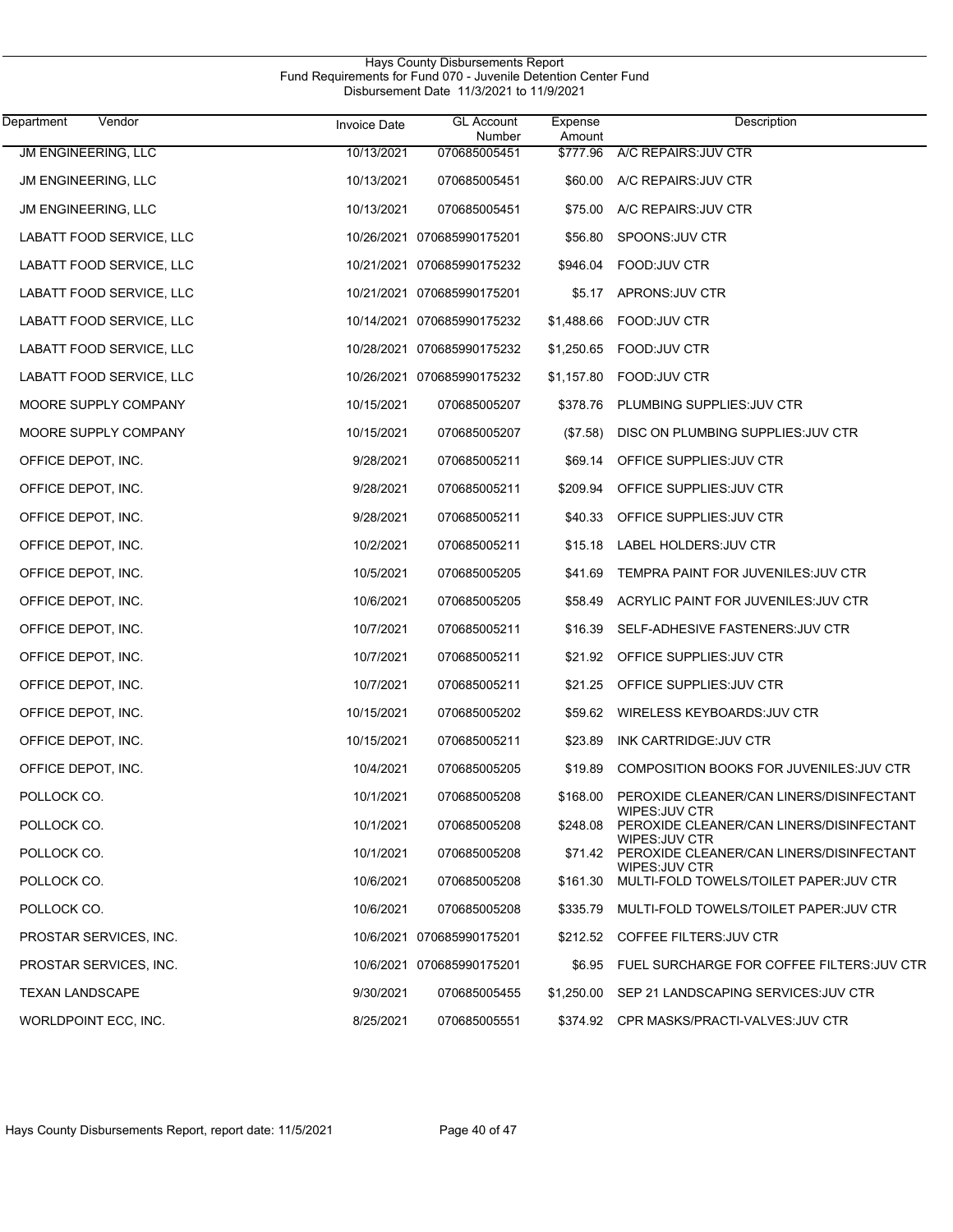# Hays County Disbursements Report
## Fund Requirements for Fund 070 - Juvenile Detention Center Fund
### Disbursement Date 11/3/2021 to 11/9/2021

| Department | Vendor | Invoice Date | GL Account Number | Expense Amount | Description |
|---|---|---|---|---|---|
| | JM ENGINEERING, LLC | 10/13/2021 | 070685005451 | $777.96 | A/C REPAIRS:JUV CTR |
| | JM ENGINEERING, LLC | 10/13/2021 | 070685005451 | $60.00 | A/C REPAIRS:JUV CTR |
| | JM ENGINEERING, LLC | 10/13/2021 | 070685005451 | $75.00 | A/C REPAIRS:JUV CTR |
| | LABATT FOOD SERVICE, LLC | 10/26/2021 | 070685990175201 | $56.80 | SPOONS:JUV CTR |
| | LABATT FOOD SERVICE, LLC | 10/21/2021 | 070685990175232 | $946.04 | FOOD:JUV CTR |
| | LABATT FOOD SERVICE, LLC | 10/21/2021 | 070685990175201 | $5.17 | APRONS:JUV CTR |
| | LABATT FOOD SERVICE, LLC | 10/14/2021 | 070685990175232 | $1,488.66 | FOOD:JUV CTR |
| | LABATT FOOD SERVICE, LLC | 10/28/2021 | 070685990175232 | $1,250.65 | FOOD:JUV CTR |
| | LABATT FOOD SERVICE, LLC | 10/26/2021 | 070685990175232 | $1,157.80 | FOOD:JUV CTR |
| | MOORE SUPPLY COMPANY | 10/15/2021 | 070685005207 | $378.76 | PLUMBING SUPPLIES:JUV CTR |
| | MOORE SUPPLY COMPANY | 10/15/2021 | 070685005207 | ($7.58) | DISC ON PLUMBING SUPPLIES:JUV CTR |
| | OFFICE DEPOT, INC. | 9/28/2021 | 070685005211 | $69.14 | OFFICE SUPPLIES:JUV CTR |
| | OFFICE DEPOT, INC. | 9/28/2021 | 070685005211 | $209.94 | OFFICE SUPPLIES:JUV CTR |
| | OFFICE DEPOT, INC. | 9/28/2021 | 070685005211 | $40.33 | OFFICE SUPPLIES:JUV CTR |
| | OFFICE DEPOT, INC. | 10/2/2021 | 070685005211 | $15.18 | LABEL HOLDERS:JUV CTR |
| | OFFICE DEPOT, INC. | 10/5/2021 | 070685005205 | $41.69 | TEMPRA PAINT FOR JUVENILES:JUV CTR |
| | OFFICE DEPOT, INC. | 10/6/2021 | 070685005205 | $58.49 | ACRYLIC PAINT FOR JUVENILES:JUV CTR |
| | OFFICE DEPOT, INC. | 10/7/2021 | 070685005211 | $16.39 | SELF-ADHESIVE FASTENERS:JUV CTR |
| | OFFICE DEPOT, INC. | 10/7/2021 | 070685005211 | $21.92 | OFFICE SUPPLIES:JUV CTR |
| | OFFICE DEPOT, INC. | 10/7/2021 | 070685005211 | $21.25 | OFFICE SUPPLIES:JUV CTR |
| | OFFICE DEPOT, INC. | 10/15/2021 | 070685005202 | $59.62 | WIRELESS KEYBOARDS:JUV CTR |
| | OFFICE DEPOT, INC. | 10/15/2021 | 070685005211 | $23.89 | INK CARTRIDGE:JUV CTR |
| | OFFICE DEPOT, INC. | 10/4/2021 | 070685005205 | $19.89 | COMPOSITION BOOKS FOR JUVENILES:JUV CTR |
| | POLLOCK CO. | 10/1/2021 | 070685005208 | $168.00 | PEROXIDE CLEANER/CAN LINERS/DISINFECTANT WIPES:JUV CTR |
| | POLLOCK CO. | 10/1/2021 | 070685005208 | $248.08 | PEROXIDE CLEANER/CAN LINERS/DISINFECTANT WIPES:JUV CTR |
| | POLLOCK CO. | 10/1/2021 | 070685005208 | $71.42 | PEROXIDE CLEANER/CAN LINERS/DISINFECTANT WIPES:JUV CTR |
| | POLLOCK CO. | 10/6/2021 | 070685005208 | $161.30 | MULTI-FOLD TOWELS/TOILET PAPER:JUV CTR |
| | POLLOCK CO. | 10/6/2021 | 070685005208 | $335.79 | MULTI-FOLD TOWELS/TOILET PAPER:JUV CTR |
| | PROSTAR SERVICES, INC. | 10/6/2021 | 070685990175201 | $212.52 | COFFEE FILTERS:JUV CTR |
| | PROSTAR SERVICES, INC. | 10/6/2021 | 070685990175201 | $6.95 | FUEL SURCHARGE FOR COFFEE FILTERS:JUV CTR |
| | TEXAN LANDSCAPE | 9/30/2021 | 070685005455 | $1,250.00 | SEP 21 LANDSCAPING SERVICES:JUV CTR |
| | WORLDPOINT ECC, INC. | 8/25/2021 | 070685005551 | $374.92 | CPR MASKS/PRACTI-VALVES:JUV CTR |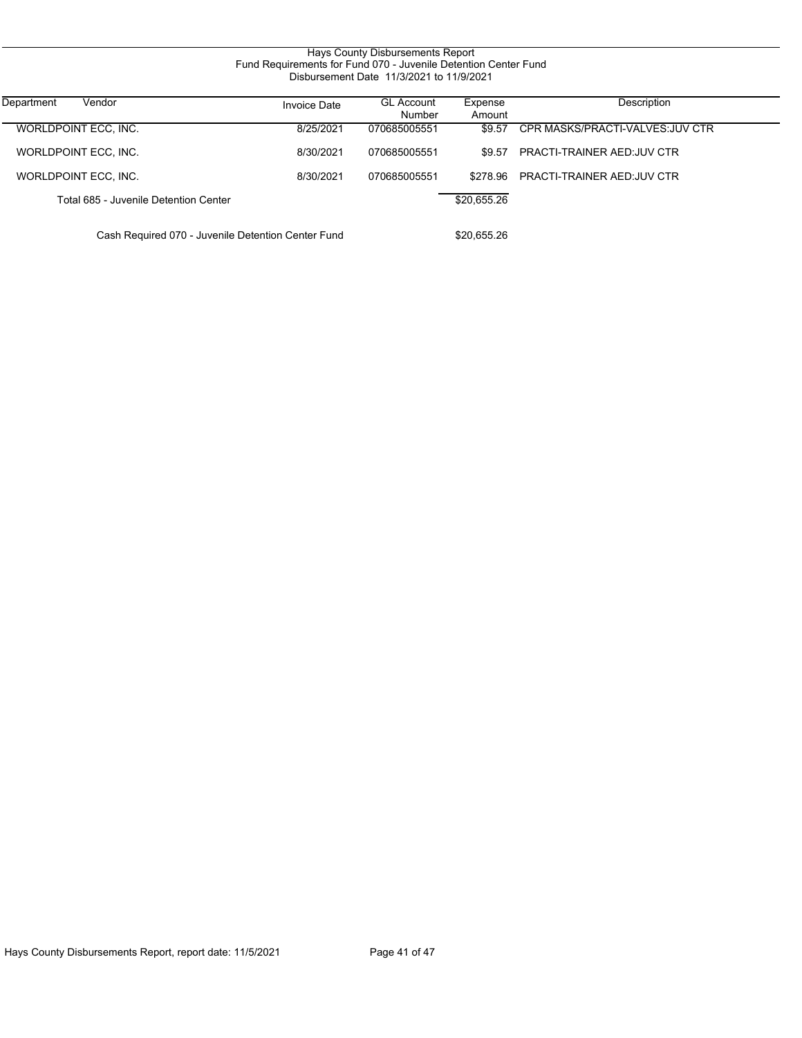# Hays County Disbursements Report
## Fund Requirements for Fund 070 - Juvenile Detention Center Fund
### Disbursement Date 11/3/2021 to 11/9/2021

| Department | Vendor | Invoice Date | GL Account Number | Expense Amount | Description |
|---|---|---|---|---|---|
| | WORLDPOINT ECC, INC. | 8/25/2021 | 070685005551 | $9.57 | CPR MASKS/PRACTI-VALVES:JUV CTR |
| | WORLDPOINT ECC, INC. | 8/30/2021 | 070685005551 | $9.57 | PRACTI-TRAINER AED:JUV CTR |
| | WORLDPOINT ECC, INC. | 8/30/2021 | 070685005551 | $278.96 | PRACTI-TRAINER AED:JUV CTR |
| | Total 685 - Juvenile Detention Center | | | $20,655.26 | |
| | Cash Required 070 - Juvenile Detention Center Fund | | | $20,655.26 | |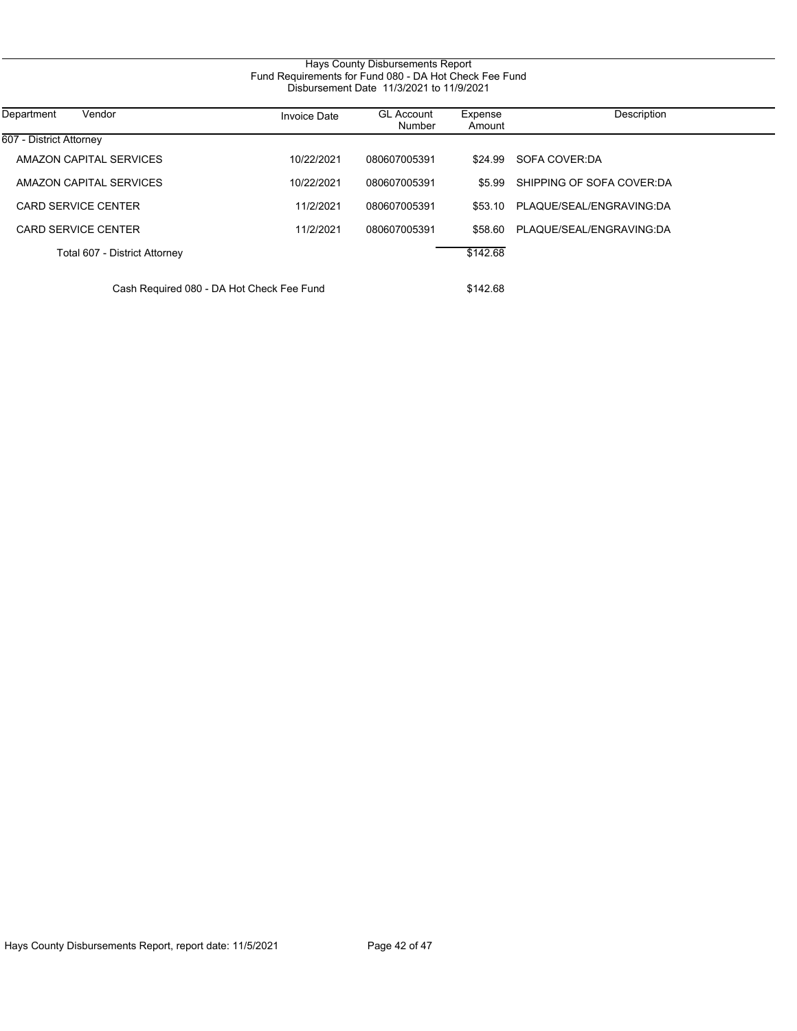# Hays County Disbursements Report

## Fund Requirements for Fund 080 - DA Hot Check Fee Fund

### Disbursement Date 11/3/2021 to 11/9/2021

| Department | Vendor | Invoice Date | GL Account Number | Expense Amount | Description |
|---|---|---|---|---|---|
| 607 - District Attorney | | | | | |
| | AMAZON CAPITAL SERVICES | 10/22/2021 | 080607005391 | $24.99 | SOFA COVER:DA |
| | AMAZON CAPITAL SERVICES | 10/22/2021 | 080607005391 | $5.99 | SHIPPING OF SOFA COVER:DA |
| | CARD SERVICE CENTER | 11/2/2021 | 080607005391 | $53.10 | PLAQUE/SEAL/ENGRAVING:DA |
| | CARD SERVICE CENTER | 11/2/2021 | 080607005391 | $58.60 | PLAQUE/SEAL/ENGRAVING:DA |
| | Total 607 - District Attorney | | | $142.68 | |
| | Cash Required 080 - DA Hot Check Fee Fund | | | $142.68 | |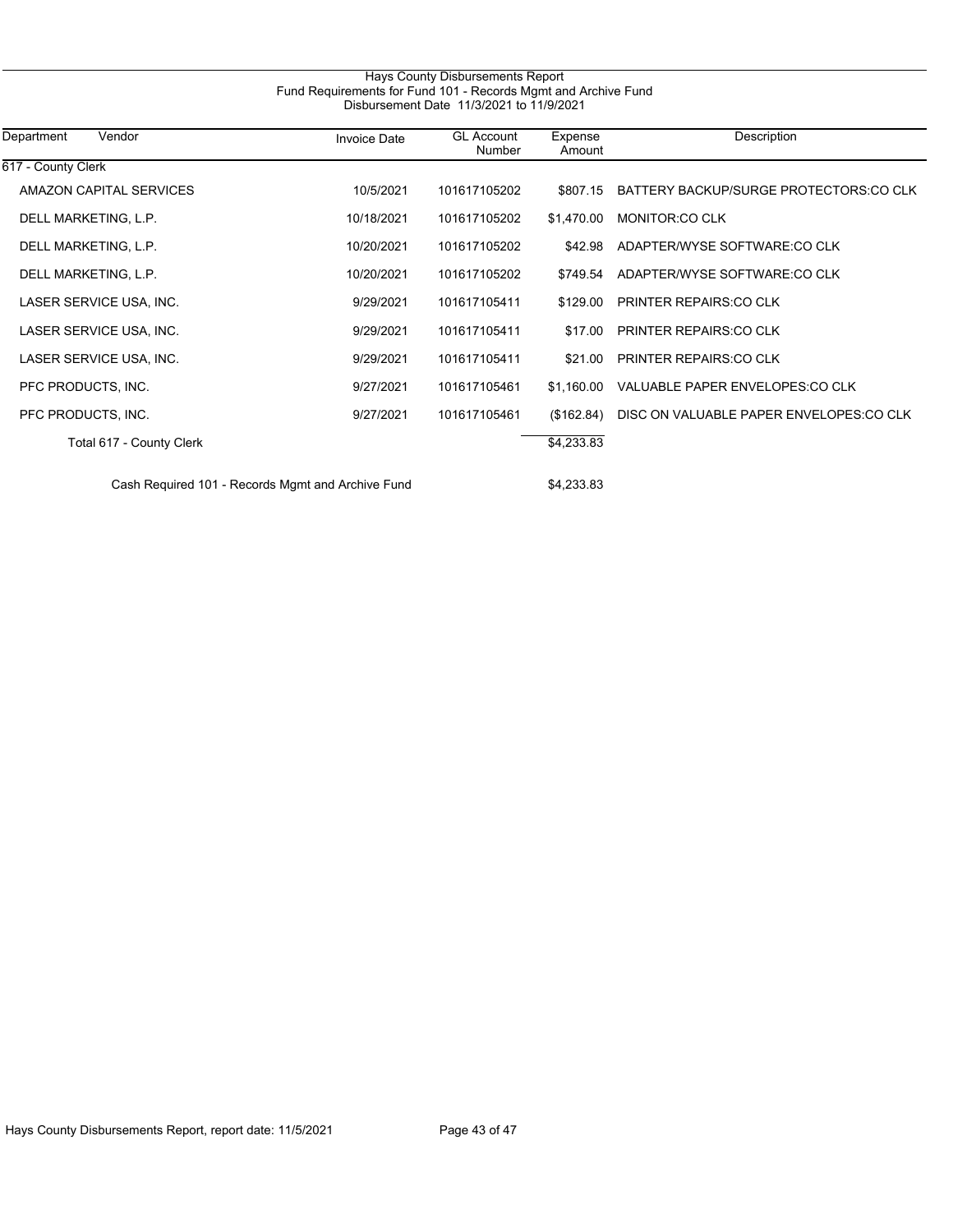# Hays County Disbursements Report

## Fund Requirements for Fund 101 - Records Mgmt and Archive Fund

### Disbursement Date 11/3/2021 to 11/9/2021

| Department | Vendor | Invoice Date | GL Account Number | Expense Amount | Description |
|---|---|---|---|---|---|
| 617 - County Clerk | | | | | |
| | AMAZON CAPITAL SERVICES | 10/5/2021 | 101617105202 | $807.15 | BATTERY BACKUP/SURGE PROTECTORS:CO CLK |
| | DELL MARKETING, L.P. | 10/18/2021 | 101617105202 | $1,470.00 | MONITOR:CO CLK |
| | DELL MARKETING, L.P. | 10/20/2021 | 101617105202 | $42.98 | ADAPTER/WYSE SOFTWARE:CO CLK |
| | DELL MARKETING, L.P. | 10/20/2021 | 101617105202 | $749.54 | ADAPTER/WYSE SOFTWARE:CO CLK |
| | LASER SERVICE USA, INC. | 9/29/2021 | 101617105411 | $129.00 | PRINTER REPAIRS:CO CLK |
| | LASER SERVICE USA, INC. | 9/29/2021 | 101617105411 | $17.00 | PRINTER REPAIRS:CO CLK |
| | LASER SERVICE USA, INC. | 9/29/2021 | 101617105411 | $21.00 | PRINTER REPAIRS:CO CLK |
| | PFC PRODUCTS, INC. | 9/27/2021 | 101617105461 | $1,160.00 | VALUABLE PAPER ENVELOPES:CO CLK |
| | PFC PRODUCTS, INC. | 9/27/2021 | 101617105461 | ($162.84) | DISC ON VALUABLE PAPER ENVELOPES:CO CLK |
| | Total 617 - County Clerk | | | $4,233.83 | |
| | Cash Required 101 - Records Mgmt and Archive Fund | | | $4,233.83 | |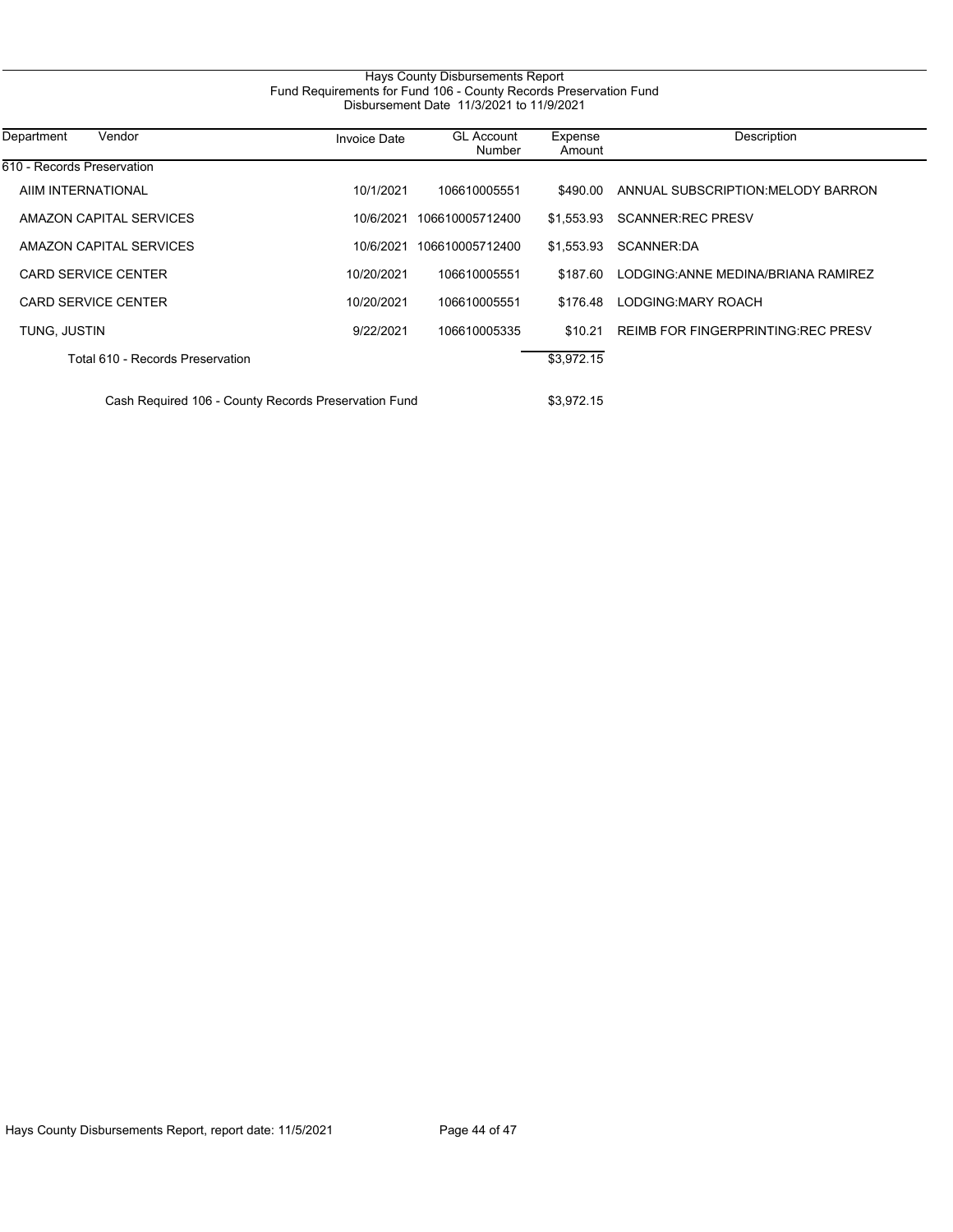# Hays County Disbursements Report

## Fund Requirements for Fund 106 - County Records Preservation Fund

### Disbursement Date 11/3/2021 to 11/9/2021

| Department | Vendor | Invoice Date | GL Account Number | Expense Amount | Description |
|---|---|---|---|---|---|
| 610 - Records Preservation | | | | | |
| | AIIM INTERNATIONAL | 10/1/2021 | 106610005551 | $490.00 | ANNUAL SUBSCRIPTION:MELODY BARRON |
| | AMAZON CAPITAL SERVICES | 10/6/2021 | 106610005712400 | $1,553.93 | SCANNER:REC PRESV |
| | AMAZON CAPITAL SERVICES | 10/6/2021 | 106610005712400 | $1,553.93 | SCANNER:DA |
| | CARD SERVICE CENTER | 10/20/2021 | 106610005551 | $187.60 | LODGING:ANNE MEDINA/BRIANA RAMIREZ |
| | CARD SERVICE CENTER | 10/20/2021 | 106610005551 | $176.48 | LODGING:MARY ROACH |
| | TUNG, JUSTIN | 9/22/2021 | 106610005335 | $10.21 | REIMB FOR FINGERPRINTING:REC PRESV |
| | Total 610 - Records Preservation | | | $3,972.15 | |
| | Cash Required 106 - County Records Preservation Fund | | | $3,972.15 | |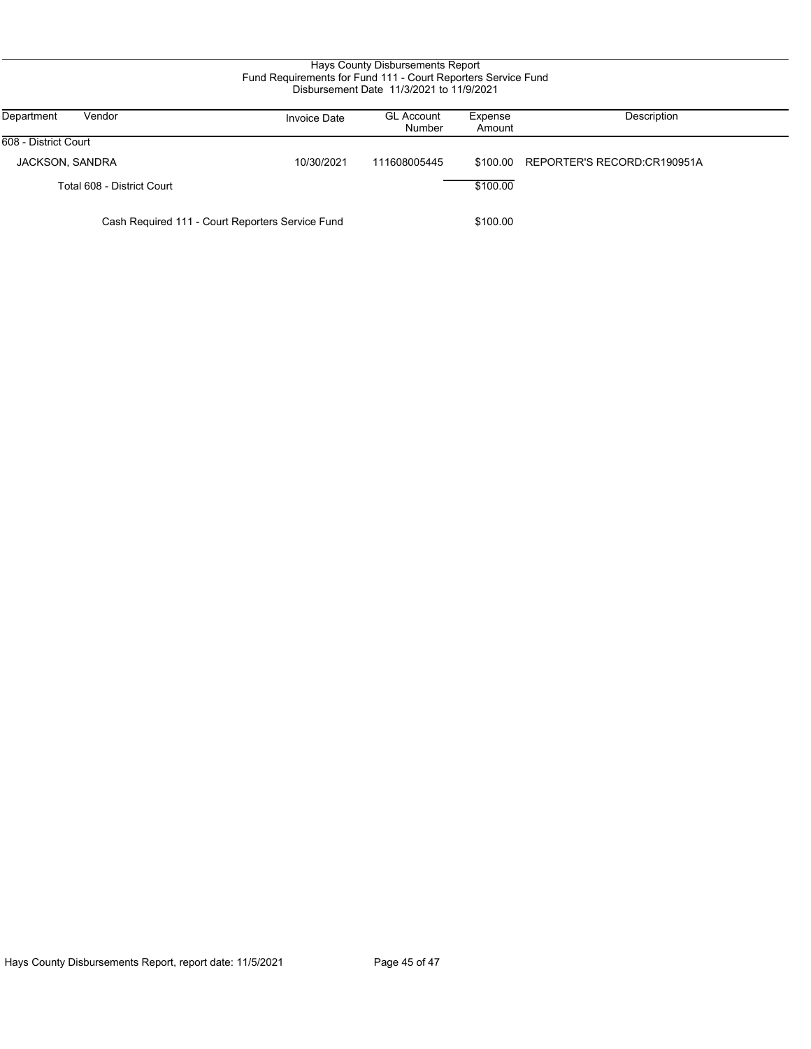# Hays County Disbursements Report

## Fund Requirements for Fund 111 - Court Reporters Service Fund

### Disbursement Date 11/3/2021 to 11/9/2021

| Department | Vendor | Invoice Date | GL Account Number | Expense Amount | Description |
|---|---|---|---|---|---|
| 608 - District Court | | | | | |
| | JACKSON, SANDRA | 10/30/2021 | 111608005445 | $100.00 | REPORTER'S RECORD:CR190951A |
| | Total 608 - District Court | | | $100.00 | |
| | Cash Required 111 - Court Reporters Service Fund | | | $100.00 | |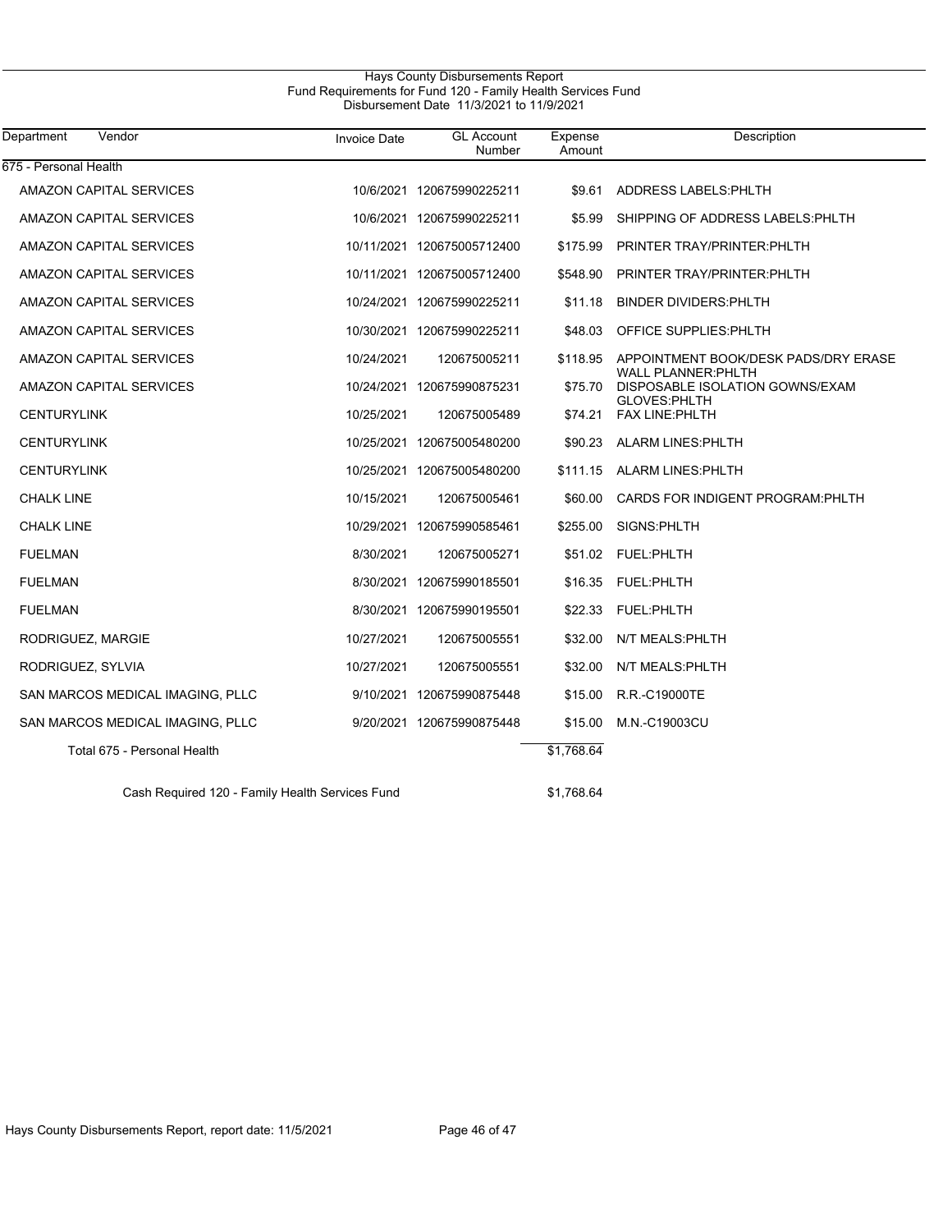# Hays County Disbursements Report
## Fund Requirements for Fund 120 - Family Health Services Fund
### Disbursement Date 11/3/2021 to 11/9/2021

| Department | Vendor | Invoice Date | GL Account Number | Expense Amount | Description |
|---|---|---|---|---|---|
| 675 - Personal Health | | | | | |
| | AMAZON CAPITAL SERVICES | 10/6/2021 | 120675990225211 | $9.61 | ADDRESS LABELS:PHLTH |
| | AMAZON CAPITAL SERVICES | 10/6/2021 | 120675990225211 | $5.99 | SHIPPING OF ADDRESS LABELS:PHLTH |
| | AMAZON CAPITAL SERVICES | 10/11/2021 | 120675005712400 | $175.99 | PRINTER TRAY/PRINTER:PHLTH |
| | AMAZON CAPITAL SERVICES | 10/11/2021 | 120675005712400 | $548.90 | PRINTER TRAY/PRINTER:PHLTH |
| | AMAZON CAPITAL SERVICES | 10/24/2021 | 120675990225211 | $11.18 | BINDER DIVIDERS:PHLTH |
| | AMAZON CAPITAL SERVICES | 10/30/2021 | 120675990225211 | $48.03 | OFFICE SUPPLIES:PHLTH |
| | AMAZON CAPITAL SERVICES | 10/24/2021 | 120675005211 | $118.95 | APPOINTMENT BOOK/DESK PADS/DRY ERASE WALL PLANNER:PHLTH |
| | AMAZON CAPITAL SERVICES | 10/24/2021 | 120675990875231 | $75.70 | DISPOSABLE ISOLATION GOWNS/EXAM GLOVES:PHLTH |
| | CENTURYLINK | 10/25/2021 | 120675005489 | $74.21 | FAX LINE:PHLTH |
| | CENTURYLINK | 10/25/2021 | 120675005480200 | $90.23 | ALARM LINES:PHLTH |
| | CENTURYLINK | 10/25/2021 | 120675005480200 | $111.15 | ALARM LINES:PHLTH |
| | CHALK LINE | 10/15/2021 | 120675005461 | $60.00 | CARDS FOR INDIGENT PROGRAM:PHLTH |
| | CHALK LINE | 10/29/2021 | 120675990585461 | $255.00 | SIGNS:PHLTH |
| | FUELMAN | 8/30/2021 | 120675005271 | $51.02 | FUEL:PHLTH |
| | FUELMAN | 8/30/2021 | 120675990185501 | $16.35 | FUEL:PHLTH |
| | FUELMAN | 8/30/2021 | 120675990195501 | $22.33 | FUEL:PHLTH |
| | RODRIGUEZ, MARGIE | 10/27/2021 | 120675005551 | $32.00 | N/T MEALS:PHLTH |
| | RODRIGUEZ, SYLVIA | 10/27/2021 | 120675005551 | $32.00 | N/T MEALS:PHLTH |
| | SAN MARCOS MEDICAL IMAGING, PLLC | 9/10/2021 | 120675990875448 | $15.00 | R.R.-C19000TE |
| | SAN MARCOS MEDICAL IMAGING, PLLC | 9/20/2021 | 120675990875448 | $15.00 | M.N.-C19003CU |
| | Total 675 - Personal Health | | | $1,768.64 | |
| | Cash Required 120 - Family Health Services Fund | | | $1,768.64 | |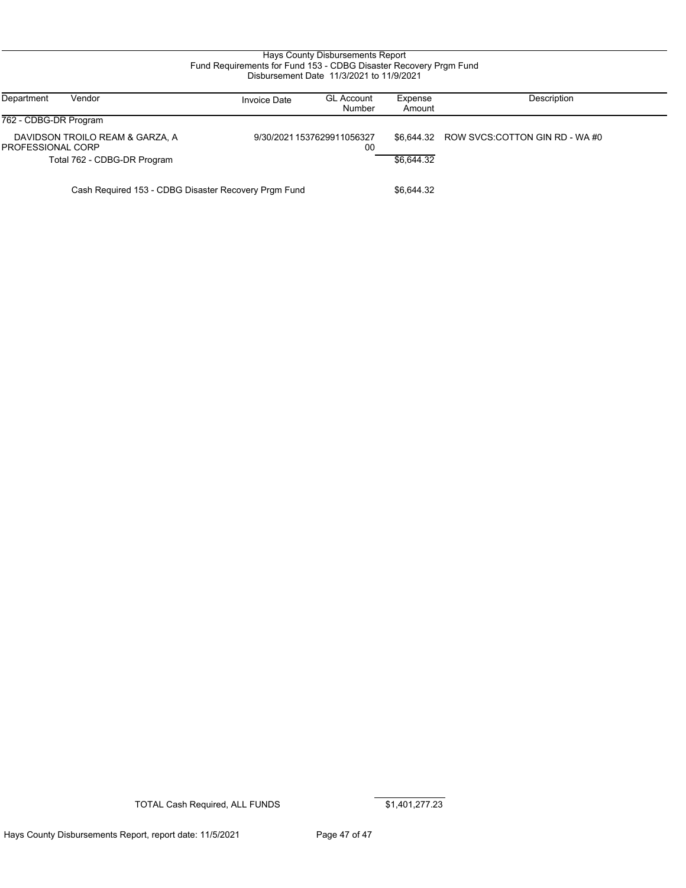Hays County Disbursements Report
Fund Requirements for Fund 153 - CDBG Disaster Recovery Prgm Fund
Disbursement Date 11/3/2021 to 11/9/2021

| Department | Vendor | Invoice Date | GL Account Number | Expense Amount | Description |
|---|---|---|---|---|---|
| 762 - CDBG-DR Program | | | | | |
| | DAVIDSON TROILO REAM & GARZA, A PROFESSIONAL CORP | 9/30/2021 | 153762991105632700 | $6,644.32 | ROW SVCS:COTTON GIN RD - WA #0 |
| | Total 762 - CDBG-DR Program | | | $6,644.32 | |
| | Cash Required 153 - CDBG Disaster Recovery Prgm Fund | | | $6,644.32 | |

TOTAL Cash Required, ALL FUNDS $1,401,277.23

Hays County Disbursements Report, report date: 11/5/2021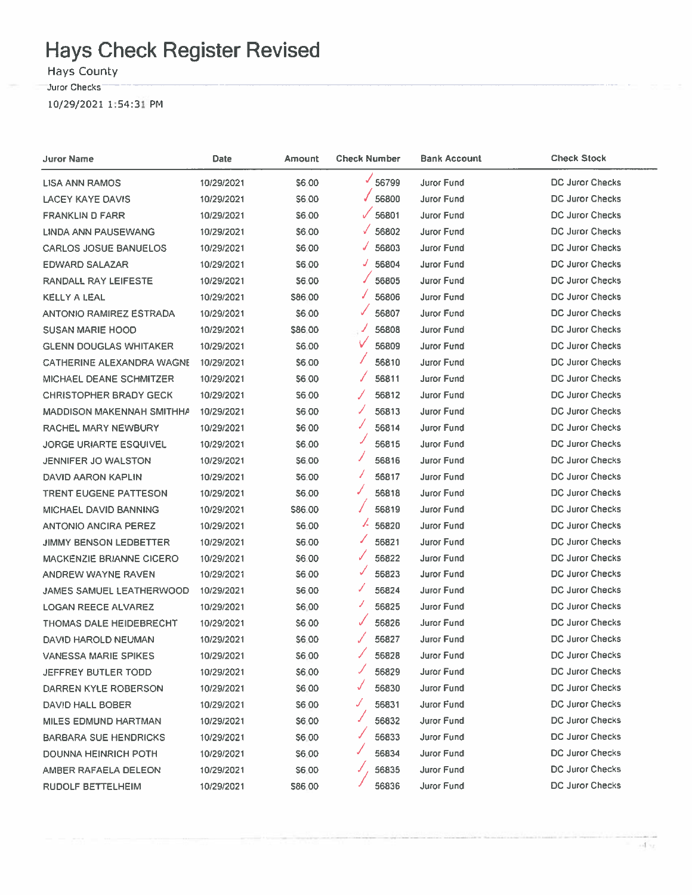# Hays Check Register Revised

Hays County

Juror Checks

10/29/2021 1:54:31 PM

| Juror Name | Date | Amount | Check Number | Bank Account | Check Stock |
|---|---|---|---|---|---|
| LISA ANN RAMOS | 10/29/2021 | $6.00 | 56799 | Juror Fund | DC Juror Checks |
| LACEY KAYE DAVIS | 10/29/2021 | $6.00 | 56800 | Juror Fund | DC Juror Checks |
| FRANKLIN D FARR | 10/29/2021 | $6.00 | 56801 | Juror Fund | DC Juror Checks |
| LINDA ANN PAUSEWANG | 10/29/2021 | $6.00 | 56802 | Juror Fund | DC Juror Checks |
| CARLOS JOSUE BANUELOS | 10/29/2021 | $6.00 | 56803 | Juror Fund | DC Juror Checks |
| EDWARD SALAZAR | 10/29/2021 | $6.00 | 56804 | Juror Fund | DC Juror Checks |
| RANDALL RAY LEIFESTE | 10/29/2021 | $6.00 | 56805 | Juror Fund | DC Juror Checks |
| KELLY A LEAL | 10/29/2021 | $86.00 | 56806 | Juror Fund | DC Juror Checks |
| ANTONIO RAMIREZ ESTRADA | 10/29/2021 | $6.00 | 56807 | Juror Fund | DC Juror Checks |
| SUSAN MARIE HOOD | 10/29/2021 | $86.00 | 56808 | Juror Fund | DC Juror Checks |
| GLENN DOUGLAS WHITAKER | 10/29/2021 | $6.00 | 56809 | Juror Fund | DC Juror Checks |
| CATHERINE ALEXANDRA WAGNE | 10/29/2021 | $6.00 | 56810 | Juror Fund | DC Juror Checks |
| MICHAEL DEANE SCHMITZER | 10/29/2021 | $6.00 | 56811 | Juror Fund | DC Juror Checks |
| CHRISTOPHER BRADY GECK | 10/29/2021 | $6.00 | 56812 | Juror Fund | DC Juror Checks |
| MADDISON MAKENNAH SMITHHA | 10/29/2021 | $6.00 | 56813 | Juror Fund | DC Juror Checks |
| RACHEL MARY NEWBURY | 10/29/2021 | $6.00 | 56814 | Juror Fund | DC Juror Checks |
| JORGE URIARTE ESQUIVEL | 10/29/2021 | $6.00 | 56815 | Juror Fund | DC Juror Checks |
| JENNIFER JO WALSTON | 10/29/2021 | $6.00 | 56816 | Juror Fund | DC Juror Checks |
| DAVID AARON KAPLIN | 10/29/2021 | $6.00 | 56817 | Juror Fund | DC Juror Checks |
| TRENT EUGENE PATTESON | 10/29/2021 | $6.00 | 56818 | Juror Fund | DC Juror Checks |
| MICHAEL DAVID BANNING | 10/29/2021 | $86.00 | 56819 | Juror Fund | DC Juror Checks |
| ANTONIO ANCIRA PEREZ | 10/29/2021 | $6.00 | 56820 | Juror Fund | DC Juror Checks |
| JIMMY BENSON LEDBETTER | 10/29/2021 | $6.00 | 56821 | Juror Fund | DC Juror Checks |
| MACKENZIE BRIANNE CICERO | 10/29/2021 | $6.00 | 56822 | Juror Fund | DC Juror Checks |
| ANDREW WAYNE RAVEN | 10/29/2021 | $6.00 | 56823 | Juror Fund | DC Juror Checks |
| JAMES SAMUEL LEATHERWOOD | 10/29/2021 | $6.00 | 56824 | Juror Fund | DC Juror Checks |
| LOGAN REECE ALVAREZ | 10/29/2021 | $6.00 | 56825 | Juror Fund | DC Juror Checks |
| THOMAS DALE HEIDEBRECHT | 10/29/2021 | $6.00 | 56826 | Juror Fund | DC Juror Checks |
| DAVID HAROLD NEUMAN | 10/29/2021 | $6.00 | 56827 | Juror Fund | DC Juror Checks |
| VANESSA MARIE SPIKES | 10/29/2021 | $6.00 | 56828 | Juror Fund | DC Juror Checks |
| JEFFREY BUTLER TODD | 10/29/2021 | $6.00 | 56829 | Juror Fund | DC Juror Checks |
| DARREN KYLE ROBERSON | 10/29/2021 | $6.00 | 56830 | Juror Fund | DC Juror Checks |
| DAVID HALL BOBER | 10/29/2021 | $6.00 | 56831 | Juror Fund | DC Juror Checks |
| MILES EDMUND HARTMAN | 10/29/2021 | $6.00 | 56832 | Juror Fund | DC Juror Checks |
| BARBARA SUE HENDRICKS | 10/29/2021 | $6.00 | 56833 | Juror Fund | DC Juror Checks |
| DOUNNA HEINRICH POTH | 10/29/2021 | $6.00 | 56834 | Juror Fund | DC Juror Checks |
| AMBER RAFAELA DELEON | 10/29/2021 | $6.00 | 56835 | Juror Fund | DC Juror Checks |
| RUDOLF BETTELHEIM | 10/29/2021 | $86.00 | 56836 | Juror Fund | DC Juror Checks |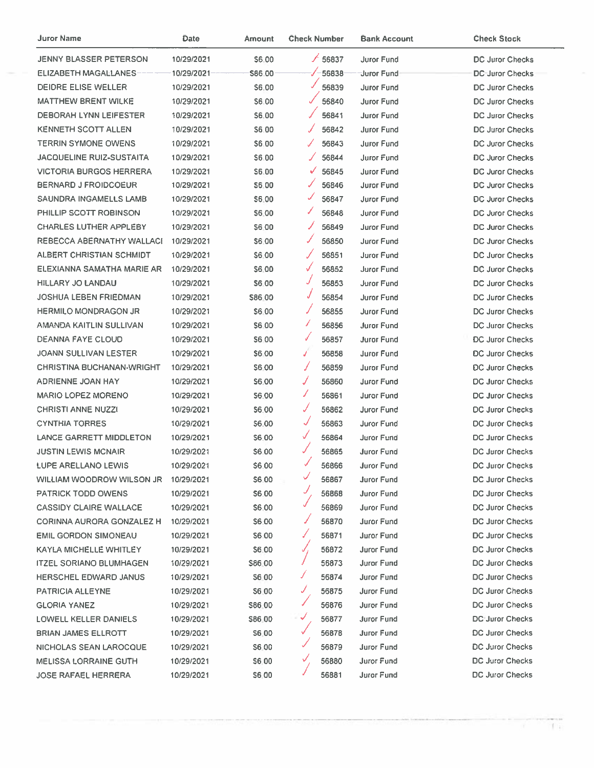| Juror Name | Date | Amount | Check Number | Bank Account | Check Stock |
|---|---|---|---|---|---|
| JENNY BLASSER PETERSON | 10/29/2021 | $6.00 | 56837 | Juror Fund | DC Juror Checks |
| ELIZABETH MAGALLANES | 10/29/2021 | $86.00 | 56838 | Juror Fund | DC Juror Checks |
| DEIDRE ELISE WELLER | 10/29/2021 | $6.00 | 56839 | Juror Fund | DC Juror Checks |
| MATTHEW BRENT WILKE | 10/29/2021 | $6.00 | 56840 | Juror Fund | DC Juror Checks |
| DEBORAH LYNN LEIFESTER | 10/29/2021 | $6.00 | 56841 | Juror Fund | DC Juror Checks |
| KENNETH SCOTT ALLEN | 10/29/2021 | $6.00 | 56842 | Juror Fund | DC Juror Checks |
| TERRIN SYMONE OWENS | 10/29/2021 | $6.00 | 56843 | Juror Fund | DC Juror Checks |
| JACQUELINE RUIZ-SUSTAITA | 10/29/2021 | $6.00 | 56844 | Juror Fund | DC Juror Checks |
| VICTORIA BURGOS HERRERA | 10/29/2021 | $6.00 | 56845 | Juror Fund | DC Juror Checks |
| BERNARD J FROIDCOEUR | 10/29/2021 | $6.00 | 56846 | Juror Fund | DC Juror Checks |
| SAUNDRA INGAMELLS LAMB | 10/29/2021 | $6.00 | 56847 | Juror Fund | DC Juror Checks |
| PHILLIP SCOTT ROBINSON | 10/29/2021 | $6.00 | 56848 | Juror Fund | DC Juror Checks |
| CHARLES LUTHER APPLEBY | 10/29/2021 | $6.00 | 56849 | Juror Fund | DC Juror Checks |
| REBECCA ABERNATHY WALLACI | 10/29/2021 | $6.00 | 56850 | Juror Fund | DC Juror Checks |
| ALBERT CHRISTIAN SCHMIDT | 10/29/2021 | $6.00 | 56851 | Juror Fund | DC Juror Checks |
| ELEXIANNA SAMATHA MARIE AR | 10/29/2021 | $6.00 | 56852 | Juror Fund | DC Juror Checks |
| HILLARY JO LANDAU | 10/29/2021 | $6.00 | 56853 | Juror Fund | DC Juror Checks |
| JOSHUA LEBEN FRIEDMAN | 10/29/2021 | $86.00 | 56854 | Juror Fund | DC Juror Checks |
| HERMILO MONDRAGON JR | 10/29/2021 | $6.00 | 56855 | Juror Fund | DC Juror Checks |
| AMANDA KAITLIN SULLIVAN | 10/29/2021 | $6.00 | 56856 | Juror Fund | DC Juror Checks |
| DEANNA FAYE CLOUD | 10/29/2021 | $6.00 | 56857 | Juror Fund | DC Juror Checks |
| JOANN SULLIVAN LESTER | 10/29/2021 | $6.00 | 56858 | Juror Fund | DC Juror Checks |
| CHRISTINA BUCHANAN-WRIGHT | 10/29/2021 | $6.00 | 56859 | Juror Fund | DC Juror Checks |
| ADRIENNE JOAN HAY | 10/29/2021 | $6.00 | 56860 | Juror Fund | DC Juror Checks |
| MARIO LOPEZ MORENO | 10/29/2021 | $6.00 | 56861 | Juror Fund | DC Juror Checks |
| CHRISTI ANNE NUZZI | 10/29/2021 | $6.00 | 56862 | Juror Fund | DC Juror Checks |
| CYNTHIA TORRES | 10/29/2021 | $6.00 | 56863 | Juror Fund | DC Juror Checks |
| LANCE GARRETT MIDDLETON | 10/29/2021 | $6.00 | 56864 | Juror Fund | DC Juror Checks |
| JUSTIN LEWIS MCNAIR | 10/29/2021 | $6.00 | 56865 | Juror Fund | DC Juror Checks |
| LUPE ARELLANO LEWIS | 10/29/2021 | $6.00 | 56866 | Juror Fund | DC Juror Checks |
| WILLIAM WOODROW WILSON JR | 10/29/2021 | $6.00 | 56867 | Juror Fund | DC Juror Checks |
| PATRICK TODD OWENS | 10/29/2021 | $6.00 | 56868 | Juror Fund | DC Juror Checks |
| CASSIDY CLAIRE WALLACE | 10/29/2021 | $6.00 | 56869 | Juror Fund | DC Juror Checks |
| CORINNA AURORA GONZALEZ H | 10/29/2021 | $6.00 | 56870 | Juror Fund | DC Juror Checks |
| EMIL GORDON SIMONEAU | 10/29/2021 | $6.00 | 56871 | Juror Fund | DC Juror Checks |
| KAYLA MICHELLE WHITLEY | 10/29/2021 | $6.00 | 56872 | Juror Fund | DC Juror Checks |
| ITZEL SORIANO BLUMHAGEN | 10/29/2021 | $86.00 | 56873 | Juror Fund | DC Juror Checks |
| HERSCHEL EDWARD JANUS | 10/29/2021 | $6.00 | 56874 | Juror Fund | DC Juror Checks |
| PATRICIA ALLEYNE | 10/29/2021 | $6.00 | 56875 | Juror Fund | DC Juror Checks |
| GLORIA YANEZ | 10/29/2021 | $86.00 | 56876 | Juror Fund | DC Juror Checks |
| LOWELL KELLER DANIELS | 10/29/2021 | $86.00 | 56877 | Juror Fund | DC Juror Checks |
| BRIAN JAMES ELLROTT | 10/29/2021 | $6.00 | 56878 | Juror Fund | DC Juror Checks |
| NICHOLAS SEAN LAROCQUE | 10/29/2021 | $6.00 | 56879 | Juror Fund | DC Juror Checks |
| MELISSA LORRAINE GUTH | 10/29/2021 | $6.00 | 56880 | Juror Fund | DC Juror Checks |
| JOSE RAFAEL HERRERA | 10/29/2021 | $6.00 | 56881 | Juror Fund | DC Juror Checks |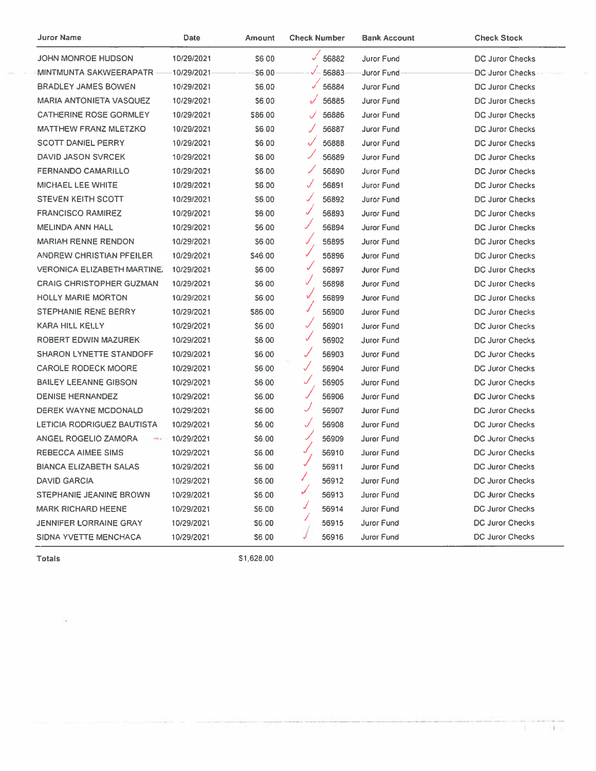| Juror Name | Date | Amount | Check Number | Bank Account | Check Stock |
|---|---|---|---|---|---|
| JOHN MONROE HUDSON | 10/29/2021 | $6.00 | 56882 | Juror Fund | DC Juror Checks |
| MINTMUNTA SAKWEERAPATR | 10/29/2021 | $6.00 | 56883 | Juror Fund | DC Juror Checks |
| BRADLEY JAMES BOWEN | 10/29/2021 | $6.00 | 56884 | Juror Fund | DC Juror Checks |
| MARIA ANTONIETA VASQUEZ | 10/29/2021 | $6.00 | 56885 | Juror Fund | DC Juror Checks |
| CATHERINE ROSE GORMLEY | 10/29/2021 | $86.00 | 56886 | Juror Fund | DC Juror Checks |
| MATTHEW FRANZ MLETZKO | 10/29/2021 | $6.00 | 56887 | Juror Fund | DC Juror Checks |
| SCOTT DANIEL PERRY | 10/29/2021 | $6.00 | 56888 | Juror Fund | DC Juror Checks |
| DAVID JASON SVRCEK | 10/29/2021 | $6.00 | 56889 | Juror Fund | DC Juror Checks |
| FERNANDO CAMARILLO | 10/29/2021 | $6.00 | 56890 | Juror Fund | DC Juror Checks |
| MICHAEL LEE WHITE | 10/29/2021 | $6.00 | 56891 | Juror Fund | DC Juror Checks |
| STEVEN KEITH SCOTT | 10/29/2021 | $6.00 | 56892 | Juror Fund | DC Juror Checks |
| FRANCISCO RAMIREZ | 10/29/2021 | $6.00 | 56893 | Juror Fund | DC Juror Checks |
| MELINDA ANN HALL | 10/29/2021 | $6.00 | 56894 | Juror Fund | DC Juror Checks |
| MARIAH RENNE RENDON | 10/29/2021 | $6.00 | 56895 | Juror Fund | DC Juror Checks |
| ANDREW CHRISTIAN PFEILER | 10/29/2021 | $46.00 | 56896 | Juror Fund | DC Juror Checks |
| VERONICA ELIZABETH MARTINE. | 10/29/2021 | $6.00 | 56897 | Juror Fund | DC Juror Checks |
| CRAIG CHRISTOPHER GUZMAN | 10/29/2021 | $6.00 | 56898 | Juror Fund | DC Juror Checks |
| HOLLY MARIE MORTON | 10/29/2021 | $6.00 | 56899 | Juror Fund | DC Juror Checks |
| STEPHANIE RENE BERRY | 10/29/2021 | $86.00 | 56900 | Juror Fund | DC Juror Checks |
| KARA HILL KELLY | 10/29/2021 | $6.00 | 56901 | Juror Fund | DC Juror Checks |
| ROBERT EDWIN MAZUREK | 10/29/2021 | $6.00 | 56902 | Juror Fund | DC Juror Checks |
| SHARON LYNETTE STANDOFF | 10/29/2021 | $6.00 | 56903 | Juror Fund | DC Juror Checks |
| CAROLE RODECK MOORE | 10/29/2021 | $6.00 | 56904 | Juror Fund | DC Juror Checks |
| BAILEY LEEANNE GIBSON | 10/29/2021 | $6.00 | 56905 | Juror Fund | DC Juror Checks |
| DENISE HERNANDEZ | 10/29/2021 | $6.00 | 56906 | Juror Fund | DC Juror Checks |
| DEREK WAYNE MCDONALD | 10/29/2021 | $6.00 | 56907 | Juror Fund | DC Juror Checks |
| LETICIA RODRIGUEZ BAUTISTA | 10/29/2021 | $6.00 | 56908 | Juror Fund | DC Juror Checks |
| ANGEL ROGELIO ZAMORA | 10/29/2021 | $6.00 | 56909 | Juror Fund | DC Juror Checks |
| REBECCA AIMEE SIMS | 10/29/2021 | $6.00 | 56910 | Juror Fund | DC Juror Checks |
| BIANCA ELIZABETH SALAS | 10/29/2021 | $6.00 | 56911 | Juror Fund | DC Juror Checks |
| DAVID GARCIA | 10/29/2021 | $6.00 | 56912 | Juror Fund | DC Juror Checks |
| STEPHANIE JEANINE BROWN | 10/29/2021 | $6.00 | 56913 | Juror Fund | DC Juror Checks |
| MARK RICHARD HEENE | 10/29/2021 | $6.00 | 56914 | Juror Fund | DC Juror Checks |
| JENNIFER LORRAINE GRAY | 10/29/2021 | $6.00 | 56915 | Juror Fund | DC Juror Checks |
| SIDNA YVETTE MENCHACA | 10/29/2021 | $6.00 | 56916 | Juror Fund | DC Juror Checks |
| **Totals** | | $1,628.00 | | | |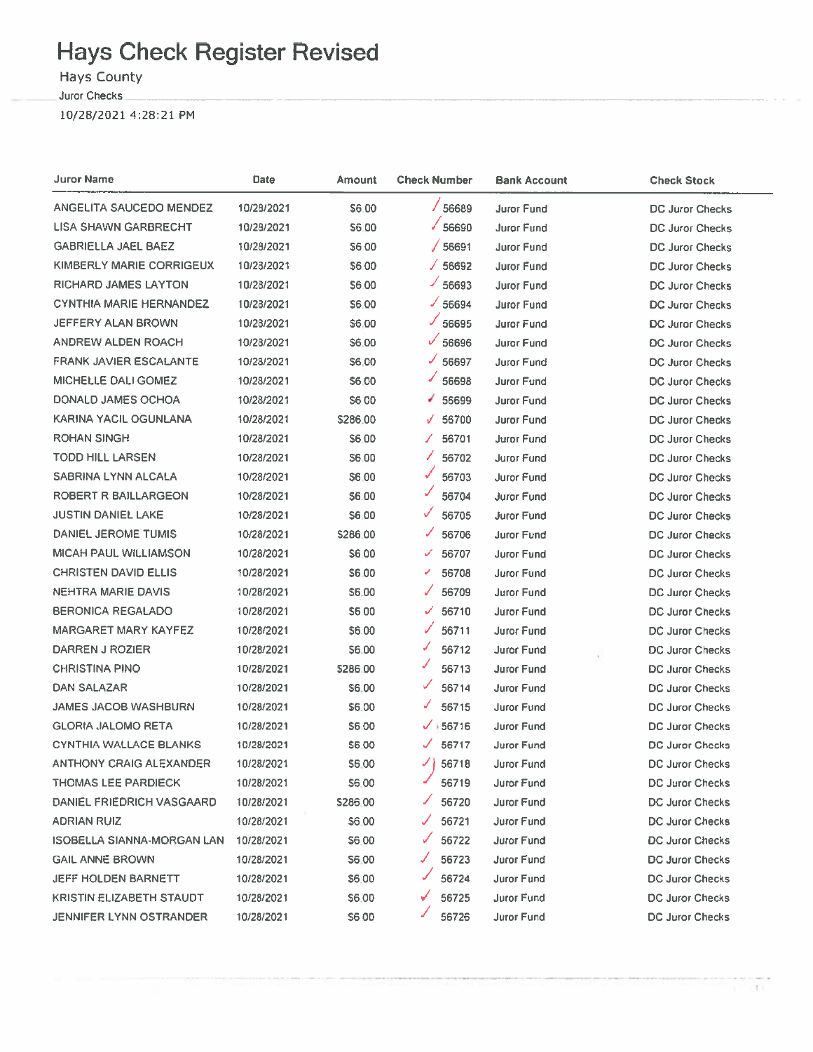# Hays Check Register Revised

Hays County

Juror Checks

10/28/2021 4:28:21 PM

| Juror Name | Date | Amount | Check Number | Bank Account | Check Stock |
|---|---|---|---|---|---|
| ANGELITA SAUCEDO MENDEZ | 10/28/2021 | $6.00 | 56689 | Juror Fund | DC Juror Checks |
| LISA SHAWN GARBRECHT | 10/28/2021 | $6.00 | 56690 | Juror Fund | DC Juror Checks |
| GABRIELLA JAEL BAEZ | 10/28/2021 | $6.00 | 56691 | Juror Fund | DC Juror Checks |
| KIMBERLY MARIE CORRIGEUX | 10/28/2021 | $6.00 | 56692 | Juror Fund | DC Juror Checks |
| RICHARD JAMES LAYTON | 10/28/2021 | $6.00 | 56693 | Juror Fund | DC Juror Checks |
| CYNTHIA MARIE HERNANDEZ | 10/28/2021 | $6.00 | 56694 | Juror Fund | DC Juror Checks |
| JEFFERY ALAN BROWN | 10/28/2021 | $6.00 | 56695 | Juror Fund | DC Juror Checks |
| ANDREW ALDEN ROACH | 10/28/2021 | $6.00 | 56696 | Juror Fund | DC Juror Checks |
| FRANK JAVIER ESCALANTE | 10/28/2021 | $6.00 | 56697 | Juror Fund | DC Juror Checks |
| MICHELLE DALI GOMEZ | 10/28/2021 | $6.00 | 56698 | Juror Fund | DC Juror Checks |
| DONALD JAMES OCHOA | 10/28/2021 | $6.00 | 56699 | Juror Fund | DC Juror Checks |
| KARINA YACIL OGUNLANA | 10/28/2021 | $286.00 | 56700 | Juror Fund | DC Juror Checks |
| ROHAN SINGH | 10/28/2021 | $6.00 | 56701 | Juror Fund | DC Juror Checks |
| TODD HILL LARSEN | 10/28/2021 | $6.00 | 56702 | Juror Fund | DC Juror Checks |
| SABRINA LYNN ALCALA | 10/28/2021 | $6.00 | 56703 | Juror Fund | DC Juror Checks |
| ROBERT R BAILLARGEON | 10/28/2021 | $6.00 | 56704 | Juror Fund | DC Juror Checks |
| JUSTIN DANIEL LAKE | 10/28/2021 | $6.00 | 56705 | Juror Fund | DC Juror Checks |
| DANIEL JEROME TUMIS | 10/28/2021 | $286.00 | 56706 | Juror Fund | DC Juror Checks |
| MICAH PAUL WILLIAMSON | 10/28/2021 | $6.00 | 56707 | Juror Fund | DC Juror Checks |
| CHRISTEN DAVID ELLIS | 10/28/2021 | $6.00 | 56708 | Juror Fund | DC Juror Checks |
| NEHTRA MARIE DAVIS | 10/28/2021 | $6.00 | 56709 | Juror Fund | DC Juror Checks |
| BERONICA REGALADO | 10/28/2021 | $6.00 | 56710 | Juror Fund | DC Juror Checks |
| MARGARET MARY KAYFEZ | 10/28/2021 | $6.00 | 56711 | Juror Fund | DC Juror Checks |
| DARREN J ROZIER | 10/28/2021 | $6.00 | 56712 | Juror Fund | DC Juror Checks |
| CHRISTINA PINO | 10/28/2021 | $286.00 | 56713 | Juror Fund | DC Juror Checks |
| DAN SALAZAR | 10/28/2021 | $6.00 | 56714 | Juror Fund | DC Juror Checks |
| JAMES JACOB WASHBURN | 10/28/2021 | $6.00 | 56715 | Juror Fund | DC Juror Checks |
| GLORIA JALOMO RETA | 10/28/2021 | $6.00 | 56716 | Juror Fund | DC Juror Checks |
| CYNTHIA WALLACE BLANKS | 10/28/2021 | $6.00 | 56717 | Juror Fund | DC Juror Checks |
| ANTHONY CRAIG ALEXANDER | 10/28/2021 | $6.00 | 56718 | Juror Fund | DC Juror Checks |
| THOMAS LEE PARDIECK | 10/28/2021 | $6.00 | 56719 | Juror Fund | DC Juror Checks |
| DANIEL FRIEDRICH VASGAARD | 10/28/2021 | $286.00 | 56720 | Juror Fund | DC Juror Checks |
| ADRIAN RUIZ | 10/28/2021 | $6.00 | 56721 | Juror Fund | DC Juror Checks |
| ISOBELLA SIANNA-MORGAN LAN | 10/28/2021 | $6.00 | 56722 | Juror Fund | DC Juror Checks |
| GAIL ANNE BROWN | 10/28/2021 | $6.00 | 56723 | Juror Fund | DC Juror Checks |
| JEFF HOLDEN BARNETT | 10/28/2021 | $6.00 | 56724 | Juror Fund | DC Juror Checks |
| KRISTIN ELIZABETH STAUDT | 10/28/2021 | $6.00 | 56725 | Juror Fund | DC Juror Checks |
| JENNIFER LYNN OSTRANDER | 10/28/2021 | $6.00 | 56726 | Juror Fund | DC Juror Checks |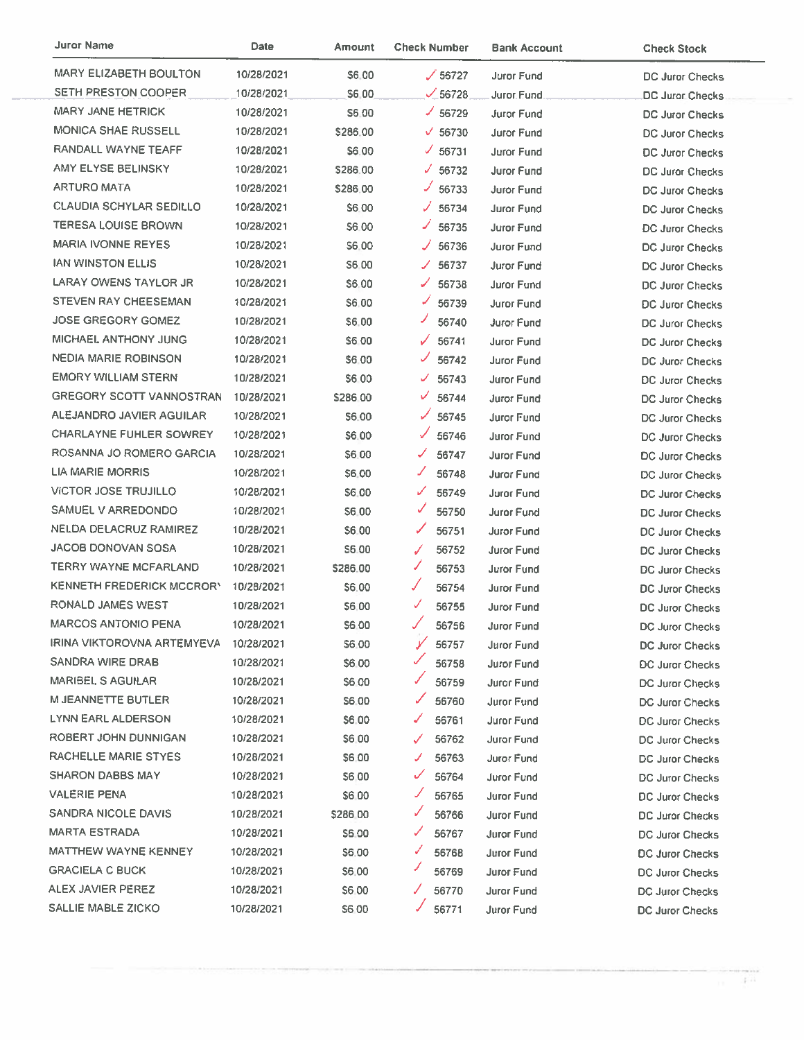| Juror Name | Date | Amount | Check Number | Bank Account | Check Stock |
|---|---|---|---|---|---|
| MARY ELIZABETH BOULTON | 10/28/2021 | $6.00 | ✓ 56727 | Juror Fund | DC Juror Checks |
| SETH PRESTON COOPER | 10/28/2021 | $6.00 | ✓ 56728 | Juror Fund | DC Juror Checks |
| MARY JANE HETRICK | 10/28/2021 | $6.00 | ✓ 56729 | Juror Fund | DC Juror Checks |
| MONICA SHAE RUSSELL | 10/28/2021 | $286.00 | ✓ 56730 | Juror Fund | DC Juror Checks |
| RANDALL WAYNE TEAFF | 10/28/2021 | $6.00 | ✓ 56731 | Juror Fund | DC Juror Checks |
| AMY ELYSE BELINSKY | 10/28/2021 | $286.00 | ✓ 56732 | Juror Fund | DC Juror Checks |
| ARTURO MATA | 10/28/2021 | $286.00 | ✓ 56733 | Juror Fund | DC Juror Checks |
| CLAUDIA SCHYLAR SEDILLO | 10/28/2021 | $6.00 | ✓ 56734 | Juror Fund | DC Juror Checks |
| TERESA LOUISE BROWN | 10/28/2021 | $6.00 | ✓ 56735 | Juror Fund | DC Juror Checks |
| MARIA IVONNE REYES | 10/28/2021 | $6.00 | ✓ 56736 | Juror Fund | DC Juror Checks |
| IAN WINSTON ELLIS | 10/28/2021 | $6.00 | ✓ 56737 | Juror Fund | DC Juror Checks |
| LARAY OWENS TAYLOR JR | 10/28/2021 | $6.00 | ✓ 56738 | Juror Fund | DC Juror Checks |
| STEVEN RAY CHEESEMAN | 10/28/2021 | $6.00 | ✓ 56739 | Juror Fund | DC Juror Checks |
| JOSE GREGORY GOMEZ | 10/28/2021 | $6.00 | ✓ 56740 | Juror Fund | DC Juror Checks |
| MICHAEL ANTHONY JUNG | 10/28/2021 | $6.00 | ✓ 56741 | Juror Fund | DC Juror Checks |
| NEDIA MARIE ROBINSON | 10/28/2021 | $6.00 | ✓ 56742 | Juror Fund | DC Juror Checks |
| EMORY WILLIAM STERN | 10/28/2021 | $6.00 | ✓ 56743 | Juror Fund | DC Juror Checks |
| GREGORY SCOTT VANNOSTRAN | 10/28/2021 | $286.00 | ✓ 56744 | Juror Fund | DC Juror Checks |
| ALEJANDRO JAVIER AGUILAR | 10/28/2021 | $6.00 | ✓ 56745 | Juror Fund | DC Juror Checks |
| CHARLAYNE FUHLER SOWREY | 10/28/2021 | $6.00 | ✓ 56746 | Juror Fund | DC Juror Checks |
| ROSANNA JO ROMERO GARCIA | 10/28/2021 | $6.00 | ✓ 56747 | Juror Fund | DC Juror Checks |
| LIA MARIE MORRIS | 10/28/2021 | $6.00 | ✓ 56748 | Juror Fund | DC Juror Checks |
| VICTOR JOSE TRUJILLO | 10/28/2021 | $6.00 | ✓ 56749 | Juror Fund | DC Juror Checks |
| SAMUEL V ARREDONDO | 10/28/2021 | $6.00 | ✓ 56750 | Juror Fund | DC Juror Checks |
| NELDA DELACRUZ RAMIREZ | 10/28/2021 | $6.00 | ✓ 56751 | Juror Fund | DC Juror Checks |
| JACOB DONOVAN SOSA | 10/28/2021 | $6.00 | ✓ 56752 | Juror Fund | DC Juror Checks |
| TERRY WAYNE MCFARLAND | 10/28/2021 | $286.00 | ✓ 56753 | Juror Fund | DC Juror Checks |
| KENNETH FREDERICK MCCROR' | 10/28/2021 | $6.00 | ✓ 56754 | Juror Fund | DC Juror Checks |
| RONALD JAMES WEST | 10/28/2021 | $6.00 | ✓ 56755 | Juror Fund | DC Juror Checks |
| MARCOS ANTONIO PENA | 10/28/2021 | $6.00 | ✓ 56756 | Juror Fund | DC Juror Checks |
| IRINA VIKTOROVNA ARTEMYEVA | 10/28/2021 | $6.00 | ✓ 56757 | Juror Fund | DC Juror Checks |
| SANDRA WIRE DRAB | 10/28/2021 | $6.00 | ✓ 56758 | Juror Fund | DC Juror Checks |
| MARIBEL S AGUILAR | 10/28/2021 | $6.00 | ✓ 56759 | Juror Fund | DC Juror Checks |
| M JEANNETTE BUTLER | 10/28/2021 | $6.00 | ✓ 56760 | Juror Fund | DC Juror Checks |
| LYNN EARL ALDERSON | 10/28/2021 | $6.00 | ✓ 56761 | Juror Fund | DC Juror Checks |
| ROBERT JOHN DUNNIGAN | 10/28/2021 | $6.00 | ✓ 56762 | Juror Fund | DC Juror Checks |
| RACHELLE MARIE STYES | 10/28/2021 | $6.00 | ✓ 56763 | Juror Fund | DC Juror Checks |
| SHARON DABBS MAY | 10/28/2021 | $6.00 | ✓ 56764 | Juror Fund | DC Juror Checks |
| VALERIE PENA | 10/28/2021 | $6.00 | ✓ 56765 | Juror Fund | DC Juror Checks |
| SANDRA NICOLE DAVIS | 10/28/2021 | $286.00 | ✓ 56766 | Juror Fund | DC Juror Checks |
| MARTA ESTRADA | 10/28/2021 | $6.00 | ✓ 56767 | Juror Fund | DC Juror Checks |
| MATTHEW WAYNE KENNEY | 10/28/2021 | $6.00 | ✓ 56768 | Juror Fund | DC Juror Checks |
| GRACIELA C BUCK | 10/28/2021 | $6.00 | ✓ 56769 | Juror Fund | DC Juror Checks |
| ALEX JAVIER PEREZ | 10/28/2021 | $6.00 | ✓ 56770 | Juror Fund | DC Juror Checks |
| SALLIE MABLE ZICKO | 10/28/2021 | $6.00 | ✓ 56771 | Juror Fund | DC Juror Checks |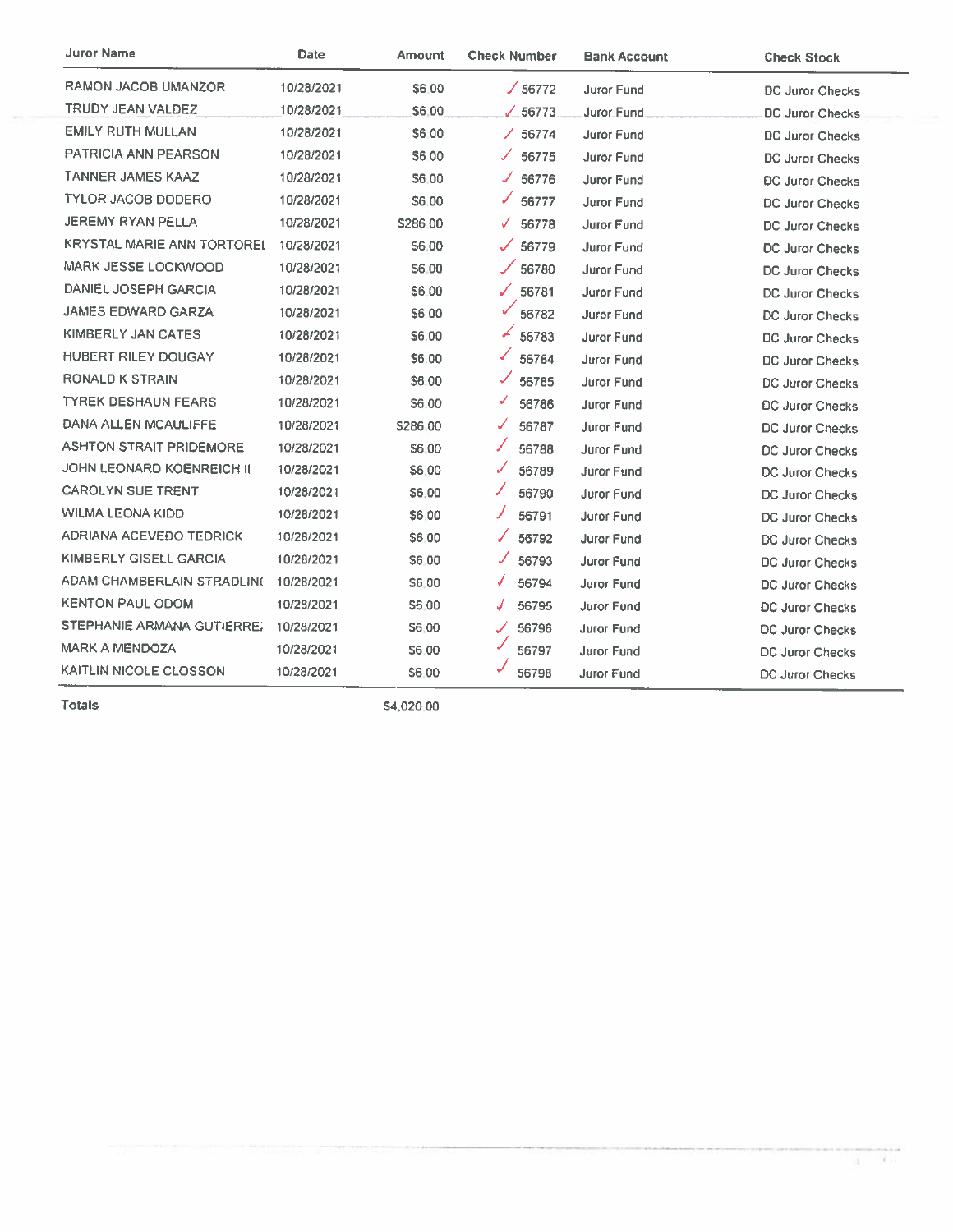| Juror Name | Date | Amount | Check Number | Bank Account | Check Stock |
|---|---|---|---|---|---|
| RAMON JACOB UMANZOR | 10/28/2021 | $6.00 | 56772 | Juror Fund | DC Juror Checks |
| TRUDY JEAN VALDEZ | 10/28/2021 | $6.00 | 56773 | Juror Fund | DC Juror Checks |
| EMILY RUTH MULLAN | 10/28/2021 | $6.00 | 56774 | Juror Fund | DC Juror Checks |
| PATRICIA ANN PEARSON | 10/28/2021 | $6.00 | 56775 | Juror Fund | DC Juror Checks |
| TANNER JAMES KAAZ | 10/28/2021 | $6.00 | 56776 | Juror Fund | DC Juror Checks |
| TYLOR JACOB DODERO | 10/28/2021 | $6.00 | 56777 | Juror Fund | DC Juror Checks |
| JEREMY RYAN PELLA | 10/28/2021 | $286.00 | 56778 | Juror Fund | DC Juror Checks |
| KRYSTAL MARIE ANN TORTOREL | 10/28/2021 | $6.00 | 56779 | Juror Fund | DC Juror Checks |
| MARK JESSE LOCKWOOD | 10/28/2021 | $6.00 | 56780 | Juror Fund | DC Juror Checks |
| DANIEL JOSEPH GARCIA | 10/28/2021 | $6.00 | 56781 | Juror Fund | DC Juror Checks |
| JAMES EDWARD GARZA | 10/28/2021 | $6.00 | 56782 | Juror Fund | DC Juror Checks |
| KIMBERLY JAN CATES | 10/28/2021 | $6.00 | 56783 | Juror Fund | DC Juror Checks |
| HUBERT RILEY DOUGAY | 10/28/2021 | $6.00 | 56784 | Juror Fund | DC Juror Checks |
| RONALD K STRAIN | 10/28/2021 | $6.00 | 56785 | Juror Fund | DC Juror Checks |
| TYREK DESHAUN FEARS | 10/28/2021 | $6.00 | 56786 | Juror Fund | DC Juror Checks |
| DANA ALLEN MCAULIFFE | 10/28/2021 | $286.00 | 56787 | Juror Fund | DC Juror Checks |
| ASHTON STRAIT PRIDEMORE | 10/28/2021 | $6.00 | 56788 | Juror Fund | DC Juror Checks |
| JOHN LEONARD KOENREICH II | 10/28/2021 | $6.00 | 56789 | Juror Fund | DC Juror Checks |
| CAROLYN SUE TRENT | 10/28/2021 | $6.00 | 56790 | Juror Fund | DC Juror Checks |
| WILMA LEONA KIDD | 10/28/2021 | $6.00 | 56791 | Juror Fund | DC Juror Checks |
| ADRIANA ACEVEDO TEDRICK | 10/28/2021 | $6.00 | 56792 | Juror Fund | DC Juror Checks |
| KIMBERLY GISELL GARCIA | 10/28/2021 | $6.00 | 56793 | Juror Fund | DC Juror Checks |
| ADAM CHAMBERLAIN STRADLIN( | 10/28/2021 | $6.00 | 56794 | Juror Fund | DC Juror Checks |
| KENTON PAUL ODOM | 10/28/2021 | $6.00 | 56795 | Juror Fund | DC Juror Checks |
| STEPHANIE ARMANA GUTIERRE; | 10/28/2021 | $6.00 | 56796 | Juror Fund | DC Juror Checks |
| MARK A MENDOZA | 10/28/2021 | $6.00 | 56797 | Juror Fund | DC Juror Checks |
| KAITLIN NICOLE CLOSSON | 10/28/2021 | $6.00 | 56798 | Juror Fund | DC Juror Checks |
| **Totals** | | $4,020.00 | | | |